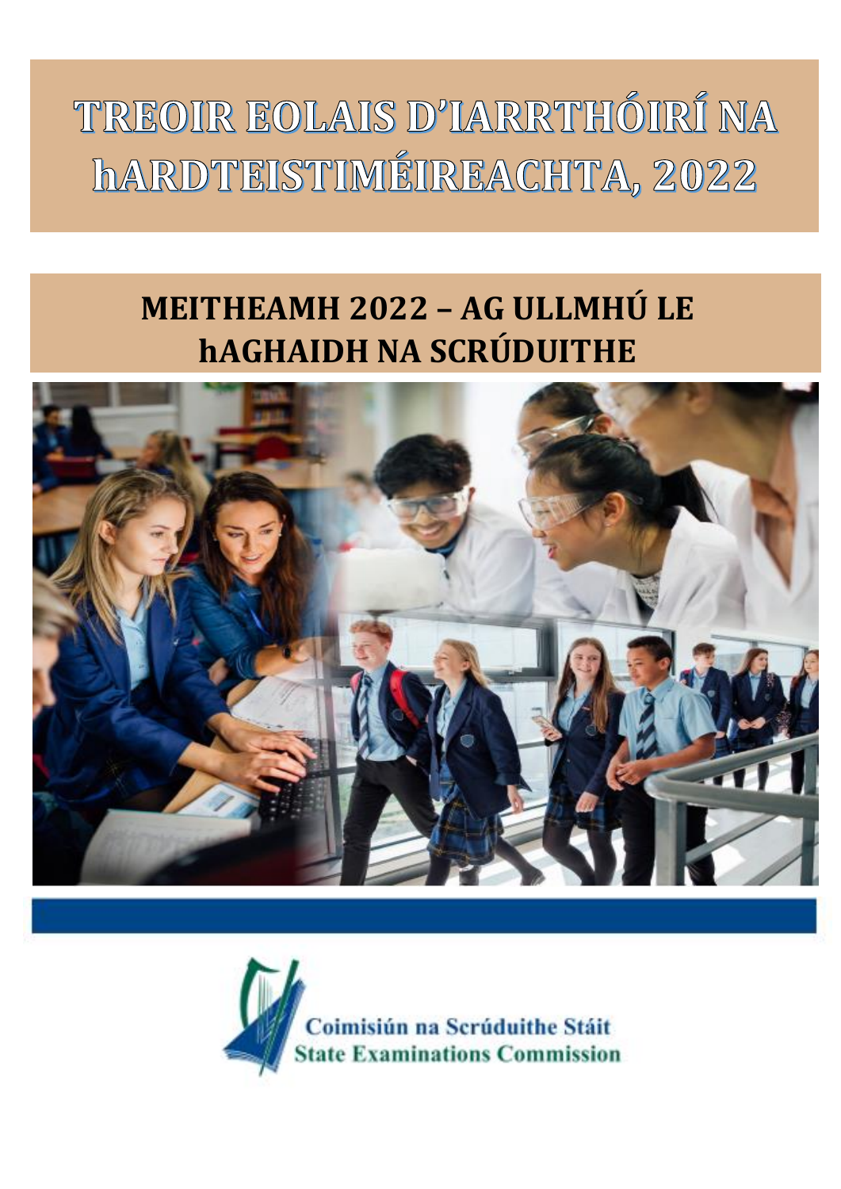# TREOIR EOLAIS D'IARRTHÓIRÍ NA hARDTEISTIMÉIREACHTA, 2022

## MEITHEAMH 2022 – AG ULLMHÚ LE hAGHAIDH NA SCRÚDUITHE

Coimisiún na Scrúduithe Stáit
State Examinations Commission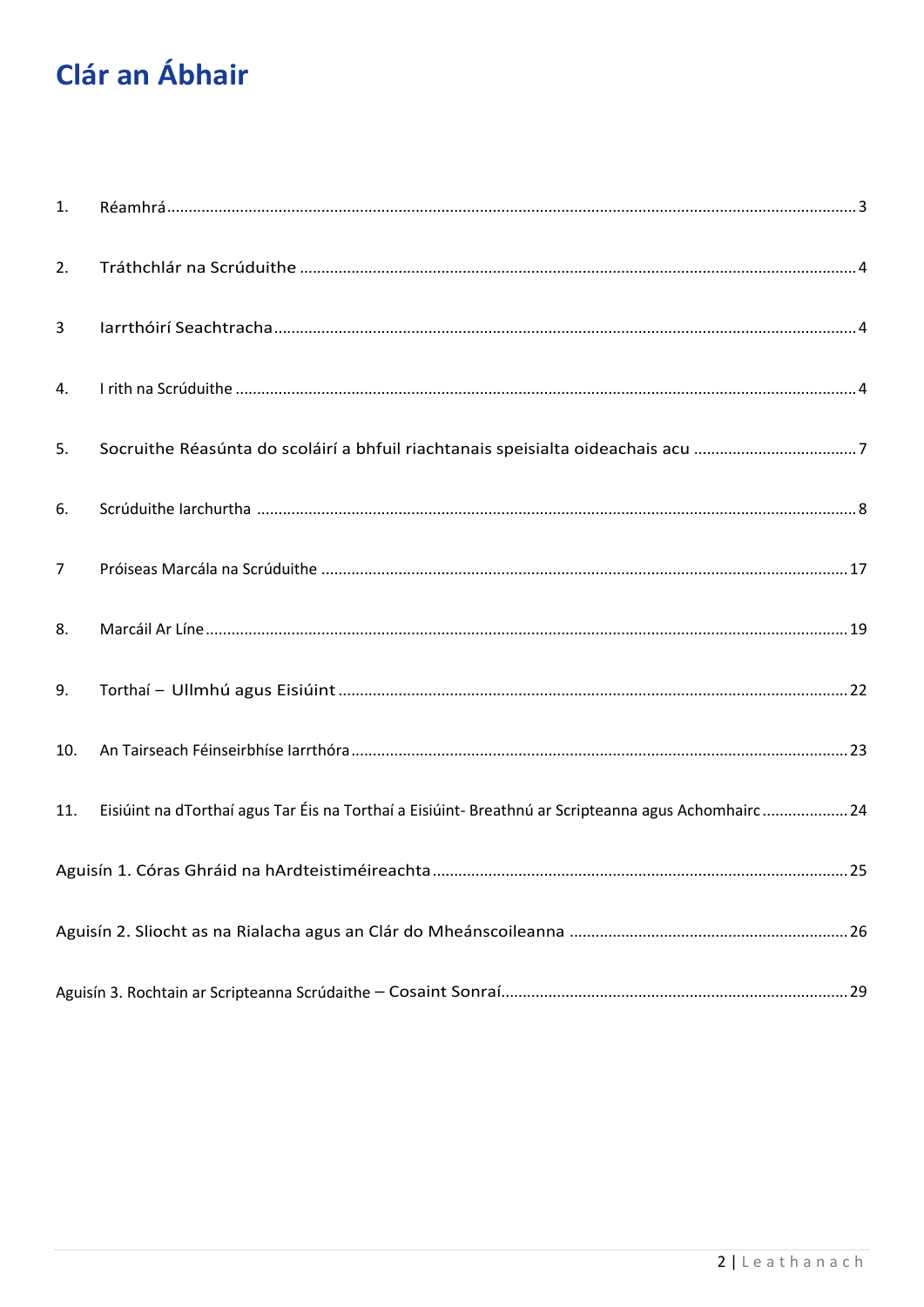# Clár an Ábhair

1. Réamhrá ... 3
2. Tráthchlár na Scrúduithe ... 4
3 Iarrthóirí Seachtracha ... 4
4. I rith na Scrúduithe ... 4
5. Socruithe Réasúnta do scoláirí a bhfuil riachtanais speisialta oideachais acu ... 7
6. Scrúduithe Iarchurtha ... 8
7 Próiseas Marcála na Scrúduithe ... 17
8. Marcáil Ar Líne ... 19
9. Torthaí – Ullmhú agus Eisiúint ... 22
10. An Tairseach Féinseirbhíse Iarrthóra ... 23
11. Eisiúint na dTorthaí agus Tar Éis na Torthaí a Eisiúint- Breathnú ar Scripteanna agus Achomhairc ... 24

Aguisín 1. Córas Ghráid na hArdteistiméireachta ... 25

Aguisín 2. Sliocht as na Rialacha agus an Clár do Mheánscoileanna ... 26

Aguisín 3. Rochtain ar Scripteanna Scrúdaithe – Cosaint Sonraí ... 29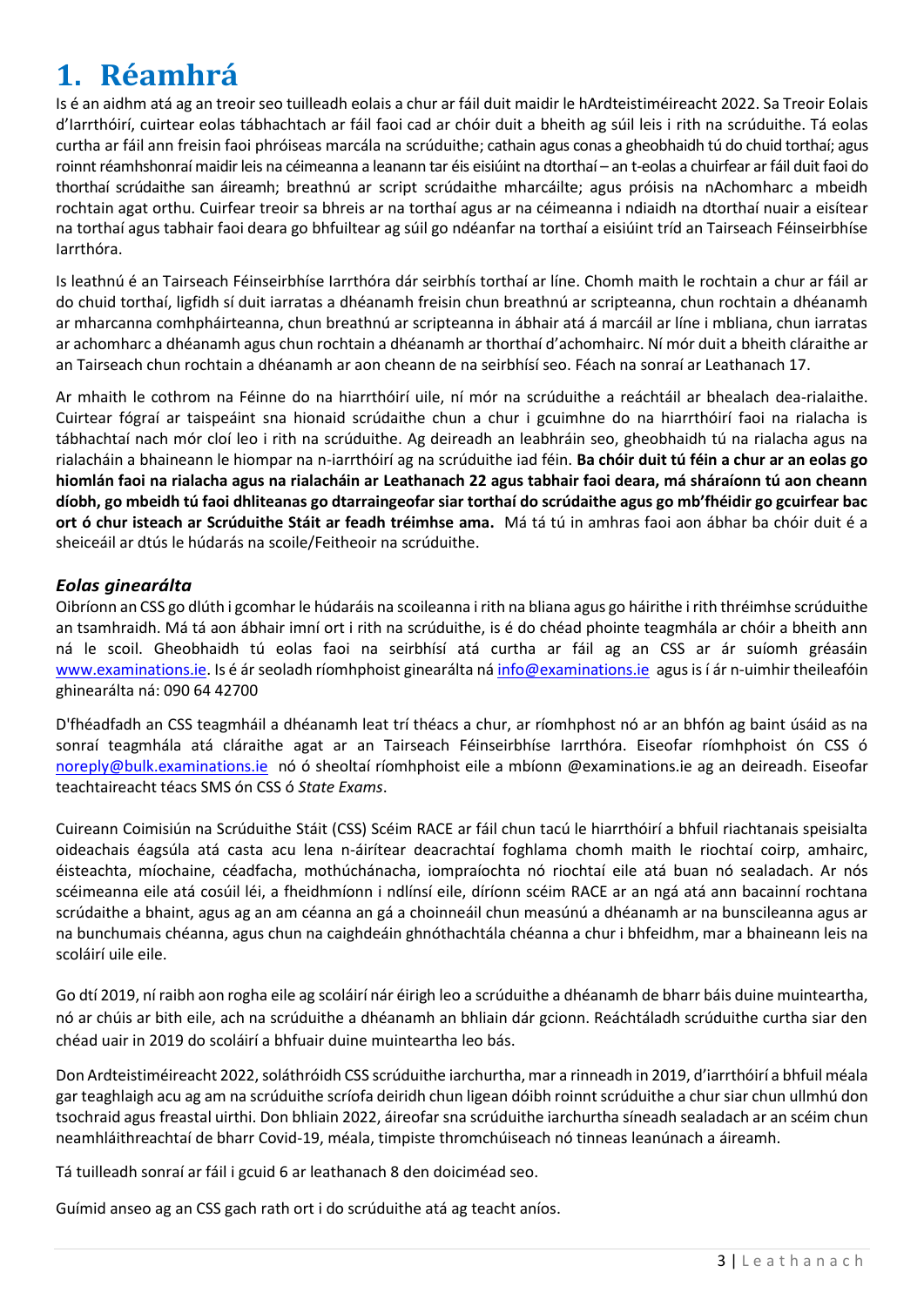# 1. Réamhrá

Is é an aidhm atá ag an treoir seo tuilleadh eolais a chur ar fáil duit maidir le hArdteistiméireacht 2022. Sa Treoir Eolais d'Iarrthóirí, cuirtear eolas tábhachtach ar fáil faoi cad ar chóir duit a bheith ag súil leis i rith na scrúduithe. Tá eolas curtha ar fáil ann freisin faoi phróiseas marcála na scrúduithe; cathain agus conas a gheobhaidh tú do chuid torthaí; agus roinnt réamhshonraí maidir leis na céimeanna a leanann tar éis eisiúint na dtorthaí – an t-eolas a chuirfear ar fáil duit faoi do thorthaí scrúdaithe san áireamh; breathnú ar script scrúdaithe mharcáilte; agus próisis na nAchomharc a mbeidh rochtain agat orthu. Cuirfear treoir sa bhreis ar na torthaí agus ar na céimeanna i ndiaidh na dtorthaí nuair a eisítear na torthaí agus tabhair faoi deara go bhfuiltear ag súil go ndéanfar na torthaí a eisiúint tríd an Tairseach Féinseirbhíse Iarrthóra.

Is leathnú é an Tairseach Féinseirbhíse Iarrthóra dár seirbhís torthaí ar líne. Chomh maith le rochtain a chur ar fáil ar do chuid torthaí, ligfidh sí duit iarratas a dhéanamh freisin chun breathnú ar scripteanna, chun rochtain a dhéanamh ar mharcanna comhpháirteanna, chun breathnú ar scripteanna in ábhair atá á marcáil ar líne i mbliana, chun iarratas ar achomharc a dhéanamh agus chun rochtain a dhéanamh ar thorthaí d'achomhairc. Ní mór duit a bheith cláraithe ar an Tairseach chun rochtain a dhéanamh ar aon cheann de na seirbhísí seo. Féach na sonraí ar Leathanach 17.

Ar mhaith le cothrom na Féinne do na hiarrthóirí uile, ní mór na scrúduithe a reáchtáil ar bhealach dea-rialaithe. Cuirtear fógraí ar taispeáint sna hionaid scrúdaithe chun a chur i gcuimhne do na hiarrthóirí faoi na rialacha is tábhachtaí nach mór cloí leo i rith na scrúduithe. Ag deireadh an leabhráin seo, gheobhaidh tú na rialacha agus na rialacháin a bhaineann le hiompar na n-iarrthóirí ag na scrúduithe iad féin. **Ba chóir duit tú féin a chur ar an eolas go hiomlán faoi na rialacha agus na rialacháin ar Leathanach 22 agus tabhair faoi deara, má sháraíonn tú aon cheann díobh, go mbeidh tú faoi dhliteanas go dtarraingeofar siar torthaí do scrúdaithe agus go mb'fhéidir go gcuirfear bac ort ó chur isteach ar Scrúduithe Stáit ar feadh tréimhse ama.** Má tá tú in amhras faoi aon ábhar ba chóir duit é a sheiceáil ar dtús le húdarás na scoile/Feitheoir na scrúduithe.

### *Eolas ginearálta*

Oibríonn an CSS go dlúth i gcomhar le húdaráis na scoileanna i rith na bliana agus go háirithe i rith thréimhse scrúduithe an tsamhraidh. Má tá aon ábhair imní ort i rith na scrúduithe, is é do chéad phointe teagmhála ar chóir a bheith ann ná le scoil. Gheobhaidh tú eolas faoi na seirbhísí atá curtha ar fáil ag an CSS ar ár suíomh gréasáin www.examinations.ie. Is é ár seoladh ríomhphoist ginearálta ná info@examinations.ie agus is í ár n-uimhir theileafóin ghinearálta ná: 090 64 42700

D'fhéadfadh an CSS teagmháil a dhéanamh leat trí théacs a chur, ar ríomhphost nó ar an bhfón ag baint úsáid as na sonraí teagmhála atá cláraithe agat ar an Tairseach Féinseirbhíse Iarrthóra. Eiseofar ríomhphoist ón CSS ó noreply@bulk.examinations.ie nó ó sheoltaí ríomhphoist eile a mbíonn @examinations.ie ag an deireadh. Eiseofar teachtaireacht téacs SMS ón CSS ó *State Exams*.

Cuireann Coimisiún na Scrúduithe Stáit (CSS) Scéim RACE ar fáil chun tacú le hiarrthóirí a bhfuil riachtanais speisialta oideachais éagsúla atá casta acu lena n-áirítear deacrachtaí foghlama chomh maith le riochtaí coirp, amhairc, éisteachta, míochaine, céadfacha, mothúchánacha, iompraíochta nó riochtaí eile atá buan nó sealadach. Ar nós scéimeanna eile atá cosúil léi, a fheidhmíonn i ndlínsí eile, díríonn scéim RACE ar an ngá atá ann bacainní rochtana scrúdaithe a bhaint, agus ag an am céanna an gá a choinneáil chun measúnú a dhéanamh ar na bunscileanna agus ar na bunchumais chéanna, agus chun na caighdeáin ghnóthachtála chéanna a chur i bhfeidhm, mar a bhaineann leis na scoláirí uile eile.

Go dtí 2019, ní raibh aon rogha eile ag scoláirí nár éirigh leo a scrúduithe a dhéanamh de bharr báis duine muinteartha, nó ar chúis ar bith eile, ach na scrúduithe a dhéanamh an bhliain dár gcionn. Reáchtáladh scrúduithe curtha siar den chéad uair in 2019 do scoláirí a bhfuair duine muinteartha leo bás.

Don Ardteistiméireacht 2022, soláthróidh CSS scrúduithe iarchurtha, mar a rinneadh in 2019, d'iarrthóirí a bhfuil méala gar teaghlaigh acu ag am na scrúduithe scríofa deiridh chun ligean dóibh roinnt scrúduithe a chur siar chun ullmhú don tsochraid agus freastal uirthi. Don bhliain 2022, áireofar sna scrúduithe iarchurtha síneadh sealadach ar an scéim chun neamhláithreachtaí de bharr Covid-19, méala, timpiste thromchúiseach nó tinneas leanúnach a áireamh.

Tá tuilleadh sonraí ar fáil i gcuid 6 ar leathanach 8 den doiciméad seo.

Guímid anseo ag an CSS gach rath ort i do scrúduithe atá ag teacht aníos.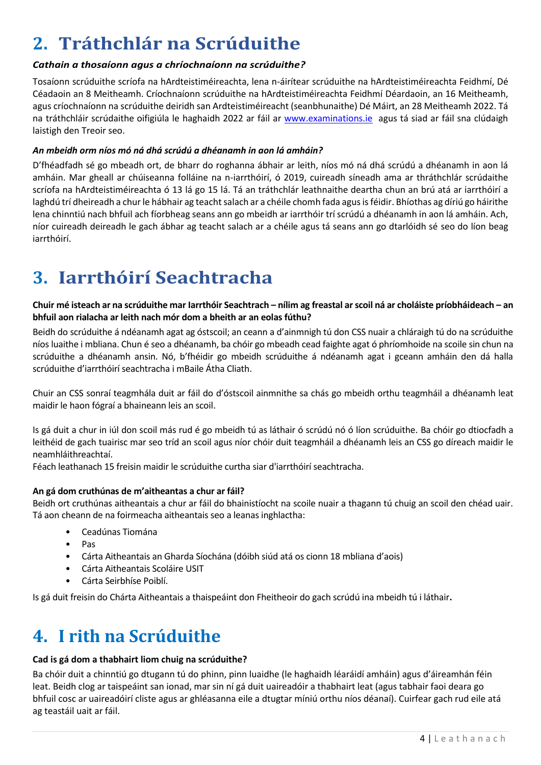## 2. Tráthchlár na Scrúduithe

***Cathain a thosaíonn agus a chríochnaíonn na scrúduithe?***

Tosaíonn scrúduithe scríofa na hArdteistiméireachta, lena n-áirítear scrúduithe na hArdteistiméireachta Feidhmí, Dé Céadaoin an 8 Meitheamh. Críochnaíonn scrúduithe na hArdteistiméireachta Feidhmí Déardaoin, an 16 Meitheamh, agus críochnaíonn na scrúduithe deiridh san Ardteistiméireacht (seanbhunaithe) Dé Máirt, an 28 Meitheamh 2022. Tá na tráthchláir scrúdaithe oifigiúla le haghaidh 2022 ar fáil ar www.examinations.ie agus tá siad ar fáil sna clúdaigh laistigh den Treoir seo.

***An mbeidh orm níos mó ná dhá scrúdú a dhéanamh in aon lá amháin?***

D'fhéadfadh sé go mbeadh ort, de bharr do roghanna ábhair ar leith, níos mó ná dhá scrúdú a dhéanamh in aon lá amháin. Mar gheall ar chúiseanna folláine na n-iarrthóirí, ó 2019, cuireadh síneadh ama ar thráthchlár scrúdaithe scríofa na hArdteistiméireachta ó 13 lá go 15 lá. Tá an tráthchlár leathnaithe deartha chun an brú atá ar iarrthóirí a laghdú trí dheireadh a chur le hábhair ag teacht salach ar a chéile chomh fada agus is féidir. Bhíothas ag díriú go háirithe lena chinntiú nach bhfuil ach fíorbheag seans ann go mbeidh ar iarrthóir trí scrúdú a dhéanamh in aon lá amháin. Ach, níor cuireadh deireadh le gach ábhar ag teacht salach ar a chéile agus tá seans ann go dtarlóidh sé seo do líon beag iarrthóirí.

## 3. Iarrthóirí Seachtracha

**Chuir mé isteach ar na scrúduithe mar Iarrthóir Seachtrach – nílim ag freastal ar scoil ná ar choláiste príobháideach – an bhfuil aon rialacha ar leith nach mór dom a bheith ar an eolas fúthu?**

Beidh do scrúduithe á ndéanamh agat ag óstscoil; an ceann a d'ainmnigh tú don CSS nuair a chláraigh tú do na scrúduithe níos luaithe i mbliana. Chun é seo a dhéanamh, ba chóir go mbeadh cead faighte agat ó phríomhoide na scoile sin chun na scrúduithe a dhéanamh ansin. Nó, b'fhéidir go mbeidh scrúduithe á ndéanamh agat i gceann amháin den dá halla scrúduithe d'iarrthóirí seachtracha i mBaile Átha Cliath.

Chuir an CSS sonraí teagmhála duit ar fáil do d'óstscoil ainmnithe sa chás go mbeidh orthu teagmháil a dhéanamh leat maidir le haon fógraí a bhaineann leis an scoil.

Is gá duit a chur in iúl don scoil más rud é go mbeidh tú as láthair ó scrúdú nó ó líon scrúduithe. Ba chóir go dtiocfadh a leithéid de gach tuairisc mar seo tríd an scoil agus níor chóir duit teagmháil a dhéanamh leis an CSS go díreach maidir le neamhláithreachtaí.
Féach leathanach 15 freisin maidir le scrúduithe curtha siar d'iarrthóirí seachtracha.

**An gá dom cruthúnas de m'aitheantas a chur ar fáil?**
Beidh ort cruthúnas aitheantais a chur ar fáil do bhainistíocht na scoile nuair a thagann tú chuig an scoil den chéad uair. Tá aon cheann de na foirmeacha aitheantais seo a leanas inghlactha:

- Ceadúnas Tiomána
- Pas
- Cárta Aitheantais an Gharda Síochána (dóibh siúd atá os cionn 18 mbliana d'aois)
- Cárta Aitheantais Scoláire USIT
- Cárta Seirbhíse Poiblí.

Is gá duit freisin do Chárta Aitheantais a thaispeáint don Fheitheoir do gach scrúdú ina mbeidh tú i láthair.

## 4. I rith na Scrúduithe

**Cad is gá dom a thabhairt liom chuig na scrúduithe?**

Ba chóir duit a chinntiú go dtugann tú do phinn, pinn luaidhe (le haghaidh léaráidí amháin) agus d'áireamhán féin leat. Beidh clog ar taispeáint san ionad, mar sin ní gá duit uaireadóir a thabhairt leat (agus tabhair faoi deara go bhfuil cosc ar uaireadóirí cliste agus ar ghléasanna eile a dtugtar míniú orthu níos déanaí). Cuirfear gach rud eile atá ag teastáil uait ar fáil.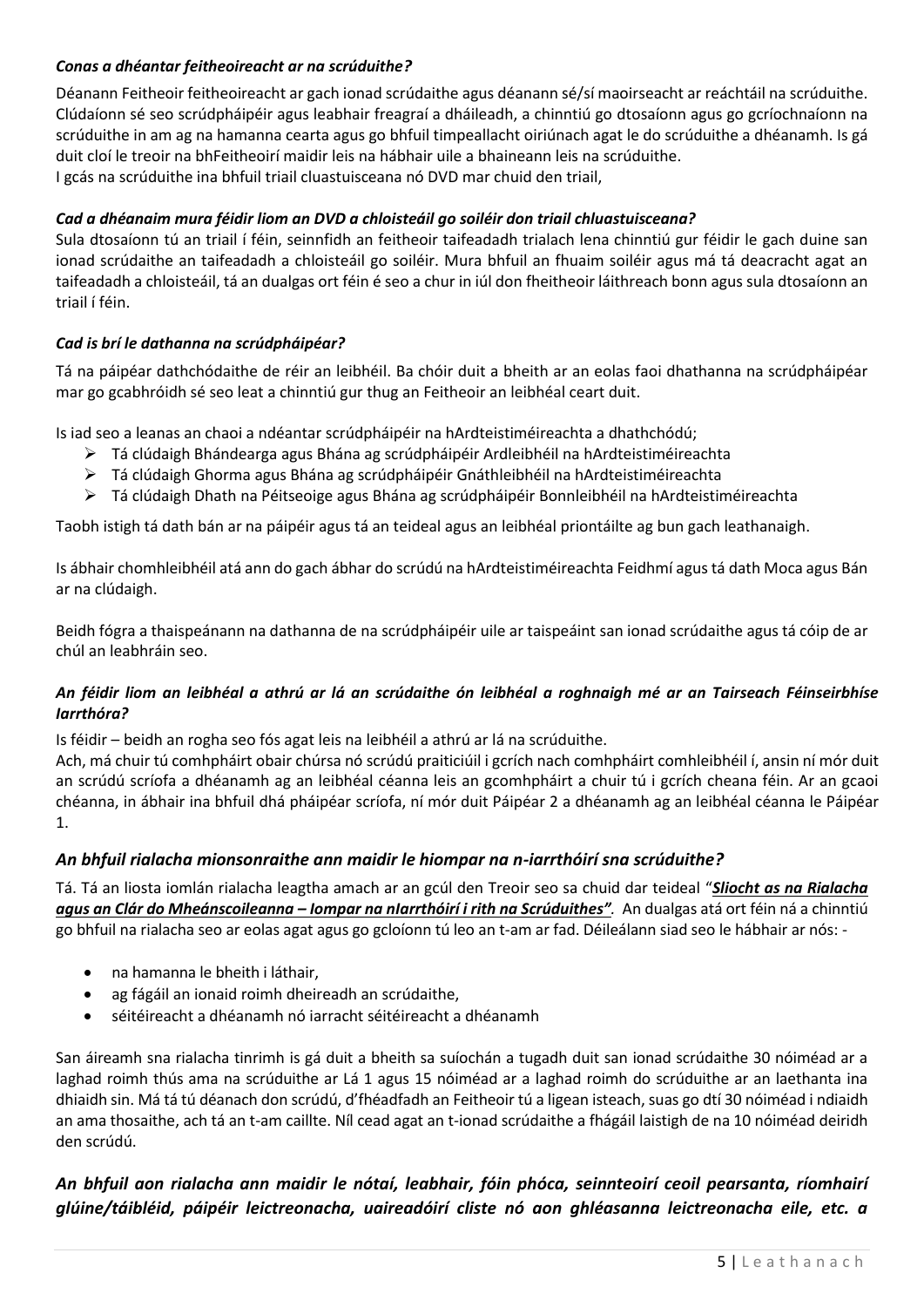### *Conas a dhéantar feitheoireacht ar na scrúduithe?*

Déanann Feitheoir feitheoireacht ar gach ionad scrúdaithe agus déanann sé/sí maoirseacht ar reáchtáil na scrúduithe. Clúdaíonn sé seo scrúdpháipéir agus leabhair freagraí a dháileadh, a chinntiú go dtosaíonn agus go gcríochnaíonn na scrúduithe in am ag na hamanna cearta agus go bhfuil timpeallacht oiriúnach agat le do scrúduithe a dhéanamh. Is gá duit cloí le treoir na bhFeitheoirí maidir leis na hábhair uile a bhaineann leis na scrúduithe.
I gcás na scrúduithe ina bhfuil triail cluastuisceana nó DVD mar chuid den triail,

### *Cad a dhéanaim mura féidir liom an DVD a chloisteáil go soiléir don triail chluastuisceana?*

Sula dtosaíonn tú an triail í féin, seinnfidh an feitheoir taifeadadh trialach lena chinntiú gur féidir le gach duine san ionad scrúdaithe an taifeadadh a chloisteáil go soiléir. Mura bhfuil an fhuaim soiléir agus má tá deacracht agat an taifeadadh a chloisteáil, tá an dualgas ort féin é seo a chur in iúl don fheitheoir láithreach bonn agus sula dtosaíonn an triail í féin.

### *Cad is brí le dathanna na scrúdpháipéar?*

Tá na páipéar dathchódaithe de réir an leibhéil. Ba chóir duit a bheith ar an eolas faoi dhathanna na scrúdpháipéar mar go gcabhróidh sé seo leat a chinntiú gur thug an Feitheoir an leibhéal ceart duit.

Is iad seo a leanas an chaoi a ndéantar scrúdpháipéir na hArdteistiméireachta a dhathchódú;

- Tá clúdaigh Bhándearga agus Bhána ag scrúdpháipéir Ardleibhéil na hArdteistiméireachta
- Tá clúdaigh Ghorma agus Bhána ag scrúdpháipéir Gnáthleibhéil na hArdteistiméireachta
- Tá clúdaigh Dhath na Péitseoige agus Bhána ag scrúdpháipéir Bonnleibhéil na hArdteistiméireachta

Taobh istigh tá dath bán ar na páipéir agus tá an teideal agus an leibhéal priontáilte ag bun gach leathanaigh.

Is ábhair chomhleibhéil atá ann do gach ábhar do scrúdú na hArdteistiméireachta Feidhmí agus tá dath Moca agus Bán ar na clúdaigh.

Beidh fógra a thaispeánann na dathanna de na scrúdpháipéir uile ar taispeáint san ionad scrúdaithe agus tá cóip de ar chúl an leabhráin seo.

### *An féidir liom an leibhéal a athrú ar lá an scrúdaithe ón leibhéal a roghnaigh mé ar an Tairseach Féinseirbhíse Iarrthóra?*

Is féidir – beidh an rogha seo fós agat leis na leibhéil a athrú ar lá na scrúduithe.
Ach, má chuir tú comhpháirt obair chúrsa nó scrúdú praiticiúil i gcrích nach comhpháirt comhleibhéil í, ansin ní mór duit an scrúdú scríofa a dhéanamh ag an leibhéal céanna leis an gcomhpháirt a chuir tú i gcrích cheana féin. Ar an gcaoi chéanna, in ábhair ina bhfuil dhá pháipéar scríofa, ní mór duit Páipéar 2 a dhéanamh ag an leibhéal céanna le Páipéar 1.

### *An bhfuil rialacha mionsonraithe ann maidir le hiompar na n-iarrthóirí sna scrúduithe?*

Tá. Tá an liosta iomlán rialacha leagtha amach ar an gcúl den Treoir seo sa chuid dar teideal "***Sliocht as na Rialacha agus an Clár do Mheánscoileanna – Iompar na nIarrthóirí i rith na Scrúduithes"***. An dualgas atá ort féin ná a chinntiú go bhfuil na rialacha seo ar eolas agat agus go gcloíonn tú leo an t-am ar fad. Déileálann siad seo le hábhair ar nós: -

- na hamanna le bheith i láthair,
- ag fágáil an ionaid roimh dheireadh an scrúdaithe,
- séitéireacht a dhéanamh nó iarracht séitéireacht a dhéanamh

San áireamh sna rialacha tinrimh is gá duit a bheith sa suíochán a tugadh duit san ionad scrúdaithe 30 nóiméad ar a laghad roimh thús ama na scrúduithe ar Lá 1 agus 15 nóiméad ar a laghad roimh do scrúduithe ar an laethanta ina dhiaidh sin. Má tá tú déanach don scrúdú, d'fhéadfadh an Feitheoir tú a ligean isteach, suas go dtí 30 nóiméad i ndiaidh an ama thosaithe, ach tá an t-am caillte. Níl cead agat an t-ionad scrúdaithe a fhágáil laistigh de na 10 nóiméad deiridh den scrúdú.

### *An bhfuil aon rialacha ann maidir le nótaí, leabhair, fóin phóca, seinnteoirí ceoil pearsanta, ríomhairí glúine/táibléid, páipéir leictreonacha, uaireadóirí cliste nó aon ghléasanna leictreonacha eile, etc. a*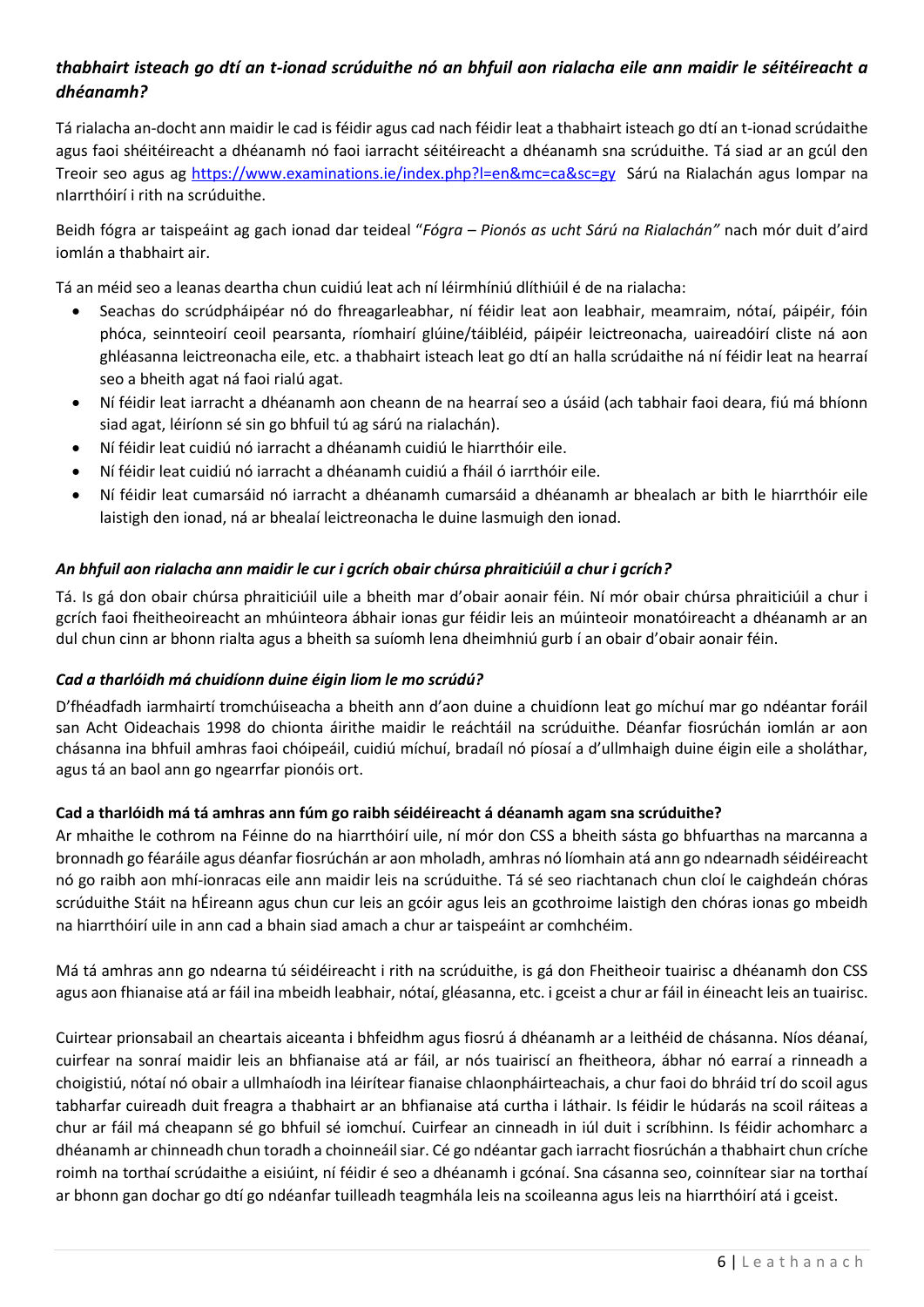***thabhairt isteach go dtí an t-ionad scrúduithe nó an bhfuil aon rialacha eile ann maidir le séitéireacht a dhéanamh?***

Tá rialacha an-docht ann maidir le cad is féidir agus cad nach féidir leat a thabhairt isteach go dtí an t-ionad scrúdaithe agus faoi shéitéireacht a dhéanamh nó faoi iarracht séitéireacht a dhéanamh sna scrúduithe. Tá siad ar an gcúl den Treoir seo agus ag https://www.examinations.ie/index.php?l=en&mc=ca&sc=gy Sárú na Rialachán agus Iompar na nIarrthóirí i rith na scrúduithe.

Beidh fógra ar taispeáint ag gach ionad dar teideal "*Fógra – Pionós as ucht Sárú na Rialachán"* nach mór duit d'aird iomlán a thabhairt air.

Tá an méid seo a leanas deartha chun cuidiú leat ach ní léirmhíniú dlíthiúil é de na rialacha:

- Seachas do scrúdpháipéar nó do fhreagarleabhar, ní féidir leat aon leabhair, meamraim, nótaí, páipéir, fóin phóca, seinnteoirí ceoil pearsanta, ríomhairí glúine/táibléid, páipéir leictreonacha, uaireadóirí cliste ná aon ghléasanna leictreonacha eile, etc. a thabhairt isteach leat go dtí an halla scrúdaithe ná ní féidir leat na hearraí seo a bheith agat ná faoi rialú agat.
- Ní féidir leat iarracht a dhéanamh aon cheann de na hearraí seo a úsáid (ach tabhair faoi deara, fiú má bhíonn siad agat, léiríonn sé sin go bhfuil tú ag sárú na rialachán).
- Ní féidir leat cuidiú nó iarracht a dhéanamh cuidiú le hiarrthóir eile.
- Ní féidir leat cuidiú nó iarracht a dhéanamh cuidiú a fháil ó iarrthóir eile.
- Ní féidir leat cumarsáid nó iarracht a dhéanamh cumarsáid a dhéanamh ar bhealach ar bith le hiarrthóir eile laistigh den ionad, ná ar bhealaí leictreonacha le duine lasmuigh den ionad.

***An bhfuil aon rialacha ann maidir le cur i gcrích obair chúrsa phraiticiúil a chur i gcrích?***

Tá. Is gá don obair chúrsa phraiticiúil uile a bheith mar d'obair aonair féin. Ní mór obair chúrsa phraiticiúil a chur i gcrích faoi fheitheoireacht an mhúinteora ábhair ionas gur féidir leis an múinteoir monatóireacht a dhéanamh ar an dul chun cinn ar bhonn rialta agus a bheith sa suíomh lena dheimhniú gurb í an obair d'obair aonair féin.

***Cad a tharlóidh má chuidíonn duine éigin liom le mo scrúdú?***

D'fhéadfadh iarmhairtí tromchúiseacha a bheith ann d'aon duine a chuidíonn leat go míchuí mar go ndéantar foráil san Acht Oideachais 1998 do chionta áirithe maidir le reáchtáil na scrúduithe. Déanfar fiosrúchán iomlán ar aon chásanna ina bhfuil amhras faoi chóipeáil, cuidiú míchuí, bradaíl nó píosaí a d'ullmhaigh duine éigin eile a sholáthar, agus tá an baol ann go ngearrfar pionóis ort.

**Cad a tharlóidh má tá amhras ann fúm go raibh séidéireacht á déanamh agam sna scrúduithe?**

Ar mhaithe le cothrom na Féinne do na hiarrthóirí uile, ní mór don CSS a bheith sásta go bhfuarthas na marcanna a bronnadh go féaráile agus déanfar fiosrúchán ar aon mholadh, amhras nó líomhain atá ann go ndearnadh séidéireacht nó go raibh aon mhí-ionracas eile ann maidir leis na scrúduithe. Tá sé seo riachtanach chun cloí le caighdeán chóras scrúduithe Stáit na hÉireann agus chun cur leis an gcóir agus leis an gcothroime laistigh den chóras ionas go mbeidh na hiarrthóirí uile in ann cad a bhain siad amach a chur ar taispeáint ar comhchéim.

Má tá amhras ann go ndearna tú séidéireacht i rith na scrúduithe, is gá don Fheitheoir tuairisc a dhéanamh don CSS agus aon fhianaise atá ar fáil ina mbeidh leabhair, nótaí, gléasanna, etc. i gceist a chur ar fáil in éineacht leis an tuairisc.

Cuirtear prionsabail an cheartais aiceanta i bhfeidhm agus fiosrú á dhéanamh ar a leithéid de chásanna. Níos déanaí, cuirfear na sonraí maidir leis an bhfianaise atá ar fáil, ar nós tuairiscí an fheitheora, ábhar nó earraí a rinneadh a choigistiú, nótaí nó obair a ullmhaíodh ina léirítear fianaise chlaonpháirteachais, a chur faoi do bhráid trí do scoil agus tabharfar cuireadh duit freagra a thabhairt ar an bhfianaise atá curtha i láthair. Is féidir le húdarás na scoil ráiteas a chur ar fáil má cheapann sé go bhfuil sé iomchuí. Cuirfear an cinneadh in iúl duit i scríbhinn. Is féidir achomharc a dhéanamh ar chinneadh chun toradh a choinneáil siar. Cé go ndéantar gach iarracht fiosrúchán a thabhairt chun críche roimh na torthaí scrúdaithe a eisiúint, ní féidir é seo a dhéanamh i gcónaí. Sna cásanna seo, coinnítear siar na torthaí ar bhonn gan dochar go dtí go ndéanfar tuilleadh teagmhála leis na scoileanna agus leis na hiarrthóirí atá i gceist.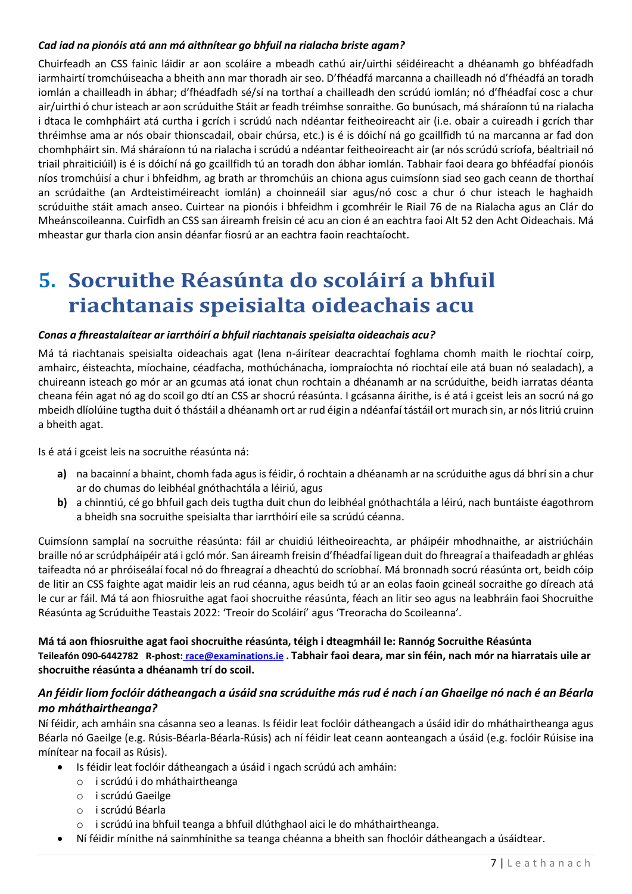***Cad iad na pionóis atá ann má aithnítear go bhfuil na rialacha briste agam?***

Chuirfeadh an CSS fainic láidir ar aon scoláire a mbeadh cathú air/uirthi séidéireacht a dhéanamh go bhféadfadh iarmhairtí tromchúiseacha a bheith ann mar thoradh air seo. D'fhéadfá marcanna a chailleadh nó d'fhéadfá an toradh iomlán a chailleadh in ábhar; d'fhéadfadh sé/sí na torthaí a chailleadh den scrúdú iomlán; nó d'fhéadfaí cosc a chur air/uirthi ó chur isteach ar aon scrúduithe Stáit ar feadh tréimhse sonraithe. Go bunúsach, má sháraíonn tú na rialacha i dtaca le comhpháirt atá curtha i gcrích i scrúdú nach ndéantar feitheoireacht air (i.e. obair a cuireadh i gcrích thar thréimhse ama ar nós obair thionscadail, obair chúrsa, etc.) is é is dóichí ná go gcaillfidh tú na marcanna ar fad don chomhpháirt sin. Má sháraíonn tú na rialacha i scrúdú a ndéantar feitheoireacht air (ar nós scrúdú scríofa, béaltriail nó triail phraiticiúil) is é is dóichí ná go gcaillfidh tú an toradh don ábhar iomlán. Tabhair faoi deara go bhféadfaí pionóis níos tromchúisí a chur i bhfeidhm, ag brath ar thromchúis an chiona agus cuimsíonn siad seo gach ceann de thorthaí an scrúdaithe (an Ardteistiméireacht iomlán) a choinneáil siar agus/nó cosc a chur ó chur isteach le haghaidh scrúduithe stáit amach anseo. Cuirtear na pionóis i bhfeidhm i gcomhréir le Riail 76 de na Rialacha agus an Clár do Mheánscoileanna. Cuirfidh an CSS san áireamh freisin cé acu an cion é an eachtra faoi Alt 52 den Acht Oideachais. Má mheastar gur tharla cion ansin déanfar fiosrú ar an eachtra faoin reachtaíocht.

# 5. Socruithe Réasúnta do scoláirí a bhfuil riachtanais speisialta oideachais acu

***Conas a fhreastalaítear ar iarrthóirí a bhfuil riachtanais speisialta oideachais acu?***

Má tá riachtanais speisialta oideachais agat (lena n-áirítear deacrachtaí foghlama chomh maith le riochtaí coirp, amhairc, éisteachta, míochaine, céadfacha, mothúchánacha, iompraíochta nó riochtaí eile atá buan nó sealadach), a chuireann isteach go mór ar an gcumas atá ionat chun rochtain a dhéanamh ar na scrúduithe, beidh iarratas déanta cheana féin agat nó ag do scoil go dtí an CSS ar shocrú réasúnta. I gcásanna áirithe, is é atá i gceist leis an socrú ná go mbeidh dlíolúine tugtha duit ó thástáil a dhéanamh ort ar rud éigin a ndéanfaí tástáil ort murach sin, ar nós litriú cruinn a bheith agat.

Is é atá i gceist leis na socruithe réasúnta ná:

**a)** na bacainní a bhaint, chomh fada agus is féidir, ó rochtain a dhéanamh ar na scrúduithe agus dá bhrí sin a chur ar do chumas do leibhéal gnóthachtála a léiriú, agus

**b)** a chinntiú, cé go bhfuil gach deis tugtha duit chun do leibhéal gnóthachtála a léirú, nach buntáiste éagothrom a bheidh sna socruithe speisialta thar iarrthóirí eile sa scrúdú céanna.

Cuimsíonn samplaí na socruithe réasúnta: fáil ar chuidiú léitheoireachta, ar pháipéir mhodhnaithe, ar aistriúcháin braille nó ar scrúdpháipéir atá i gcló mór. San áireamh freisin d'fhéadfaí ligean duit do fhreagraí a thaifeadadh ar ghléas taifeadta nó ar phróiseálaí focal nó do fhreagraí a dheachtú do scríobhaí. Má bronnadh socrú réasúnta ort, beidh cóip de litir an CSS faighte agat maidir leis an rud céanna, agus beidh tú ar an eolas faoin gcineál socraithe go díreach atá le cur ar fáil. Má tá aon fhiosruithe agat faoi shocruithe réasúnta, féach an litir seo agus na leabhráin faoi Shocruithe Réasúnta ag Scrúduithe Teastais 2022: 'Treoir do Scoláirí' agus 'Treoracha do Scoileanna'.

**Má tá aon fhiosruithe agat faoi shocruithe réasúnta, téigh i dteagmháil le: Rannóg Socruithe Réasúnta**
**Teileafón 090-6442782 R-phost: race@examinations.ie . Tabhair faoi deara, mar sin féin, nach mór na hiarratais uile ar shocruithe réasúnta a dhéanamh trí do scoil.**

### *An féidir liom foclóir dátheangach a úsáid sna scrúduithe más rud é nach í an Ghaeilge nó nach é an Béarla mo mháthairtheanga?*

Ní féidir, ach amháin sna cásanna seo a leanas. Is féidir leat foclóir dátheangach a úsáid idir do mháthairtheanga agus Béarla nó Gaeilge (e.g. Rúisis-Béarla-Béarla-Rúisis) ach ní féidir leat ceann aonteangach a úsáid (e.g. foclóir Rúisise ina mínítear na focail as Rúisis).

- Is féidir leat foclóir dátheangach a úsáid i ngach scrúdú ach amháin:
  - i scrúdú i do mháthairtheanga
  - i scrúdú Gaeilge
  - i scrúdú Béarla
  - i scrúdú ina bhfuil teanga a bhfuil dlúthghaol aici le do mháthairtheanga.
- Ní féidir mínithe ná sainmhínithe sa teanga chéanna a bheith san fhoclóir dátheangach a úsáidtear.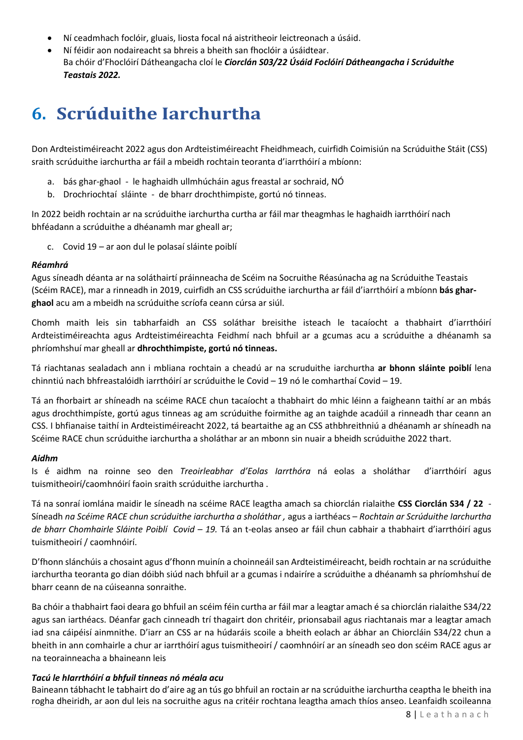- Ní ceadmhach foclóir, gluais, liosta focal ná aistritheoir leictreonach a úsáid.
- Ní féidir aon nodaireacht sa bhreis a bheith san fhoclóir a úsáidtear.
  Ba chóir d'Fhoclóirí Dátheangacha cloí le ***Ciorclán S03/22 Úsáid Foclóirí Dátheangacha i Scrúduithe Teastais 2022.***

# 6. Scrúduithe Iarchurtha

Don Ardteistiméireacht 2022 agus don Ardteistiméireacht Fheidhmeach, cuirfidh Coimisiún na Scrúduithe Stáit (CSS) sraith scrúduithe iarchurtha ar fáil a mbeidh rochtain teoranta d'iarrthóirí a mbíonn:

a. bás ghar-ghaol - le haghaidh ullmhúcháin agus freastal ar sochraid, NÓ
b. Drochriochtaí sláinte - de bharr drochthimpiste, gortú nó tinneas.

In 2022 beidh rochtain ar na scrúduithe iarchurtha curtha ar fáil mar theagmhas le haghaidh iarrthóirí nach bhféadann a scrúduithe a dhéanamh mar gheall ar;

c. Covid 19 – ar aon dul le polasaí sláinte poiblí

***Réamhrá***

Agus síneadh déanta ar na soláthairtí práinneacha de Scéim na Socruithe Réasúnacha ag na Scrúduithe Teastais (Scéim RACE), mar a rinneadh in 2019, cuirfidh an CSS scrúduithe iarchurtha ar fáil d'iarrthóirí a mbíonn **bás ghar-ghaol** acu am a mbeidh na scrúduithe scríofa ceann cúrsa ar siúl.

Chomh maith leis sin tabharfaidh an CSS soláthar breisithe isteach le tacaíocht a thabhairt d'iarrthóirí Ardteistiméireachta agus Ardteistiméireachta Feidhmí nach bhfuil ar a gcumas acu a scrúduithe a dhéanamh sa phríomhshuí mar gheall ar **dhrochthimpiste, gortú nó tinneas.**

Tá riachtanas sealadach ann i mbliana rochtain a cheadú ar na scruduithe iarchurtha **ar bhonn sláinte poiblí** lena chinntiú nach bhfreastalóidh iarrthóirí ar scrúduithe le Covid – 19 nó le comharthaí Covid – 19.

Tá an fhorbairt ar shíneadh na scéime RACE chun tacaíocht a thabhairt do mhic léinn a faigheann taithí ar an mbás agus drochthimpíste, gortú agus tinneas ag am scrúduithe foirmithe ag an taighde acadúil a rinneadh thar ceann an CSS. I bhfianaise taithí in Ardteistiméireacht 2022, tá beartaithe ag an CSS athbhreithniú a dhéanamh ar shíneadh na Scéime RACE chun scrúduithe iarchurtha a sholáthar ar an mbonn sin nuair a bheidh scrúduithe 2022 thart.

***Aidhm***

Is é aidhm na roinne seo den *Treoirleabhar d'Eolas Iarrthóra* ná eolas a sholáthar d'iarrthóirí agus tuismitheoirí/caomhnóirí faoin sraith scrúduithe iarchurtha .

Tá na sonraí iomlána maidir le síneadh na scéime RACE leagtha amach sa chiorclán rialaithe **CSS Ciorclán S34 / 22** - Síneadh *na Scéime RACE chun scrúduithe iarchurtha a sholáthar ,* agus a iarthéacs – *Rochtain ar Scrúduithe Iarchurtha de bharr Chomhairle Sláinte Poiblí Covid – 19.* Tá an t-eolas anseo ar fáil chun cabhair a thabhairt d'iarrthóirí agus tuismitheoirí / caomhnóirí.

D'fhonn slánchúis a chosaint agus d'fhonn muinín a choinneáil san Ardteistiméireacht, beidh rochtain ar na scrúduithe iarchurtha teoranta go dian dóibh siúd nach bhfuil ar a gcumas i ndairíre a scrúduithe a dhéanamh sa phríomhshuí de bharr ceann de na cúiseanna sonraithe.

Ba chóir a thabhairt faoi deara go bhfuil an scéim féin curtha ar fáil mar a leagtar amach é sa chiorclán rialaithe S34/22 agus san iarthéacs. Déanfar gach cinneadh trí thagairt don chritéir, prionsabail agus riachtanais mar a leagtar amach iad sna cáipéisí ainmnithe. D'iarr an CSS ar na húdaráis scoile a bheith eolach ar ábhar an Chiorcláin S34/22 chun a bheith in ann comhairle a chur ar iarrthóirí agus tuismitheoirí / caomhnóirí ar an síneadh seo don scéim RACE agus ar na teorainneacha a bhaineann leis

***Tacú le hIarrthóirí a bhfuil tinneas nó méala acu***

Baineann tábhacht le tabhairt do d'aire ag an tús go bhfuil an roctain ar na scrúduithe iarchurtha ceaptha le bheith ina rogha dheiridh, ar aon dul leis na socruithe agus na critéir rochtana leagtha amach thíos anseo. Leanfaidh scoileanna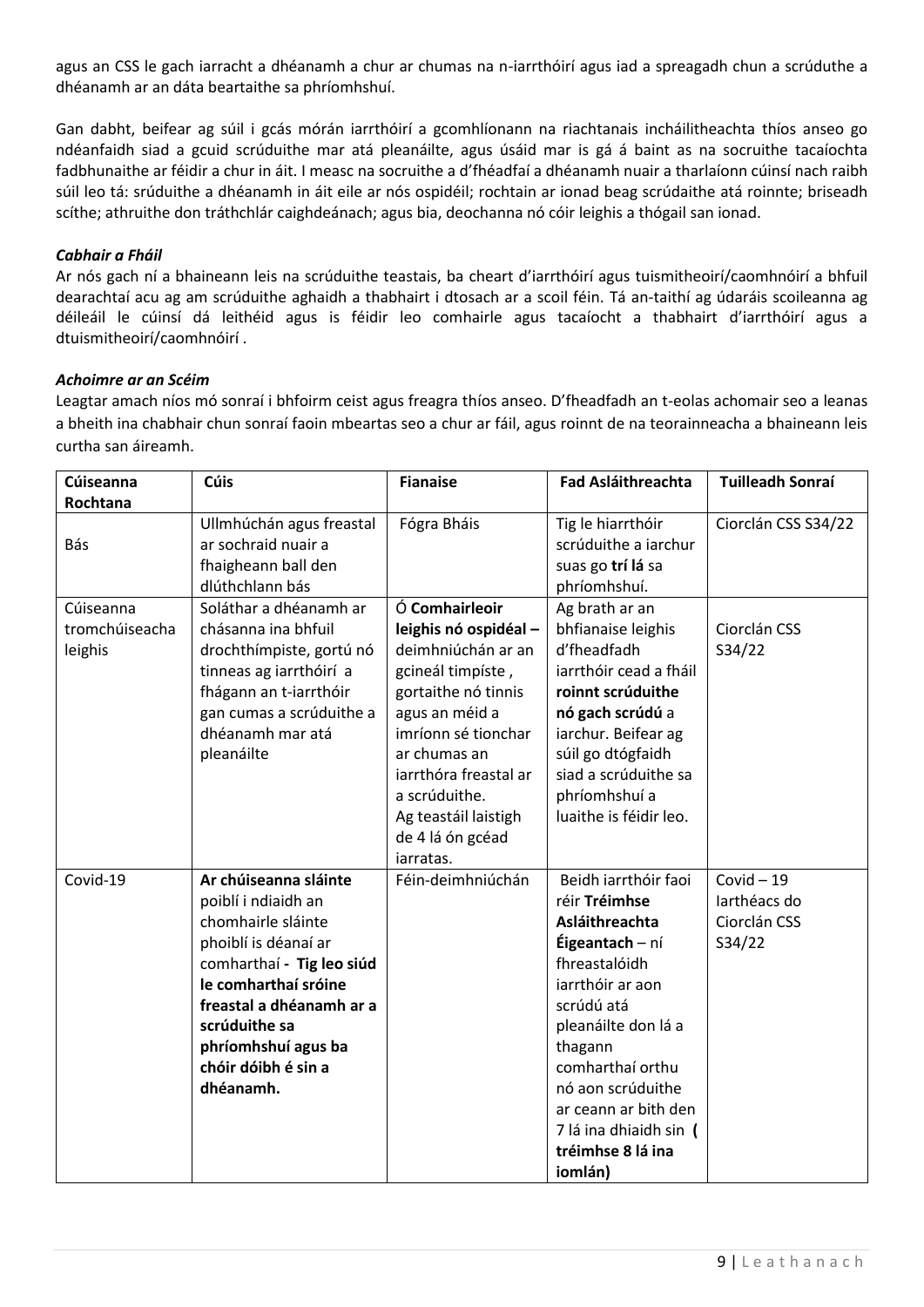agus an CSS le gach iarracht a dhéanamh a chur ar chumas na n-iarrthóirí agus iad a spreagadh chun a scrúduthe a dhéanamh ar an dáta beartaithe sa phríomhshuí.

Gan dabht, beifear ag súil i gcás mórán iarrthóirí a gcomhlíonann na riachtanais incháilitheachta thíos anseo go ndéanfaidh siad a gcuid scrúduithe mar atá pleanáilte, agus úsáid mar is gá á baint as na socruithe tacaíochta fadbhunaithe ar féidir a chur in áit. I measc na socruithe a d'fhéadfaí a dhéanamh nuair a tharlaíonn cúinsí nach raibh súil leo tá: srúduithe a dhéanamh in áit eile ar nós ospidéil; rochtain ar ionad beag scrúdaithe atá roinnte; briseadh scíthe; athruithe don tráthchlár caighdeánach; agus bia, deochanna nó cóir leighis a thógail san ionad.

### *Cabhair a Fháil*

Ar nós gach ní a bhaineann leis na scrúduithe teastais, ba cheart d'iarrthóirí agus tuismitheoirí/caomhnóirí a bhfuil dearachtaí acu ag am scrúduithe aghaidh a thabhairt i dtosach ar a scoil féin. Tá an-taithí ag údaráis scoileanna ag déileáil le cúinsí dá leithéid agus is féidir leo comhairle agus tacaíocht a thabhairt d'iarrthóirí agus a dtuismitheoirí/caomhnóirí .

### *Achoimre ar an Scéim*

Leagtar amach níos mó sonraí i bhfoirm ceist agus freagra thíos anseo. D'fheadfadh an t-eolas achomair seo a leanas a bheith ina chabhair chun sonraí faoin mbeartas seo a chur ar fáil, agus roinnt de na teorainneacha a bhaineann leis curtha san áireamh.

| Cúiseanna Rochtana | Cúis | Fianaise | Fad Asláithreachta | Tuilleadh Sonraí |
|---|---|---|---|---|
| Bás | Ullmhúchán agus freastal ar sochraid nuair a fhaigheann ball den dlúthchlann bás | Fógra Bháis | Tig le hiarrthóir scrúduithe a iarchur suas go **trí lá** sa phríomhshuí. | Ciorclán CSS S34/22 |
| Cúiseanna tromchúiseacha leighis | Soláthar a dhéanamh ar chásanna ina bhfuil drochthímpiste, gortú nó tinneas ag iarrthóirí a fhágann an t-iarrthóir gan cumas a scrúduithe a dhéanamh mar atá pleanáilte | Ó **Comhairleoir leighis nó ospidéal –** deimhniúchán ar an gcineál timpíste , gortaithe nó tinnis agus an méid a imríonn sé tionchar ar chumas an iarrthóra freastal ar a scrúduithe. Ag teastáil laistigh de 4 lá ón gcéad iarratas. | Ag brath ar an bhfianaise leighis d'fheadfadh iarrthóir cead a fháil **roinnt scrúduithe nó gach scrúdú** a iarchur. Beifear ag súil go dtógfaidh siad a scrúduithe sa phríomhshuí a luaithe is féidir leo. | Ciorclán CSS S34/22 |
| Covid-19 | **Ar chúiseanna sláinte** poiblí i ndiaidh an chomhairle sláinte phoiblí is déanaí ar comharthaí - **Tig leo siúd le comharthaí sróine freastal a dhéanamh ar a scrúduithe sa phríomhshuí agus ba chóir dóibh é sin a dhéanamh.** | Féin-deimhniúchán | Beidh iarrthóir faoi réir **Tréimhse Asláithreachta Éigeantach** – ní fhreastalóidh iarrthóir ar aon scrúdú atá pleanáilte don lá a thagann comharthaí orthu nó aon scrúduithe ar ceann ar bith den 7 lá ina dhiaidh sin **( tréimhse 8 lá ina iomlán)** | Covid – 19 Iarthéacs do Ciorclán CSS S34/22 |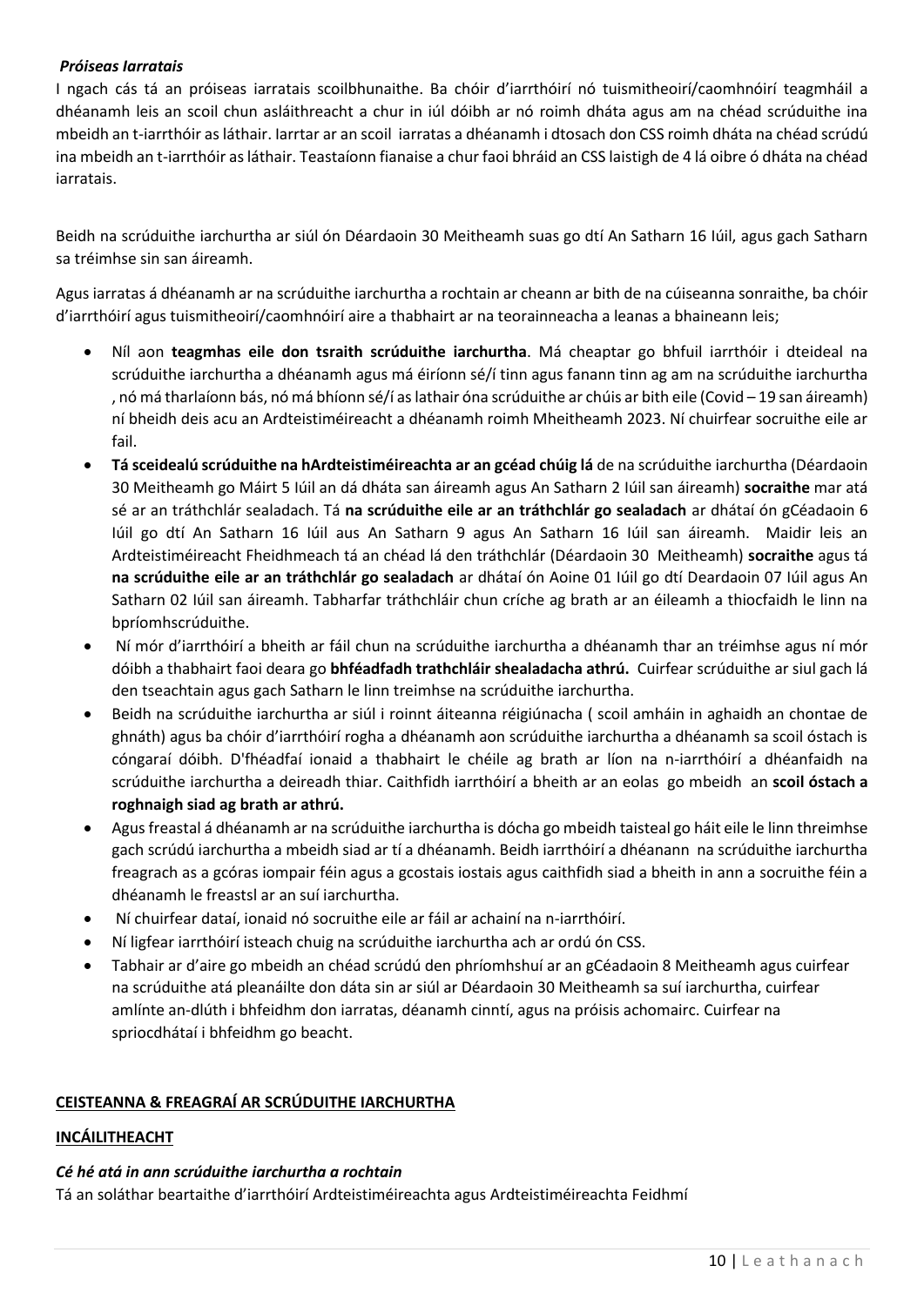***Próiseas Iarratais***

I ngach cás tá an próiseas iarratais scoilbhunaithe. Ba chóir d'iarrthóirí nó tuismitheoirí/caomhnóirí teagmháil a dhéanamh leis an scoil chun asláithreacht a chur in iúl dóibh ar nó roimh dháta agus am na chéad scrúduithe ina mbeidh an t-iarrthóir as láthair. Iarrtar ar an scoil iarratas a dhéanamh i dtosach don CSS roimh dháta na chéad scrúdú ina mbeidh an t-iarrthóir as láthair. Teastaíonn fianaise a chur faoi bhráid an CSS laistigh de 4 lá oibre ó dháta na chéad iarratais.

Beidh na scrúduithe iarchurtha ar siúl ón Déardaoin 30 Meitheamh suas go dtí An Satharn 16 Iúil, agus gach Satharn sa tréimhse sin san áireamh.

Agus iarratas á dhéanamh ar na scrúduithe iarchurtha a rochtain ar cheann ar bith de na cúiseanna sonraithe, ba chóir d'iarrthóirí agus tuismitheoirí/caomhnóirí aire a thabhairt ar na teorainneacha a leanas a bhaineann leis;

- Níl aon **teagmhas eile don tsraith scrúduithe iarchurtha**. Má cheaptar go bhfuil iarrthóir i dteideal na scrúduithe iarchurtha a dhéanamh agus má éiríonn sé/í tinn agus fanann tinn ag am na scrúduithe iarchurtha , nó má tharlaíonn bás, nó má bhíonn sé/í as lathair óna scrúduithe ar chúis ar bith eile (Covid – 19 san áireamh) ní bheidh deis acu an Ardteistiméireacht a dhéanamh roimh Mheitheamh 2023. Ní chuirfear socruithe eile ar fail.
- **Tá sceidealú scrúduithe na hArdteistiméireachta ar an gcéad chúig lá** de na scrúduithe iarchurtha (Déardaoin 30 Meitheamh go Máirt 5 Iúil an dá dháta san áireamh agus An Satharn 2 Iúil san áireamh) **socraithe** mar atá sé ar an tráthchlár sealadach. Tá **na scrúduithe eile ar an tráthchlár go sealadach** ar dhátaí ón gCéadaoin 6 Iúil go dtí An Satharn 16 Iúil aus An Satharn 9 agus An Satharn 16 Iúil san áireamh. Maidir leis an Ardteistiméireacht Fheidhmeach tá an chéad lá den tráthchlár (Déardaoin 30 Meitheamh) **socraithe** agus tá **na scrúduithe eile ar an tráthchlár go sealadach** ar dhátaí ón Aoine 01 Iúil go dtí Deardaoin 07 Iúil agus An Satharn 02 Iúil san áireamh. Tabharfar tráthchláir chun críche ag brath ar an éileamh a thiocfaidh le linn na bpríomhscrúduithe.
- Ní mór d'iarrthóirí a bheith ar fáil chun na scrúduithe iarchurtha a dhéanamh thar an tréimhse agus ní mór dóibh a thabhairt faoi deara go **bhféadfadh trathchláir shealadacha athrú.** Cuirfear scrúduithe ar siul gach lá den tseachtain agus gach Satharn le linn treimhse na scrúduithe iarchurtha.
- Beidh na scrúduithe iarchurtha ar siúl i roinnt áiteanna réigiúnacha ( scoil amháin in aghaidh an chontae de ghnáth) agus ba chóir d'iarrthóirí rogha a dhéanamh aon scrúduithe iarchurtha a dhéanamh sa scoil óstach is cóngaraí dóibh. D'fhéadfaí ionaid a thabhairt le chéile ag brath ar líon na n-iarrthóirí a dhéanfaidh na scrúduithe iarchurtha a deireadh thiar. Caithfidh iarrthóirí a bheith ar an eolas go mbeidh an **scoil óstach a roghnaigh siad ag brath ar athrú.**
- Agus freastal á dhéanamh ar na scrúduithe iarchurtha is dócha go mbeidh taisteal go háit eile le linn threimhse gach scrúdú iarchurtha a mbeidh siad ar tí a dhéanamh. Beidh iarrthóirí a dhéanann na scrúduithe iarchurtha freagrach as a gcóras iompair féin agus a gcostais iostais agus caithfidh siad a bheith in ann a socruithe féin a dhéanamh le freastsl ar an suí iarchurtha.
- Ní chuirfear dataí, ionaid nó socruithe eile ar fáil ar achainí na n-iarrthóirí.
- Ní ligfear iarrthóirí isteach chuig na scrúduithe iarchurtha ach ar ordú ón CSS.
- Tabhair ar d'aire go mbeidh an chéad scrúdú den phríomhshuí ar an gCéadaoin 8 Meitheamh agus cuirfear na scrúduithe atá pleanáilte don dáta sin ar siúl ar Déardaoin 30 Meitheamh sa suí iarchurtha, cuirfear amlínte an-dlúth i bhfeidhm don iarratas, déanamh cinntí, agus na próisis achomairc. Cuirfear na spriocdhátaí i bhfeidhm go beacht.

**CEISTEANNA & FREAGRAÍ AR SCRÚDUITHE IARCHURTHA**

**INCÁILITHEACHT**

***Cé hé atá in ann scrúduithe iarchurtha a rochtain***

Tá an soláthar beartaithe d'iarrthóirí Ardteistiméireachta agus Ardteistiméireachta Feidhmí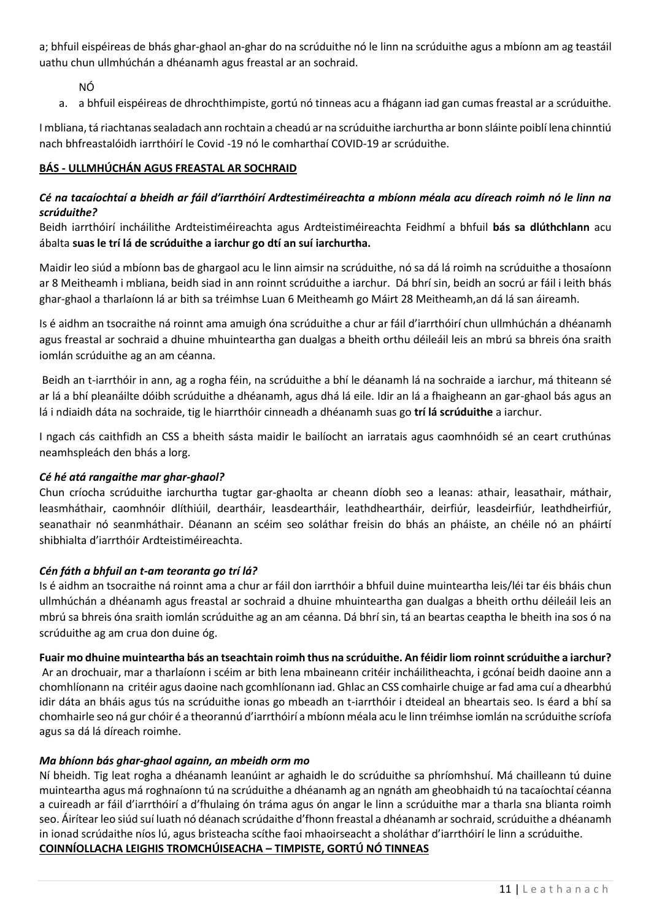a; bhfuil eispéireas de bhás ghar-ghaol an-ghar do na scrúduithe nó le linn na scrúduithe agus a mbíonn am ag teastáil uathu chun ullmhúchán a dhéanamh agus freastal ar an sochraid.

NÓ

a. a bhfuil eispéireas de dhrochthimpiste, gortú nó tinneas acu a fhágann iad gan cumas freastal ar a scrúduithe.

I mbliana, tá riachtanas sealadach ann rochtain a cheadú ar na scrúduithe iarchurtha ar bonn sláinte poiblí lena chinntiú nach bhfreastalóidh iarrthóirí le Covid -19 nó le comharthaí COVID-19 ar scrúduithe.

**BÁS - ULLMHÚCHÁN AGUS FREASTAL AR SOCHRAID**

***Cé na tacaíochtaí a bheidh ar fáil d'iarrthóirí Ardtestiméireachta a mbíonn méala acu díreach roimh nó le linn na scrúduithe?***

Beidh iarrthóirí incháilithe Ardteistiméireachta agus Ardteistiméireachta Feidhmí a bhfuil **bás sa dlúthchlann** acu ábalta **suas le trí lá de scrúduithe a iarchur go dtí an suí iarchurtha.**

Maidir leo siúd a mbíonn bas de ghargaol acu le linn aimsir na scrúduithe, nó sa dá lá roimh na scrúduithe a thosaíonn ar 8 Meitheamh i mbliana, beidh siad in ann roinnt scrúduithe a iarchur. Dá bhrí sin, beidh an socrú ar fáil i leith bhás ghar-ghaol a tharlaíonn lá ar bith sa tréimhse Luan 6 Meitheamh go Máirt 28 Meitheamh,an dá lá san áireamh.

Is é aidhm an tsocraithe ná roinnt ama amuigh óna scrúduithe a chur ar fáil d'iarrthóirí chun ullmhúchán a dhéanamh agus freastal ar sochraid a dhuine mhuinteartha gan dualgas a bheith orthu déileáil leis an mbrú sa bhreis óna sraith iomlán scrúduithe ag an am céanna.

Beidh an t-iarrthóir in ann, ag a rogha féin, na scrúduithe a bhí le déanamh lá na sochraide a iarchur, má thiteann sé ar lá a bhí pleanáilte dóibh scrúduithe a dhéanamh, agus dhá lá eile. Idir an lá a fhaigheann an gar-ghaol bás agus an lá i ndiaidh dáta na sochraide, tig le hiarrthóir cinneadh a dhéanamh suas go **trí lá scrúduithe** a iarchur.

I ngach cás caithfidh an CSS a bheith sásta maidir le bailíocht an iarratais agus caomhnóidh sé an ceart cruthúnas neamhspleách den bhás a lorg.

***Cé hé atá rangaithe mar ghar-ghaol?***

Chun críocha scrúduithe iarchurtha tugtar gar-ghaolta ar cheann díobh seo a leanas: athair, leasathair, máthair, leasmháthair, caomhnóir dlíthiúil, deartháir, leasdeartháir, leathdheartháir, deirfiúr, leasdeirfiúr, leathdheirfiúr, seanathair nó seanmháthair. Déanann an scéim seo soláthar freisin do bhás an pháiste, an chéile nó an pháirtí shibhialta d'iarrthóir Ardteistiméireachta.

***Cén fáth a bhfuil an t-am teoranta go trí lá?***

Is é aidhm an tsocraithe ná roinnt ama a chur ar fáil don iarrthóir a bhfuil duine muinteartha leis/léi tar éis bháis chun ullmhúchán a dhéanamh agus freastal ar sochraid a dhuine mhuinteartha gan dualgas a bheith orthu déileáil leis an mbrú sa bhreis óna sraith iomlán scrúduithe ag an am céanna. Dá bhrí sin, tá an beartas ceaptha le bheith ina sos ó na scrúduithe ag am crua don duine óg.

**Fuair mo dhuine muinteartha bás an tseachtain roimh thus na scrúduithe. An féidir liom roinnt scrúduithe a iarchur?**

Ar an drochuair, mar a tharlaíonn i scéim ar bith lena mbaineann critéir incháilitheachta, i gcónaí beidh daoine ann a chomhlíonann na critéir agus daoine nach gcomhlíonann iad. Ghlac an CSS comhairle chuige ar fad ama cuí a dhearbhú idir dáta an bháis agus tús na scrúduithe ionas go mbeadh an t-iarrthóir i dteideal an bheartais seo. Is éard a bhí sa chomhairle seo ná gur chóir é a theorannú d'iarrthóirí a mbíonn méala acu le linn tréimhse iomlán na scrúduithe scríofa agus sa dá lá díreach roimhe.

***Ma bhíonn bás ghar-ghaol againn, an mbeidh orm mo***

Ní bheidh. Tig leat rogha a dhéanamh leanúint ar aghaidh le do scrúduithe sa phríomhshuí. Má chailleann tú duine muinteartha agus má roghnaíonn tú na scrúduithe a dhéanamh ag an ngnáth am gheobhaidh tú na tacaíochtaí céanna a cuireadh ar fáil d'iarrthóirí a d'fhulaing ón tráma agus ón angar le linn a scrúduithe mar a tharla sna blianta roimh seo. Áirítear leo siúd suí luath nó déanach scrúdaithe d'fhonn freastal a dhéanamh ar sochraid, scrúduithe a dhéanamh in ionad scrúdaithe níos lú, agus bristeacha scíthe faoi mhaoirseacht a sholáthar d'iarrthóirí le linn a scrúduithe.

**COINNÍOLLACHA LEIGHIS TROMCHÚISEACHA – TIMPISTE, GORTÚ NÓ TINNEAS**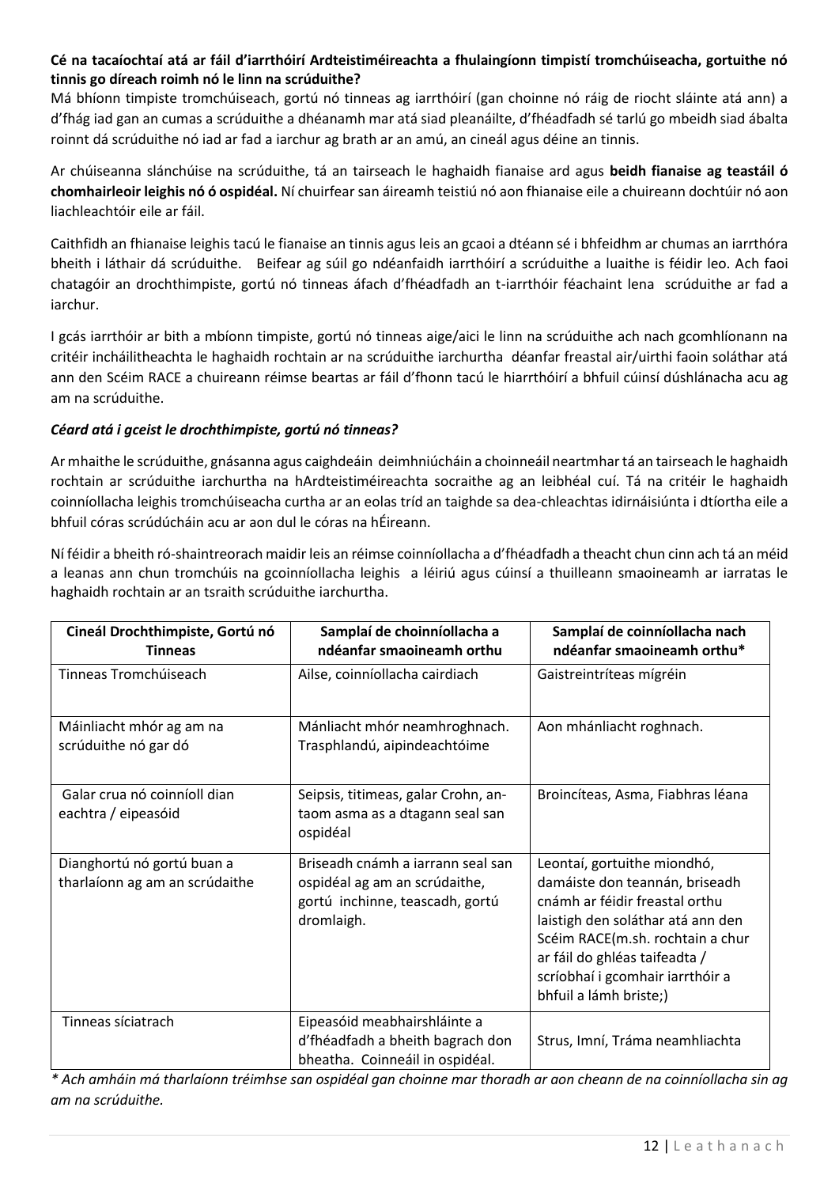**Cé na tacaíochtaí atá ar fáil d'iarrthóirí Ardteistiméireachta a fhulaingíonn timpistí tromchúiseacha, gortuithe nó tinnis go díreach roimh nó le linn na scrúduithe?**

Má bhíonn timpiste tromchúiseach, gortú nó tinneas ag iarrthóirí (gan choinne nó ráig de riocht sláinte atá ann) a d'fhág iad gan an cumas a scrúduithe a dhéanamh mar atá siad pleanáilte, d'fhéadfadh sé tarlú go mbeidh siad ábalta roinnt dá scrúduithe nó iad ar fad a iarchur ag brath ar an amú, an cineál agus déine an tinnis.

Ar chúiseanna slánchúise na scrúduithe, tá an tairseach le haghaidh fianaise ard agus **beidh fianaise ag teastáil ó chomhairleoir leighis nó ó ospidéal.** Ní chuirfear san áireamh teistiú nó aon fhianaise eile a chuireann dochtúir nó aon liachleachtóir eile ar fáil.

Caithfidh an fhianaise leighis tacú le fianaise an tinnis agus leis an gcaoi a dtéann sé i bhfeidhm ar chumas an iarrthóra bheith i láthair dá scrúduithe. Beifear ag súil go ndéanfaidh iarrthóirí a scrúduithe a luaithe is féidir leo. Ach faoi chatagóir an drochthimpiste, gortú nó tinneas áfach d'fhéadfadh an t-iarrthóir féachaint lena scrúduithe ar fad a iarchur.

I gcás iarrthóir ar bith a mbíonn timpiste, gortú nó tinneas aige/aici le linn na scrúduithe ach nach gcomhlíonann na critéir incháilitheachta le haghaidh rochtain ar na scrúduithe iarchurtha déanfar freastal air/uirthi faoin soláthar atá ann den Scéim RACE a chuireann réimse beartas ar fáil d'fhonn tacú le hiarrthóirí a bhfuil cúinsí dúshlánacha acu ag am na scrúduithe.

***Céard atá i gceist le drochthimpiste, gortú nó tinneas?***

Ar mhaithe le scrúduithe, gnásanna agus caighdeáin deimhniúcháin a choinneáil neartmhar tá an tairseach le haghaidh rochtain ar scrúduithe iarchurtha na hArdteistiméireachta socraithe ag an leibhéal cuí. Tá na critéir le haghaidh coinníollacha leighis tromchúiseacha curtha ar an eolas tríd an taighde sa dea-chleachtas idirnáisiúnta i dtíortha eile a bhfuil córas scrúdúcháin acu ar aon dul le córas na hÉireann.

Ní féidir a bheith ró-shaintreorach maidir leis an réimse coinníollacha a d'fhéadfadh a theacht chun cinn ach tá an méid a leanas ann chun tromchúis na gcoinníollacha leighis a léiriú agus cúinsí a thuilleann smaoineamh ar iarratas le haghaidh rochtain ar an tsraith scrúduithe iarchurtha.

| Cineál Drochthimpiste, Gortú nó Tinneas | Samplaí de choinníollacha a ndéanfar smaoineamh orthu | Samplaí de coinníollacha nach ndéanfar smaoineamh orthu* |
|---|---|---|
| Tinneas Tromchúiseach | Ailse, coinníollacha cairdiach | Gaistreintríteas mígréin |
| Máinliacht mhór ag am na scrúduithe nó gar dó | Mánliacht mhór neamhroghnach. Trasphlandú, aipindeachtóime | Aon mhánliacht roghnach. |
| Galar crua nó coinníoll dian eachtra / eipeasóid | Seipsis, titimeas, galar Crohn, an-taom asma as a dtagann seal san ospidéal | Broincíteas, Asma, Fiabhras léana |
| Dianghortú nó gortú buan a tharlaíonn ag am an scrúdaithe | Briseadh cnámh a iarrann seal san ospidéal ag am an scrúdaithe, gortú inchinne, teascadh, gortú dromlaigh. | Leontaí, gortuithe miondhó, damáiste don teannán, briseadh cnámh ar féidir freastal orthu laistigh den soláthar atá ann den Scéim RACE(m.sh. rochtain a chur ar fáil do ghléas taifeadta / scríobhaí i gcomhair iarrthóir a bhfuil a lámh briste;) |
| Tinneas síciatrach | Eipeasóid meabhairshláinte a d'fhéadfadh a bheith bagrach don bheatha. Coinneáil in ospidéal. | Strus, Imní, Tráma neamhliachta |

*\* Ach amháin má tharlaíonn tréimhse san ospidéal gan choinne mar thoradh ar aon cheann de na coinníollacha sin ag am na scrúduithe.*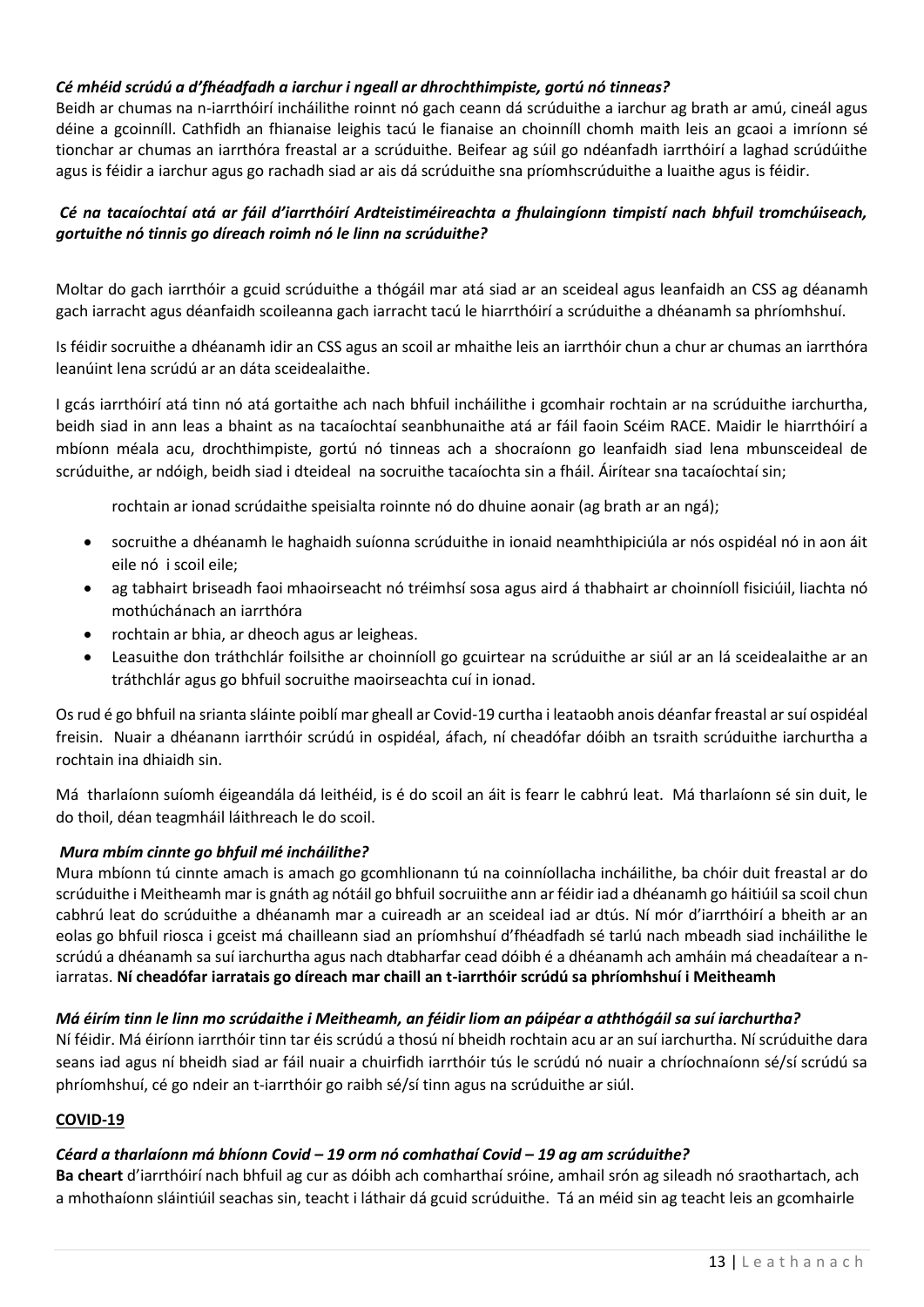***Cé mhéid scrúdú a d'fhéadfadh a iarchur i ngeall ar dhrochthimpiste, gortú nó tinneas?***

Beidh ar chumas na n-iarrthóirí incháilithe roinnt nó gach ceann dá scrúduithe a iarchur ag brath ar amú, cineál agus déine a gcoinníll. Cathfidh an fhianaise leighis tacú le fianaise an choinníll chomh maith leis an gcaoi a imríonn sé tionchar ar chumas an iarrthóra freastal ar a scrúduithe. Beifear ag súil go ndéanfadh iarrthóirí a laghad scrúdúithe agus is féidir a iarchur agus go rachadh siad ar ais dá scrúduithe sna príomhscrúduithe a luaithe agus is féidir.

***Cé na tacaíochtaí atá ar fáil d'iarrthóirí Ardteistiméireachta a fhulaingíonn timpistí nach bhfuil tromchúiseach, gortuithe nó tinnis go díreach roimh nó le linn na scrúduithe?***

Moltar do gach iarrthóir a gcuid scrúduithe a thógáil mar atá siad ar an sceideal agus leanfaidh an CSS ag déanamh gach iarracht agus déanfaidh scoileanna gach iarracht tacú le hiarrthóirí a scrúduithe a dhéanamh sa phríomhshuí.

Is féidir socruithe a dhéanamh idir an CSS agus an scoil ar mhaithe leis an iarrthóir chun a chur ar chumas an iarrthóra leanúint lena scrúdú ar an dáta sceidealaithe.

I gcás iarrthóirí atá tinn nó atá gortaithe ach nach bhfuil incháilithe i gcomhair rochtain ar na scrúduithe iarchurtha, beidh siad in ann leas a bhaint as na tacaíochtaí seanbhunaithe atá ar fáil faoin Scéim RACE. Maidir le hiarrthóirí a mbíonn méala acu, drochthimpiste, gortú nó tinneas ach a shocraíonn go leanfaidh siad lena mbunsceideal de scrúduithe, ar ndóigh, beidh siad i dteideal na socruithe tacaíochta sin a fháil. Áirítear sna tacaíochtaí sin;

rochtain ar ionad scrúdaithe speisialta roinnte nó do dhuine aonair (ag brath ar an ngá);

- socruithe a dhéanamh le haghaidh suíonna scrúduithe in ionaid neamhthipiciúla ar nós ospidéal nó in aon áit eile nó i scoil eile;
- ag tabhairt briseadh faoi mhaoirseacht nó tréimhsí sosa agus aird á thabhairt ar choinníoll fisiciúil, liachta nó mothúchánach an iarrthóra
- rochtain ar bhia, ar dheoch agus ar leigheas.
- Leasuithe don tráthchlár foilsithe ar choinníoll go gcuirtear na scrúduithe ar siúl ar an lá sceidealaithe ar an tráthchlár agus go bhfuil socruithe maoirseachta cuí in ionad.

Os rud é go bhfuil na srianta sláinte poiblí mar gheall ar Covid-19 curtha i leataobh anois déanfar freastal ar suí ospidéal freisin. Nuair a dhéanann iarrthóir scrúdú in ospidéal, áfach, ní cheadófar dóibh an tsraith scrúduithe iarchurtha a rochtain ina dhiaidh sin.

Má tharlaíonn suíomh éigeandála dá leithéid, is é do scoil an áit is fearr le cabhrú leat. Má tharlaíonn sé sin duit, le do thoil, déan teagmháil láithreach le do scoil.

***Mura mbím cinnte go bhfuil mé incháilithe?***

Mura mbíonn tú cinnte amach is amach go gcomhlionann tú na coinníollacha incháilithe, ba chóir duit freastal ar do scrúduithe i Meitheamh mar is gnáth ag nótáil go bhfuil socruiithe ann ar féidir iad a dhéanamh go háitiúil sa scoil chun cabhrú leat do scrúduithe a dhéanamh mar a cuireadh ar an sceideal iad ar dtús. Ní mór d'iarrthóirí a bheith ar an eolas go bhfuil riosca i gceist má chailleann siad an príomhshuí d'fhéadfadh sé tarlú nach mbeadh siad incháilithe le scrúdú a dhéanamh sa suí iarchurtha agus nach dtabharfar cead dóibh é a dhéanamh ach amháin má cheadaítear a n-iarratas. **Ní cheadófar iarratais go díreach mar chaill an t-iarrthóir scrúdú sa phríomhshuí i Meitheamh**

***Má éirím tinn le linn mo scrúdaithe i Meitheamh, an féidir liom an páipéar a aththógáil sa suí iarchurtha?***

Ní féidir. Má éiríonn iarrthóir tinn tar éis scrúdú a thosú ní bheidh rochtain acu ar an suí iarchurtha. Ní scrúduithe dara seans iad agus ní bheidh siad ar fáil nuair a chuirfidh iarrthóir tús le scrúdú nó nuair a chríochnaíonn sé/sí scrúdú sa phríomhshuí, cé go ndeir an t-iarrthóir go raibh sé/sí tinn agus na scrúduithe ar siúl.

**COVID-19**

***Céard a tharlaíonn má bhíonn Covid – 19 orm nó comhathaí Covid – 19 ag am scrúduithe?***

**Ba cheart** d'iarrthóirí nach bhfuil ag cur as dóibh ach comharthaí sróine, amhail srón ag sileadh nó sraothartach, ach a mhothaíonn sláintiúil seachas sin, teacht i láthair dá gcuid scrúduithe. Tá an méid sin ag teacht leis an gcomhairle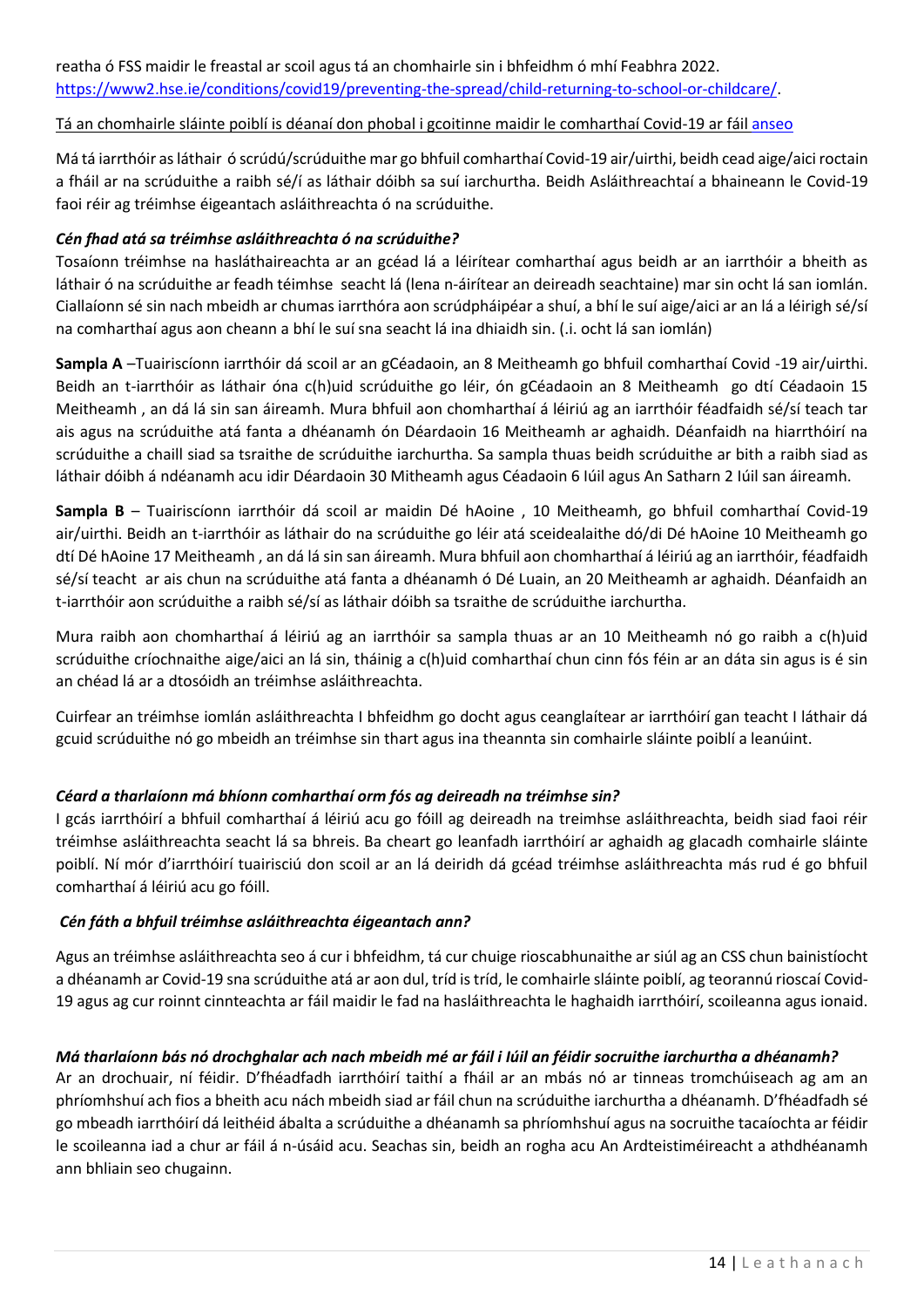reatha ó FSS maidir le freastal ar scoil agus tá an chomhairle sin i bhfeidhm ó mhí Feabhra 2022. [https://www2.hse.ie/conditions/covid19/preventing-the-spread/child-returning-to-school-or-childcare/](https://www2.hse.ie/conditions/covid19/preventing-the-spread/child-returning-to-school-or-childcare/).

Tá an chomhairle sláinte poiblí is déanaí don phobal i gcoitinne maidir le comharthaí Covid-19 ar fáil anseo

Má tá iarrthóir as láthair ó scrúdú/scrúduithe mar go bhfuil comharthaí Covid-19 air/uirthi, beidh cead aige/aici roctain a fháil ar na scrúduithe a raibh sé/í as láthair dóibh sa suí iarchurtha. Beidh Asláithreachtaí a bhaineann le Covid-19 faoi réir ag tréimhse éigeantach asláithreachta ó na scrúduithe.

***Cén fhad atá sa tréimhse asláithreachta ó na scrúduithe?***

Tosaíonn tréimhse na hasláthaireachta ar an gcéad lá a léirítear comharthaí agus beidh ar an iarrthóir a bheith as láthair ó na scrúduithe ar feadh téimhse seacht lá (lena n-áirítear an deireadh seachtaine) mar sin ocht lá san iomlán. Ciallaíonn sé sin nach mbeidh ar chumas iarrthóra aon scrúdpháipéar a shuí, a bhí le suí aige/aici ar an lá a léirigh sé/sí na comharthaí agus aon cheann a bhí le suí sna seacht lá ina dhiaidh sin. (.i. ocht lá san iomlán)

**Sampla A** –Tuairiscíonn iarrthóir dá scoil ar an gCéadaoin, an 8 Meitheamh go bhfuil comharthaí Covid -19 air/uirthi. Beidh an t-iarrthóir as láthair óna c(h)uid scrúduithe go léir, ón gCéadaoin an 8 Meitheamh go dtí Céadaoin 15 Meitheamh , an dá lá sin san áireamh. Mura bhfuil aon chomharthaí á léiriú ag an iarrthóir féadfaidh sé/sí teach tar ais agus na scrúduithe atá fanta a dhéanamh ón Déardaoin 16 Meitheamh ar aghaidh. Déanfaidh na hiarrthóirí na scrúduithe a chaill siad sa tsraithe de scrúduithe iarchurtha. Sa sampla thuas beidh scrúduithe ar bith a raibh siad as láthair dóibh á ndéanamh acu idir Déardaoin 30 Mitheamh agus Céadaoin 6 Iúil agus An Satharn 2 Iúil san áireamh.

**Sampla B** – Tuairiscíonn iarrthóir dá scoil ar maidin Dé hAoine , 10 Meitheamh, go bhfuil comharthaí Covid-19 air/uirthi. Beidh an t-iarrthóir as láthair do na scrúduithe go léir atá sceidealaithe dó/di Dé hAoine 10 Meitheamh go dtí Dé hAoine 17 Meitheamh , an dá lá sin san áireamh. Mura bhfuil aon chomharthaí á léiriú ag an iarrthóir, féadfaidh sé/sí teacht ar ais chun na scrúduithe atá fanta a dhéanamh ó Dé Luain, an 20 Meitheamh ar aghaidh. Déanfaidh an t-iarrthóir aon scrúduithe a raibh sé/sí as láthair dóibh sa tsraithe de scrúduithe iarchurtha.

Mura raibh aon chomharthaí á léiriú ag an iarrthóir sa sampla thuas ar an 10 Meitheamh nó go raibh a c(h)uid scrúduithe críochnaithe aige/aici an lá sin, tháinig a c(h)uid comharthaí chun cinn fós féin ar an dáta sin agus is é sin an chéad lá ar a dtosóidh an tréimhse asláithreachta.

Cuirfear an tréimhse iomlán asláithreachta I bhfeidhm go docht agus ceanglaítear ar iarrthóirí gan teacht I láthair dá gcuid scrúduithe nó go mbeidh an tréimhse sin thart agus ina theannta sin comhairle sláinte poiblí a leanúint.

***Céard a tharlaíonn má bhíonn comharthaí orm fós ag deireadh na tréimhse sin?***

I gcás iarrthóirí a bhfuil comharthaí á léiriú acu go fóill ag deireadh na treimhse asláithreachta, beidh siad faoi réir tréimhse asláithreachta seacht lá sa bhreis. Ba cheart go leanfadh iarrthóirí ar aghaidh ag glacadh comhairle sláinte poiblí. Ní mór d'iarrthóirí tuairisciú don scoil ar an lá deiridh dá gcéad tréimhse asláithreachta más rud é go bhfuil comharthaí á léiriú acu go fóill.

***Cén fáth a bhfuil tréimhse asláithreachta éigeantach ann?***

Agus an tréimhse asláithreachta seo á cur i bhfeidhm, tá cur chuige rioscabhunaithe ar siúl ag an CSS chun bainistíocht a dhéanamh ar Covid-19 sna scrúduithe atá ar aon dul, tríd is tríd, le comhairle sláinte poiblí, ag teorannú rioscaí Covid-19 agus ag cur roinnt cinnteachta ar fáil maidir le fad na hasláithreachta le haghaidh iarrthóirí, scoileanna agus ionaid.

***Má tharlaíonn bás nó drochghalar ach nach mbeidh mé ar fáil i Iúil an féidir socruithe iarchurtha a dhéanamh?***

Ar an drochuair, ní féidir. D'fhéadfadh iarrthóirí taithí a fháil ar an mbás nó ar tinneas tromchúiseach ag am an phríomhshuí ach fios a bheith acu nách mbeidh siad ar fáil chun na scrúduithe iarchurtha a dhéanamh. D'fhéadfadh sé go mbeadh iarrthóirí dá leithéid ábalta a scrúduithe a dhéanamh sa phríomhshuí agus na socruithe tacaíochta ar féidir le scoileanna iad a chur ar fáil á n-úsáid acu. Seachas sin, beidh an rogha acu An Ardteistiméireacht a athdhéanamh ann bhliain seo chugainn.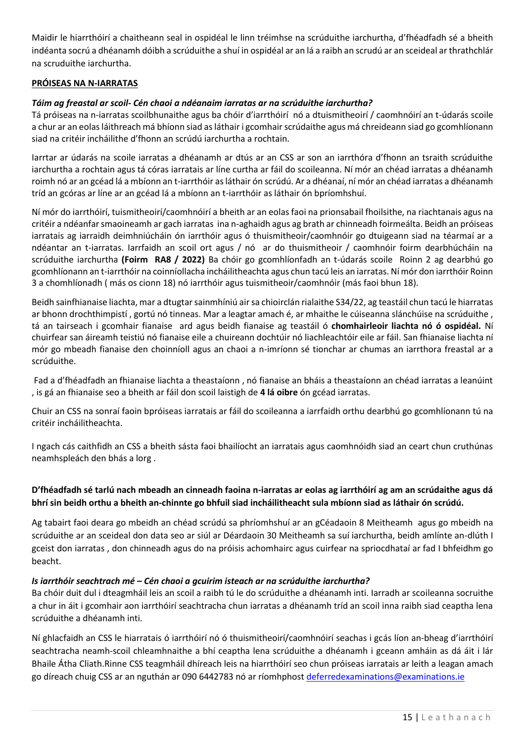Maidir le hiarrthóirí a chaitheann seal in ospidéal le linn tréimhse na scrúduithe iarchurtha, d'fhéadfadh sé a bheith indéanta socrú a dhéanamh dóibh a scrúduithe a shuí in ospidéal ar an lá a raibh an scrudú ar an sceideal ar thrathchlár na scruduithe iarchurtha.

## PRÓISEAS NA N-IARRATAS

### *Táim ag freastal ar scoil- Cén chaoi a ndéanaim iarratas ar na scrúduithe iarchurtha?*

Tá próiseas na n-iarratas scoilbhunaithe agus ba chóir d'iarrthóirí nó a dtuismitheoirí / caomhnóirí an t-údarás scoile a chur ar an eolas láithreach má bhíonn siad as láthair i gcomhair scrúdaithe agus má chreideann siad go gcomhlíonann siad na critéir incháilithe d'fhonn an scrúdú iarchurtha a rochtain.

Iarrtar ar údarás na scoile iarratas a dhéanamh ar dtús ar an CSS ar son an iarrthóra d'fhonn an tsraith scrúduithe iarchurtha a rochtain agus tá córas iarratais ar líne curtha ar fáil do scoileanna. Ní mór an chéad iarratas a dhéanamh roimh nó ar an gcéad lá a mbíonn an t-iarrthóir as láthair ón scrúdú. Ar a dhéanaí, ní mór an chéad iarratas a dhéanamh tríd an gcóras ar líne ar an gcéad lá a mbíonn an t-iarrthóir as láthair ón bpríomhshuí.

Ní mór do iarrthóirí, tuismitheoirí/caomhnóirí a bheith ar an eolas faoi na prionsabail fhoilsithe, na riachtanais agus na critéir a ndéanfar smaoineamh ar gach iarratas ina n-aghaidh agus ag brath ar chinneadh foirmeálta. Beidh an próiseas iarratais ag iarraidh deimhniúcháin ón iarrthóir agus ó thuismitheoir/caomhnóir go dtuigeann siad na téarmaí ar a ndéantar an t-iarratas. Iarrfaidh an scoil ort agus / nó ar do thuismitheoir / caomhnóir foirm dearbhúcháin na scrúduithe iarchurtha **(Foirm RA8 / 2022)** Ba chóir go gcomhlíonfadh an t-údarás scoile Roinn 2 ag dearbhú go gcomhlíonann an t-iarrthóir na coinníollacha incháilitheachta agus chun tacú leis an iarratas. Ní mór don iarrthóir Roinn 3 a chomhlíonadh ( más os cionn 18) nó iarrthóir agus tuismitheoir/caomhnóir (más faoi bhun 18).

Beidh sainfhianaise liachta, mar a dtugtar sainmhíniú air sa chioirclán rialaithe S34/22, ag teastáil chun tacú le hiarratas ar bhonn drochthimpistí , gortú nó tinneas. Mar a leagtar amach é, ar mhaithe le cúiseanna slánchúise na scrúduithe , tá an tairseach i gcomhair fianaise ard agus beidh fianaise ag teastáil ó **chomhairleoir liachta nó ó ospidéal.** Ní chuirfear san áireamh teistiú nó fianaise eile a chuireann dochtúir nó liachleachtóir eile ar fáil. San fhianaise liachta ní mór go mbeadh fianaise den choinníoll agus an chaoi a n-imríonn sé tionchar ar chumas an iarrthora freastal ar a scrúduithe.

Fad a d'fhéadfadh an fhianaise liachta a theastaíonn , nó fianaise an bháis a theastaíonn an chéad iarratas a leanúint , is gá an fhianaise seo a bheith ar fáil don scoil laistigh de **4 lá oibre** ón gcéad iarratas.

Chuir an CSS na sonraí faoin bpróiseas iarratais ar fáil do scoileanna a iarrfaidh orthu dearbhú go gcomhlíonann tú na critéir incháilitheachta.

I ngach cás caithfidh an CSS a bheith sásta faoi bhailíocht an iarratais agus caomhnóidh siad an ceart chun cruthúnas neamhspleách den bhás a lorg .

**D'fhéadfadh sé tarlú nach mbeadh an cinneadh faoina n-iarratas ar eolas ag iarrthóirí ag am an scrúdaithe agus dá bhrí sin beidh orthu a bheith an-chinnte go bhfuil siad incháilitheacht sula mbíonn siad as láthair ón scrúdú.**

Ag tabairt faoi deara go mbeidh an chéad scrúdú sa phríomhshuí ar an gCéadaoin 8 Meitheamh agus go mbeidh na scrúduithe ar an sceideal don data seo ar siúl ar Déardaoin 30 Meitheamh sa suí iarchurtha, beidh amlínte an-dlúth I gceist don iarratas , don chinneadh agus do na próisis achomhairc agus cuirfear na spriocdhataí ar fad I bhfeidhm go beacht.

### *Is iarrthóir seachtrach mé – Cén chaoi a gcuirim isteach ar na scrúduithe iarchurtha?*

Ba chóir duit dul i dteagmháil leis an scoil a raibh tú le do scrúduithe a dhéanamh inti. Iarradh ar scoileanna socruithe a chur in áit i gcomhair aon iarrthóirí seachtracha chun iarratas a dhéanamh tríd an scoil inna raibh siad ceaptha lena scrúduithe a dhéanamh inti.

Ní ghlacfaidh an CSS le hiarratais ó iarrthóirí nó ó thuismitheoirí/caomhnóirí seachas i gcás líon an-bheag d'iarrthóirí seachtracha neamh-scoil chleamhnaithe a bhí ceaptha lena scrúduithe a dhéanamh i gceann amháin as dá áit i lár Bhaile Átha Cliath.Rinne CSS teagmháil dhíreach leis na hiarrthóirí seo chun próiseas iarratais ar leith a leagan amach go díreach chuig CSS ar an nguthán ar 090 6442783 nó ar ríomhphost deferredexaminations@examinations.ie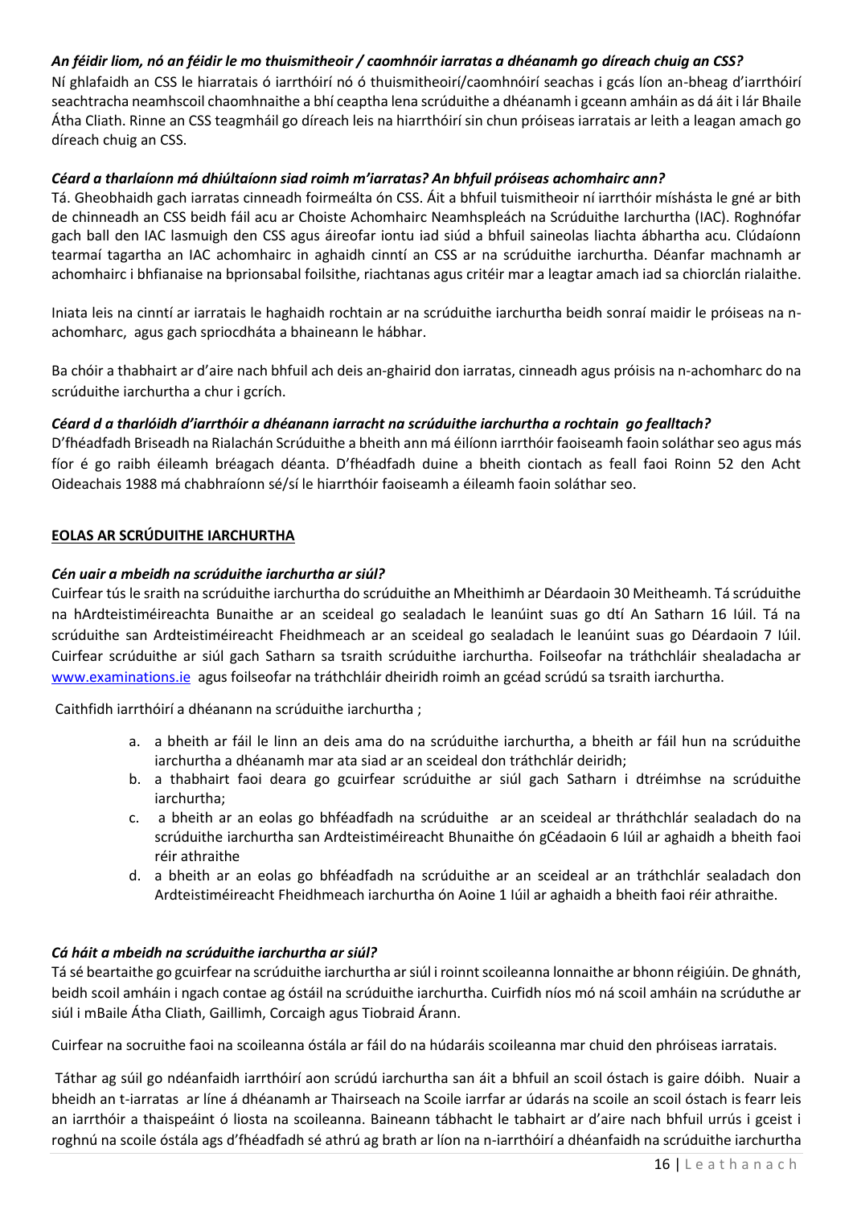### *An féidir liom, nó an féidir le mo thuismitheoir / caomhnóir iarratas a dhéanamh go díreach chuig an CSS?*

Ní ghlafaidh an CSS le hiarratais ó iarrthóirí nó ó thuismitheoirí/caomhnóirí seachas i gcás líon an-bheag d'iarrthóirí seachtracha neamhscoil chaomhnaithe a bhí ceaptha lena scrúduithe a dhéanamh i gceann amháin as dá áit i lár Bhaile Átha Cliath. Rinne an CSS teagmháil go díreach leis na hiarrthóirí sin chun próiseas iarratais ar leith a leagan amach go díreach chuig an CSS.

### *Céard a tharlaíonn má dhiúltaíonn siad roimh m'iarratas? An bhfuil próiseas achomhairc ann?*

Tá. Gheobhaidh gach iarratas cinneadh foirmeálta ón CSS. Áit a bhfuil tuismitheoir ní iarrthóir míshásta le gné ar bith de chinneadh an CSS beidh fáil acu ar Choiste Achomhairc Neamhspleách na Scrúduithe Iarchurtha (IAC). Roghnófar gach ball den IAC lasmuigh den CSS agus áireofar iontu iad siúd a bhfuil saineolas liachta ábhartha acu. Clúdaíonn tearmaí tagartha an IAC achomhairc in aghaidh cinntí an CSS ar na scrúduithe iarchurtha. Déanfar machnamh ar achomhairc i bhfianaise na bprionsabal foilsithe, riachtanas agus critéir mar a leagtar amach iad sa chiorclán rialaithe.

Iniata leis na cinntí ar iarratais le haghaidh rochtain ar na scrúduithe iarchurtha beidh sonraí maidir le próiseas na n-achomharc, agus gach spriocdháta a bhaineann le hábhar.

Ba chóir a thabhairt ar d'aire nach bhfuil ach deis an-ghairid don iarratas, cinneadh agus próisis na n-achomharc do na scrúduithe iarchurtha a chur i gcrích.

### *Céard d a tharlóidh d'iarrthóir a dhéanann iarracht na scrúduithe iarchurtha a rochtain go fealltach?*

D'fhéadfadh Briseadh na Rialachán Scrúduithe a bheith ann má éilíonn iarrthóir faoiseamh faoin soláthar seo agus más fíor é go raibh éileamh bréagach déanta. D'fhéadfadh duine a bheith ciontach as feall faoi Roinn 52 den Acht Oideachais 1988 má chabhraíonn sé/sí le hiarrthóir faoiseamh a éileamh faoin soláthar seo.

## EOLAS AR SCRÚDUITHE IARCHURTHA

### *Cén uair a mbeidh na scrúduithe iarchurtha ar siúl?*

Cuirfear tús le sraith na scrúduithe iarchurtha do scrúduithe an Mheithimh ar Déardaoin 30 Meitheamh. Tá scrúduithe na hArdteistiméireachta Bunaithe ar an sceideal go sealadach le leanúint suas go dtí An Satharn 16 Iúil. Tá na scrúduithe san Ardteistiméireacht Fheidhmeach ar an sceideal go sealadach le leanúint suas go Déardaoin 7 Iúil. Cuirfear scrúduithe ar siúl gach Satharn sa tsraith scrúduithe iarchurtha. Foilseofar na tráthchláir shealadacha ar www.examinations.ie agus foilseofar na tráthchláir dheiridh roimh an gcéad scrúdú sa tsraith iarchurtha.

Caithfidh iarrthóirí a dhéanann na scrúduithe iarchurtha ;

a. a bheith ar fáil le linn an deis ama do na scrúduithe iarchurtha, a bheith ar fáil hun na scrúduithe iarchurtha a dhéanamh mar ata siad ar an sceideal don tráthchlár deiridh;
b. a thabhairt faoi deara go gcuirfear scrúduithe ar siúl gach Satharn i dtréimhse na scrúduithe iarchurtha;
c. a bheith ar an eolas go bhféadfadh na scrúduithe ar an sceideal ar thráthchlár sealadach do na scrúduithe iarchurtha san Ardteistiméireacht Bhunaithe ón gCéadaoin 6 Iúil ar aghaidh a bheith faoi réir athraithe
d. a bheith ar an eolas go bhféadfadh na scrúduithe ar an sceideal ar an tráthchlár sealadach don Ardteistiméireacht Fheidhmeach iarchurtha ón Aoine 1 Iúil ar aghaidh a bheith faoi réir athraithe.

### *Cá háit a mbeidh na scrúduithe iarchurtha ar siúl?*

Tá sé beartaithe go gcuirfear na scrúduithe iarchurtha ar siúl i roinnt scoileanna lonnaithe ar bhonn réigiúin. De ghnáth, beidh scoil amháin i ngach contae ag óstáil na scrúduithe iarchurtha. Cuirfidh níos mó ná scoil amháin na scrúduthe ar siúl i mBaile Átha Cliath, Gaillimh, Corcaigh agus Tiobraid Árann.

Cuirfear na socruithe faoi na scoileanna óstála ar fáil do na húdaráis scoileanna mar chuid den phróiseas iarratais.

Táthar ag súil go ndéanfaidh iarrthóirí aon scrúdú iarchurtha san áit a bhfuil an scoil óstach is gaire dóibh. Nuair a bheidh an t-iarratas ar líne á dhéanamh ar Thairseach na Scoile iarrfar ar údarás na scoile an scoil óstach is fearr leis an iarrthóir a thaispeáint ó liosta na scoileanna. Baineann tábhacht le tabhairt ar d'aire nach bhfuil urrús i gceist i roghnú na scoile óstála ags d'fhéadfadh sé athrú ag brath ar líon na n-iarrthóirí a dhéanfaidh na scrúduithe iarchurtha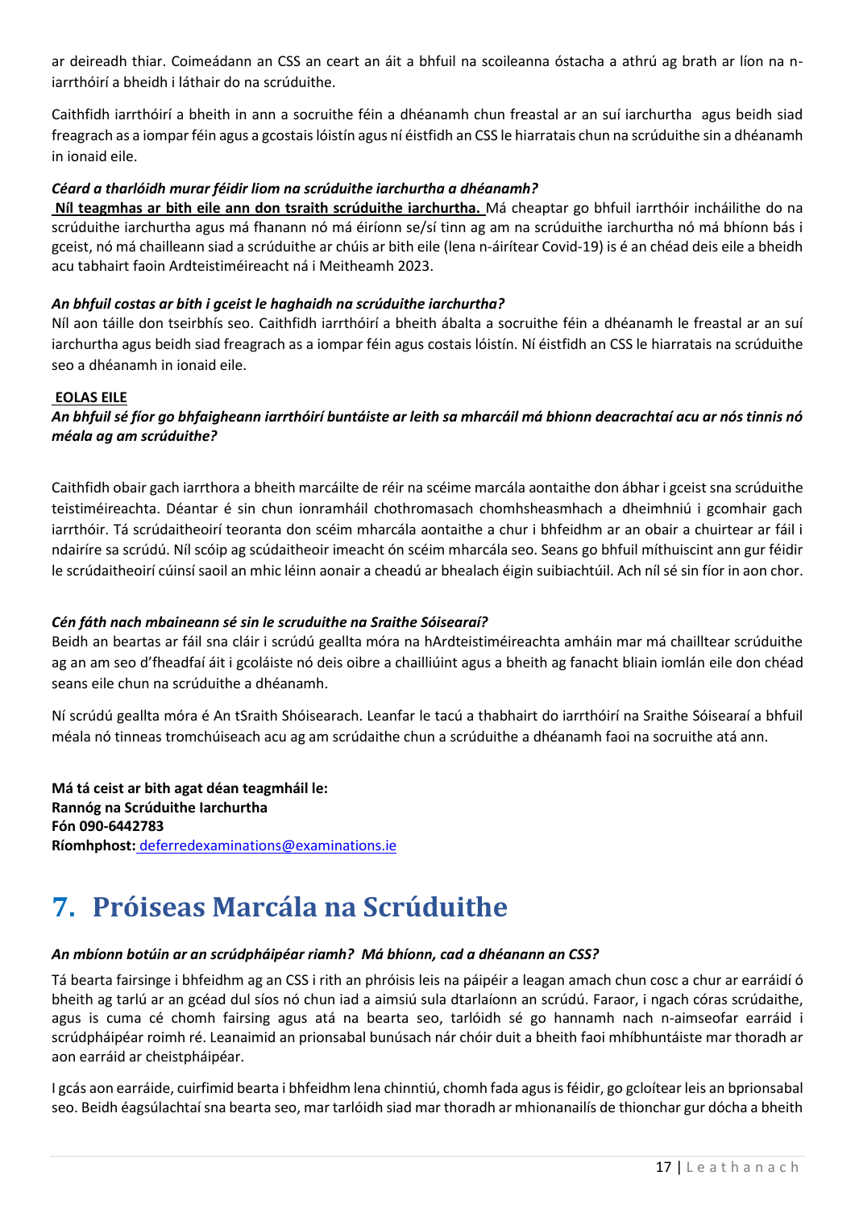ar deireadh thiar. Coimeádann an CSS an ceart an áit a bhfuil na scoileanna óstacha a athrú ag brath ar líon na n-iarrthóirí a bheidh i láthair do na scrúduithe.

Caithfidh iarrthóirí a bheith in ann a socruithe féin a dhéanamh chun freastal ar an suí iarchurtha agus beidh siad freagrach as a iompar féin agus a gcostais lóistín agus ní éistfidh an CSS le hiarratais chun na scrúduithe sin a dhéanamh in ionaid eile.

***Céard a tharlóidh murar féidir liom na scrúduithe iarchurtha a dhéanamh?***

**Níl teagmhas ar bith eile ann don tsraith scrúduithe iarchurtha.** Má cheaptar go bhfuil iarrthóir incháilithe do na scrúduithe iarchurtha agus má fhanann nó má éiríonn se/sí tinn ag am na scrúduithe iarchurtha nó má bhíonn bás i gceist, nó má chailleann siad a scrúduithe ar chúis ar bith eile (lena n-áirítear Covid-19) is é an chéad deis eile a bheidh acu tabhairt faoin Ardteistiméireacht ná i Meitheamh 2023.

***An bhfuil costas ar bith i gceist le haghaidh na scrúduithe iarchurtha?***

Níl aon táille don tseirbhís seo. Caithfidh iarrthóirí a bheith ábalta a socruithe féin a dhéanamh le freastal ar an suí iarchurtha agus beidh siad freagrach as a iompar féin agus costais lóistín. Ní éistfidh an CSS le hiarratais na scrúduithe seo a dhéanamh in ionaid eile.

**EOLAS EILE**

***An bhfuil sé fíor go bhfaigheann iarrthóirí buntáiste ar leith sa mharcáil má bhíonn deacrachtaí acu ar nós tinnis nó méala ag am scrúduithe?***

Caithfidh obair gach iarrthora a bheith marcáilte de réir na scéime marcála aontaithe don ábhar i gceist sna scrúduithe teistiméireachta. Déantar é sin chun ionramháil chothromasach chomhsheasmhach a dheimhniú i gcomhair gach iarrthóir. Tá scrúdaitheoirí teoranta don scéim mharcála aontaithe a chur i bhfeidhm ar an obair a chuirtear ar fáil i ndairíre sa scrúdú. Níl scóip ag scúdaitheoir imeacht ón scéim mharcála seo. Seans go bhfuil míthuiscint ann gur féidir le scrúdaitheoirí cúinsí saoil an mhic léinn aonair a cheadú ar bhealach éigin suibiachtúil. Ach níl sé sin fíor in aon chor.

***Cén fáth nach mbaineann sé sin le scruduithe na Sraithe Sóisearaí?***

Beidh an beartas ar fáil sna cláir i scrúdú geallta móra na hArdteistiméireachta amháin mar má chailltear scrúduithe ag an am seo d'fheadfaí áit i gcoláiste nó deis oibre a chailliúint agus a bheith ag fanacht bliain iomlán eile don chéad seans eile chun na scrúduithe a dhéanamh.

Ní scrúdú geallta móra é An tSraith Shóisearach. Leanfar le tacú a thabhairt do iarrthóirí na Sraithe Sóisearaí a bhfuil méala nó tinneas tromchúiseach acu ag am scrúdaithe chun a scrúduithe a dhéanamh faoi na socruithe atá ann.

**Má tá ceist ar bith agat déan teagmháil le:**
**Rannóg na Scrúduithe Iarchurtha**
**Fón 090-6442783**
**Ríomhphost:** deferredexaminations@examinations.ie

# 7. Próiseas Marcála na Scrúduithe

***An mbíonn botúin ar an scrúdpháipéar riamh? Má bhíonn, cad a dhéanann an CSS?***

Tá bearta fairsinge i bhfeidhm ag an CSS i rith an phróisis leis na páipéir a leagan amach chun cosc a chur ar earráidí ó bheith ag tarlú ar an gcéad dul síos nó chun iad a aimsiú sula dtarlaíonn an scrúdú. Faraor, i ngach córas scrúdaithe, agus is cuma cé chomh fairsing agus atá na bearta seo, tarlóidh sé go hannamh nach n-aimseofar earráid i scrúdpháipéar roimh ré. Leanaimid an prionsabal bunúsach nár chóir duit a bheith faoi mhíbhuntáiste mar thoradh ar aon earráid ar cheistpháipéar.

I gcás aon earráide, cuirfimid bearta i bhfeidhm lena chinntiú, chomh fada agus is féidir, go gcloítear leis an bprionsabal seo. Beidh éagsúlachtaí sna bearta seo, mar tarlóidh siad mar thoradh ar mhionanailís de thionchar gur dócha a bheith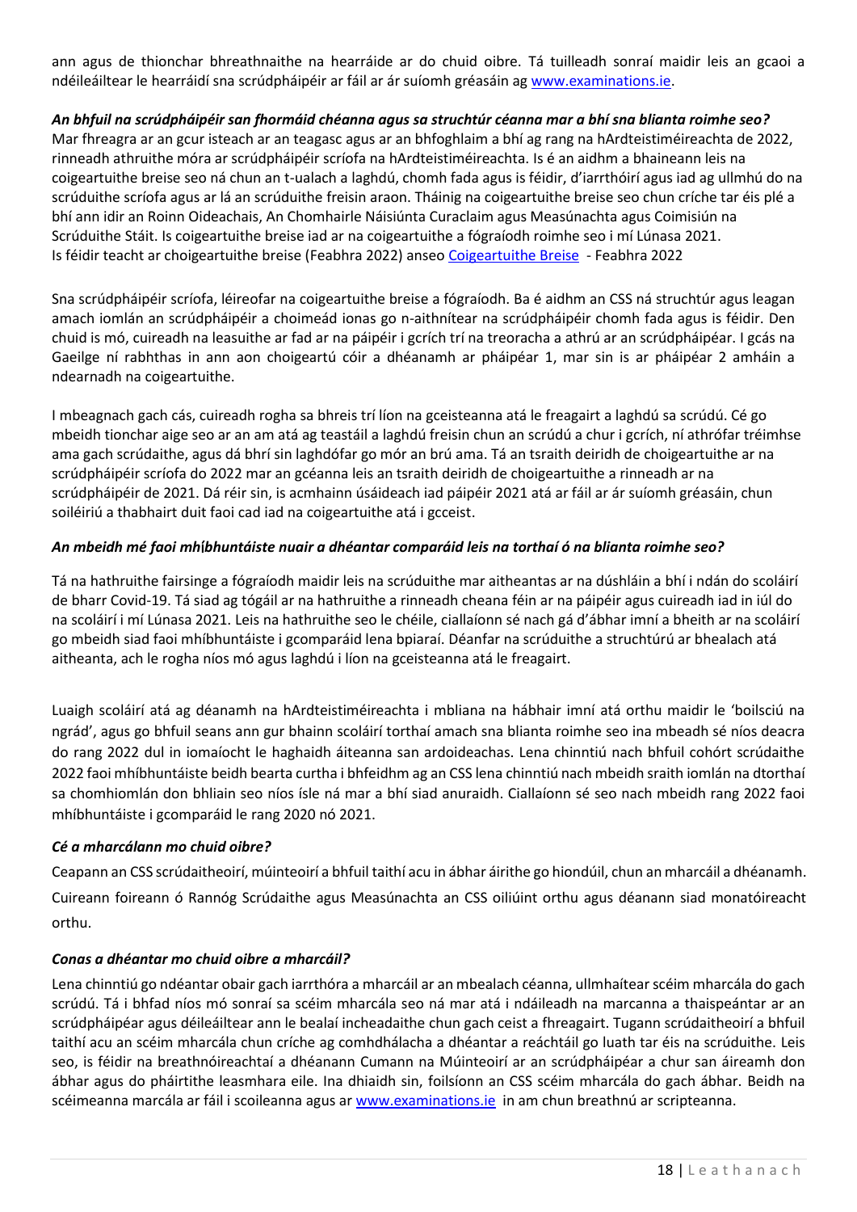ann agus de thionchar bhreathnaithe na hearráide ar do chuid oibre. Tá tuilleadh sonraí maidir leis an gcaoi a ndéileáiltear le hearráidí sna scrúdpháipéir ar fáil ar ár suíomh gréasáin ag www.examinations.ie.

***An bhfuil na scrúdpháipéir san fhormáid chéanna agus sa struchtúr céanna mar a bhí sna blianta roimhe seo?***

Mar fhreagra ar an gcur isteach ar an teagasc agus ar an bhfoghlaim a bhí ag rang na hArdteistiméireachta de 2022, rinneadh athruithe móra ar scrúdpháipéir scríofa na hArdteistiméireachta. Is é an aidhm a bhaineann leis na coigeartuithe breise seo ná chun an t-ualach a laghdú, chomh fada agus is féidir, d'iarrthóirí agus iad ag ullmhú do na scrúduithe scríofa agus ar lá an scrúduithe freisin araon. Tháinig na coigeartuithe breise seo chun críche tar éis plé a bhí ann idir an Roinn Oideachais, An Chomhairle Náisiúnta Curaclaim agus Measúnachta agus Coimisiún na Scrúduithe Stáit. Is coigeartuithe breise iad ar na coigeartuithe a fógraíodh roimhe seo i mí Lúnasa 2021.
Is féidir teacht ar choigeartuithe breise (Feabhra 2022) anseo Coigeartuithe Breise - Feabhra 2022

Sna scrúdpháipéir scríofa, léireofar na coigeartuithe breise a fógraíodh. Ba é aidhm an CSS ná struchtúr agus leagan amach iomlán an scrúdpháipéir a choimeád ionas go n-aithnítear na scrúdpháipéir chomh fada agus is féidir. Den chuid is mó, cuireadh na leasuithe ar fad ar na páipéir i gcrích trí na treoracha a athrú ar an scrúdpháipéar. I gcás na Gaeilge ní rabhthas in ann aon choigeartú cóir a dhéanamh ar pháipéar 1, mar sin is ar pháipéar 2 amháin a ndearnadh na coigeartuithe.

I mbeagnach gach cás, cuireadh rogha sa bhreis trí líon na gceisteanna atá le freagairt a laghdú sa scrúdú. Cé go mbeidh tionchar aige seo ar an am atá ag teastáil a laghdú freisin chun an scrúdú a chur i gcrích, ní athrófar tréimhse ama gach scrúdaithe, agus dá bhrí sin laghdófar go mór an brú ama. Tá an tsraith deiridh de choigeartuithe ar na scrúdpháipéir scríofa do 2022 mar an gcéanna leis an tsraith deiridh de choigeartuithe a rinneadh ar na scrúdpháipéir de 2021. Dá réir sin, is acmhainn úsáideach iad páipéir 2021 atá ar fáil ar ár suíomh gréasáin, chun soiléiriú a thabhairt duit faoi cad iad na coigeartuithe atá i gceist.

***An mbeidh mé faoi mhíbhuntáiste nuair a dhéantar comparáid leis na torthaí ó na blianta roimhe seo?***

Tá na hathruithe fairsinge a fógraíodh maidir leis na scrúduithe mar aitheantas ar na dúshláin a bhí i ndán do scoláirí de bharr Covid-19. Tá siad ag tógáil ar na hathruithe a rinneadh cheana féin ar na páipéir agus cuireadh iad in iúl do na scoláirí i mí Lúnasa 2021. Leis na hathruithe seo le chéile, ciallaíonn sé nach gá d'ábhar imní a bheith ar na scoláirí go mbeidh siad faoi mhíbhuntáiste i gcomparáid lena bpiaraí. Déanfar na scrúduithe a struchtúrú ar bhealach atá aitheanta, ach le rogha níos mó agus laghdú i líon na gceisteanna atá le freagairt.

Luaigh scoláirí atá ag déanamh na hArdteistiméireachta i mbliana na hábhair imní atá orthu maidir le 'boilsciú na ngrád', agus go bhfuil seans ann gur bhainn scoláirí torthaí amach sna blianta roimhe seo ina mbeadh sé níos deacra do rang 2022 dul in iomaíocht le haghaidh áiteanna san ardoideachas. Lena chinntiú nach bhfuil cohórt scrúdaithe 2022 faoi mhíbhuntáiste beidh bearta curtha i bhfeidhm ag an CSS lena chinntiú nach mbeidh sraith iomlán na dtorthaí sa chomhiomlán don bhliain seo níos ísle ná mar a bhí siad anuraidh. Ciallaíonn sé seo nach mbeidh rang 2022 faoi mhíbhuntáiste i gcomparáid le rang 2020 nó 2021.

***Cé a mharcálann mo chuid oibre?***

Ceapann an CSS scrúdaitheoirí, múinteoirí a bhfuil taithí acu in ábhar áirithe go hiondúil, chun an mharcáil a dhéanamh. Cuireann foireann ó Rannóg Scrúdaithe agus Measúnachta an CSS oiliúint orthu agus déanann siad monatóireacht orthu.

***Conas a dhéantar mo chuid oibre a mharcáil?***

Lena chinntiú go ndéantar obair gach iarrthóra a mharcáil ar an mbealach céanna, ullmhaítear scéim mharcála do gach scrúdú. Tá i bhfad níos mó sonraí sa scéim mharcála seo ná mar atá i ndáileadh na marcanna a thaispeántar ar an scrúdpháipéar agus déileáiltear ann le bealaí incheadaithe chun gach ceist a fhreagairt. Tugann scrúdaitheoirí a bhfuil taithí acu an scéim mharcála chun críche ag comhdhálacha a dhéantar a reáchtáil go luath tar éis na scrúduithe. Leis seo, is féidir na breathnóireachtaí a dhéanann Cumann na Múinteoirí ar an scrúdpháipéar a chur san áireamh don ábhar agus do pháirtithe leasmhara eile. Ina dhiaidh sin, foilsíonn an CSS scéim mharcála do gach ábhar. Beidh na scéimeanna marcála ar fáil i scoileanna agus ar www.examinations.ie in am chun breathnú ar scripteanna.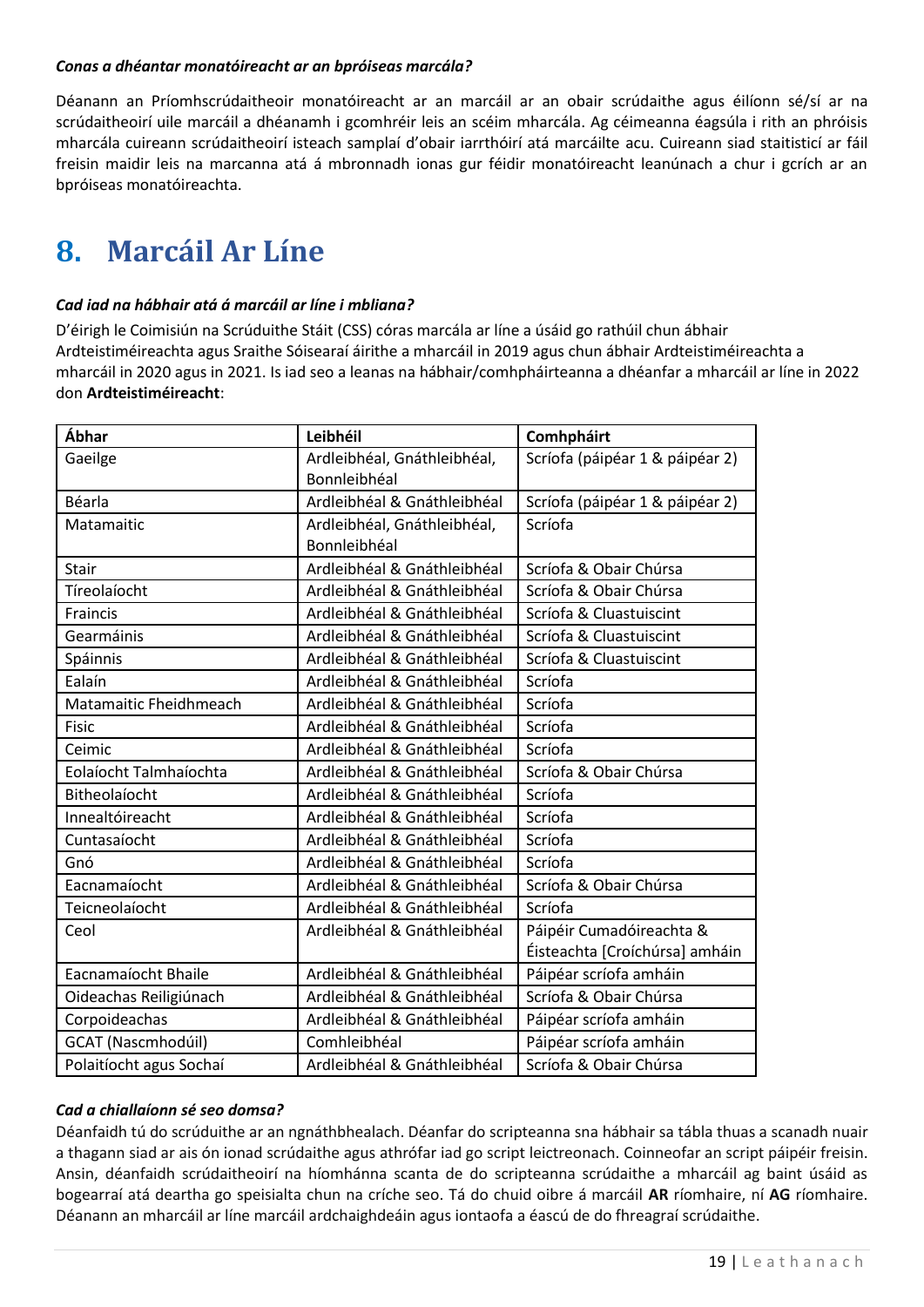***Conas a dhéantar monatóireacht ar an bpróiseas marcála?***

Déanann an Príomhscrúdaitheoir monatóireacht ar an marcáil ar an obair scrúdaithe agus éilíonn sé/sí ar na scrúdaitheoirí uile marcáil a dhéanamh i gcomhréir leis an scéim mharcála. Ag céimeanna éagsúla i rith an phróisis mharcála cuireann scrúdaitheoirí isteach samplaí d'obair iarrthóirí atá marcáilte acu. Cuireann siad staitisticí ar fáil freisin maidir leis na marcanna atá á mbronnadh ionas gur féidir monatóireacht leanúnach a chur i gcrích ar an bpróiseas monatóireachta.

# 8. Marcáil Ar Líne

***Cad iad na hábhair atá á marcáil ar líne i mbliana?***

D'éirigh le Coimisiún na Scrúduithe Stáit (CSS) córas marcála ar líne a úsáid go rathúil chun ábhair Ardteistiméireachta agus Sraithe Sóisearaí áirithe a mharcáil in 2019 agus chun ábhair Ardteistiméireachta a mharcáil in 2020 agus in 2021. Is iad seo a leanas na hábhair/comhpháirteanna a dhéanfar a mharcáil ar líne in 2022 don **Ardteistiméireacht**:

| **Ábhar** | **Leibhéil** | **Comhpháirt** |
|---|---|---|
| Gaeilge | Ardleibhéal, Gnáthleibhéal, Bonnleibhéal | Scríofa (páipéar 1 & páipéar 2) |
| Béarla | Ardleibhéal & Gnáthleibhéal | Scríofa (páipéar 1 & páipéar 2) |
| Matamaitic | Ardleibhéal, Gnáthleibhéal, Bonnleibhéal | Scríofa |
| Stair | Ardleibhéal & Gnáthleibhéal | Scríofa & Obair Chúrsa |
| Tíreolaíocht | Ardleibhéal & Gnáthleibhéal | Scríofa & Obair Chúrsa |
| Fraincis | Ardleibhéal & Gnáthleibhéal | Scríofa & Cluastuiscint |
| Gearmáinis | Ardleibhéal & Gnáthleibhéal | Scríofa & Cluastuiscint |
| Spáinnis | Ardleibhéal & Gnáthleibhéal | Scríofa & Cluastuiscint |
| Ealaín | Ardleibhéal & Gnáthleibhéal | Scríofa |
| Matamaitic Fheidhmeach | Ardleibhéal & Gnáthleibhéal | Scríofa |
| Fisic | Ardleibhéal & Gnáthleibhéal | Scríofa |
| Ceimic | Ardleibhéal & Gnáthleibhéal | Scríofa |
| Eolaíocht Talmhaíochta | Ardleibhéal & Gnáthleibhéal | Scríofa & Obair Chúrsa |
| Bitheolaíocht | Ardleibhéal & Gnáthleibhéal | Scríofa |
| Innealtóireacht | Ardleibhéal & Gnáthleibhéal | Scríofa |
| Cuntasaíocht | Ardleibhéal & Gnáthleibhéal | Scríofa |
| Gnó | Ardleibhéal & Gnáthleibhéal | Scríofa |
| Eacnamaíocht | Ardleibhéal & Gnáthleibhéal | Scríofa & Obair Chúrsa |
| Teicneolaíocht | Ardleibhéal & Gnáthleibhéal | Scríofa |
| Ceol | Ardleibhéal & Gnáthleibhéal | Páipéir Cumadóireachta & Éisteachta [Croíchúrsa] amháin |
| Eacnamaíocht Bhaile | Ardleibhéal & Gnáthleibhéal | Páipéar scríofa amháin |
| Oideachas Reiligiúnach | Ardleibhéal & Gnáthleibhéal | Scríofa & Obair Chúrsa |
| Corpoideachas | Ardleibhéal & Gnáthleibhéal | Páipéar scríofa amháin |
| GCAT (Nascmhodúil) | Comhleibhéal | Páipéar scríofa amháin |
| Polaitíocht agus Sochaí | Ardleibhéal & Gnáthleibhéal | Scríofa & Obair Chúrsa |

***Cad a chiallaíonn sé seo domsa?***

Déanfaidh tú do scrúduithe ar an ngnáthbhealach. Déanfar do scripteanna sna hábhair sa tábla thuas a scanadh nuair a thagann siad ar ais ón ionad scrúdaithe agus athrófar iad go script leictreonach. Coinneofar an script páipéir freisin. Ansin, déanfaidh scrúdaitheoirí na híomhánna scanta de do scripteanna scrúdaithe a mharcáil ag baint úsáid as bogearraí atá deartha go speisialta chun na críche seo. Tá do chuid oibre á marcáil **AR** ríomhaire, ní **AG** ríomhaire. Déanann an mharcáil ar líne marcáil ardchaighdeáin agus iontaofa a éascú de do fhreagraí scrúdaithe.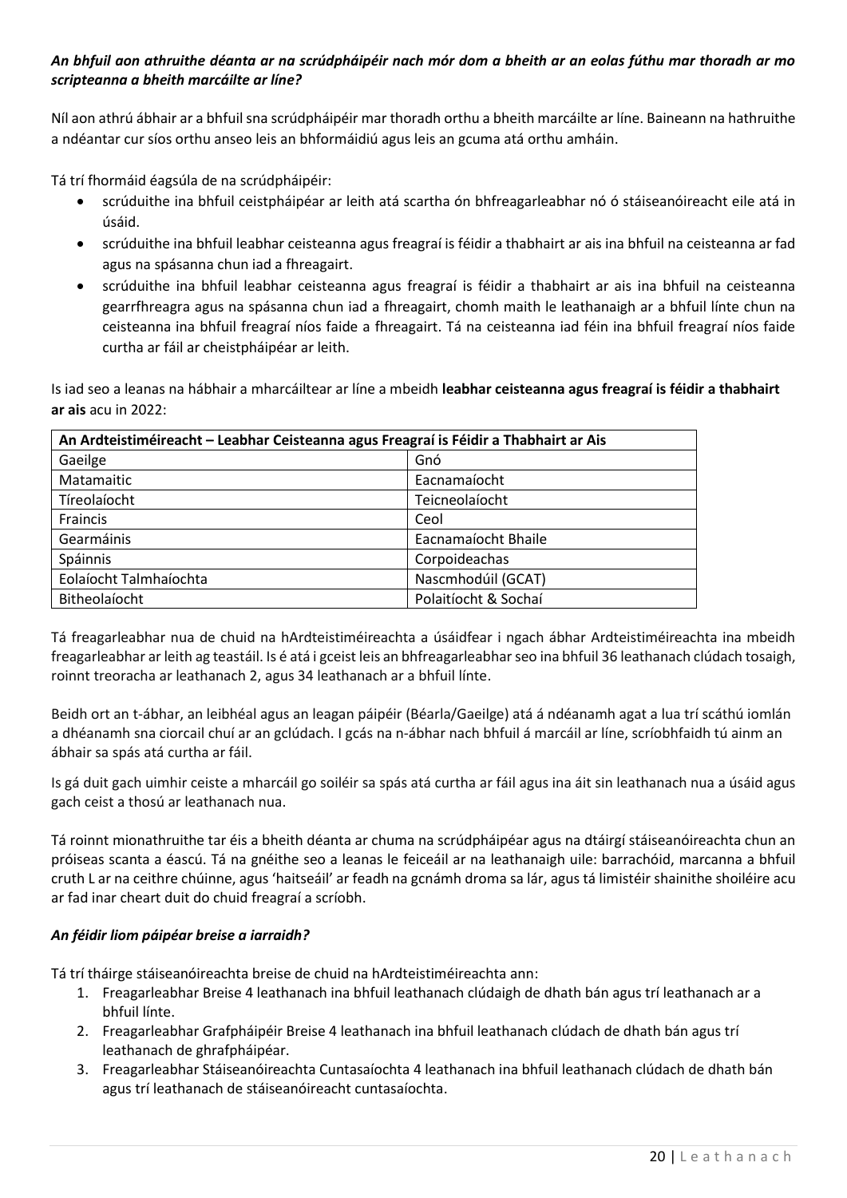***An bhfuil aon athruithe déanta ar na scrúdpháipéir nach mór dom a bheith ar an eolas fúthu mar thoradh ar mo scripteanna a bheith marcáilte ar líne?***

Níl aon athrú ábhair ar a bhfuil sna scrúdpháipéir mar thoradh orthu a bheith marcáilte ar líne. Baineann na hathruithe a ndéantar cur síos orthu anseo leis an bhformáidiú agus leis an gcuma atá orthu amháin.

Tá trí fhormáid éagsúla de na scrúdpháipéir:

- scrúduithe ina bhfuil ceistpháipéar ar leith atá scartha ón bhfreagarleabhar nó ó stáiseanóireacht eile atá in úsáid.
- scrúduithe ina bhfuil leabhar ceisteanna agus freagraí is féidir a thabhairt ar ais ina bhfuil na ceisteanna ar fad agus na spásanna chun iad a fhreagairt.
- scrúduithe ina bhfuil leabhar ceisteanna agus freagraí is féidir a thabhairt ar ais ina bhfuil na ceisteanna gearrfhreagra agus na spásanna chun iad a fhreagairt, chomh maith le leathanaigh ar a bhfuil línte chun na ceisteanna ina bhfuil freagraí níos faide a fhreagairt. Tá na ceisteanna iad féin ina bhfuil freagraí níos faide curtha ar fáil ar cheistpháipéar ar leith.

Is iad seo a leanas na hábhair a mharcáiltear ar líne a mbeidh **leabhar ceisteanna agus freagraí is féidir a thabhairt ar ais** acu in 2022:

| An Ardteistiméireacht – Leabhar Ceisteanna agus Freagraí is Féidir a Thabhairt ar Ais | |
|---|---|
| Gaeilge | Gnó |
| Matamaitic | Eacnamaíocht |
| Tíreolaíocht | Teicneolaíocht |
| Fraincis | Ceol |
| Gearmáinis | Eacnamaíocht Bhaile |
| Spáinnis | Corpoideachas |
| Eolaíocht Talmhaíochta | Nascmhodúil (GCAT) |
| Bitheolaíocht | Polaitíocht & Sochaí |

Tá freagarleabhar nua de chuid na hArdteistiméireachta a úsáidfear i ngach ábhar Ardteistiméireachta ina mbeidh freagarleabhar ar leith ag teastáil. Is é atá i gceist leis an bhfreagarleabhar seo ina bhfuil 36 leathanach clúdach tosaigh, roinnt treoracha ar leathanach 2, agus 34 leathanach ar a bhfuil línte.

Beidh ort an t-ábhar, an leibhéal agus an leagan páipéir (Béarla/Gaeilge) atá á ndéanamh agat a lua trí scáthú iomlán a dhéanamh sna ciorcail chuí ar an gclúdach. I gcás na n-ábhar nach bhfuil á marcáil ar líne, scríobhfaidh tú ainm an ábhair sa spás atá curtha ar fáil.

Is gá duit gach uimhir ceiste a mharcáil go soiléir sa spás atá curtha ar fáil agus ina áit sin leathanach nua a úsáid agus gach ceist a thosú ar leathanach nua.

Tá roinnt mionathruithe tar éis a bheith déanta ar chuma na scrúdpháipéar agus na dtáirgí stáiseanóireachta chun an próiseas scanta a éascú. Tá na gnéithe seo a leanas le feiceáil ar na leathanaigh uile: barrachóid, marcanna a bhfuil cruth L ar na ceithre chúinne, agus 'haitseáil' ar feadh na gcnámh droma sa lár, agus tá limistéir shainithe shoiléire acu ar fad inar cheart duit do chuid freagraí a scríobh.

***An féidir liom páipéar breise a iarraidh?***

Tá trí tháirge stáiseanóireachta breise de chuid na hArdteistiméireachta ann:

1. Freagarleabhar Breise 4 leathanach ina bhfuil leathanach clúdaigh de dhath bán agus trí leathanach ar a bhfuil línte.
2. Freagarleabhar Grafpháipéir Breise 4 leathanach ina bhfuil leathanach clúdach de dhath bán agus trí leathanach de ghrafpháipéar.
3. Freagarleabhar Stáiseanóireachta Cuntasaíochta 4 leathanach ina bhfuil leathanach clúdach de dhath bán agus trí leathanach de stáiseanóireacht cuntasaíochta.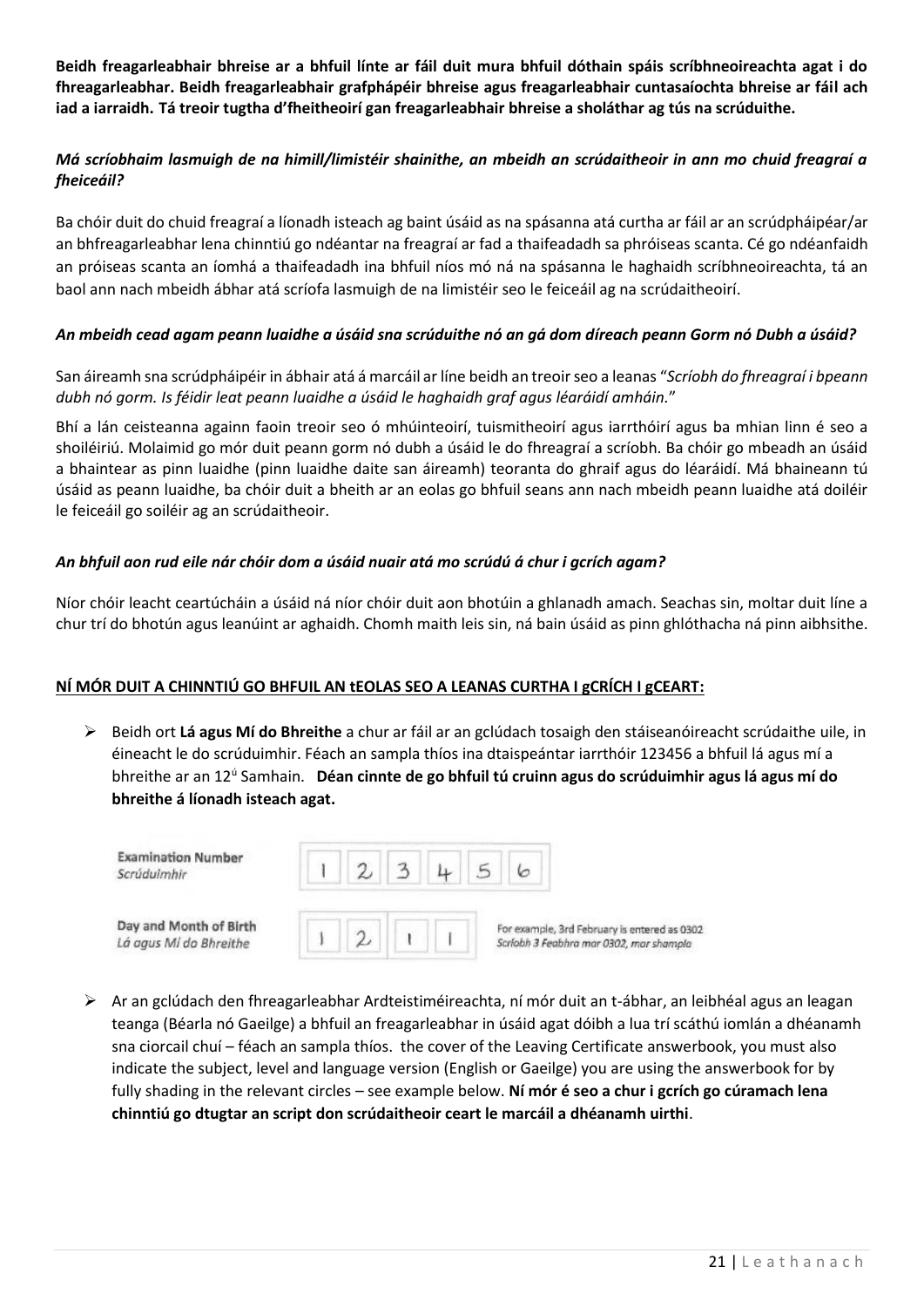**Beidh freagarleabhair bhreise ar a bhfuil línte ar fáil duit mura bhfuil dóthain spáis scríbhneoireachta agat i do fhreagarleabhar. Beidh freagarleabhair grafpháipéir bhreise agus freagarleabhair cuntasaíochta bhreise ar fáil ach iad a iarraidh. Tá treoir tugtha d'fheitheoirí gan freagarleabhair bhreise a sholáthar ag tús na scrúduithe.**

***Má scríobhaim lasmuigh de na himill/limistéir shainithe, an mbeidh an scrúdaitheoir in ann mo chuid freagraí a fheiceáil?***

Ba chóir duit do chuid freagraí a líonadh isteach ag baint úsáid as na spásanna atá curtha ar fáil ar an scrúdpháipéar/ar an bhfreagarleabhar lena chinntiú go ndéantar na freagraí ar fad a thaifeadadh sa phróiseas scanta. Cé go ndéanfaidh an próiseas scanta an íomhá a thaifeadadh ina bhfuil níos mó ná na spásanna le haghaidh scríbhneoireachta, tá an baol ann nach mbeidh ábhar atá scríofa lasmuigh de na limistéir seo le feiceáil ag na scrúdaitheoirí.

***An mbeidh cead agam peann luaidhe a úsáid sna scrúduithe nó an gá dom díreach peann Gorm nó Dubh a úsáid?***

San áireamh sna scrúdpháipéir in ábhair atá á marcáil ar líne beidh an treoir seo a leanas "*Scríobh do fhreagraí i bpeann dubh nó gorm. Is féidir leat peann luaidhe a úsáid le haghaidh graf agus léaráidí amháin.*"

Bhí a lán ceisteanna againn faoin treoir seo ó mhúinteoirí, tuismitheoirí agus iarrthóirí agus ba mhian linn é seo a shoiléiriú. Molaimid go mór duit peann gorm nó dubh a úsáid le do fhreagraí a scríobh. Ba chóir go mbeadh an úsáid a bhaintear as pinn luaidhe (pinn luaidhe daite san áireamh) teoranta do ghraif agus do léaráidí. Má bhaineann tú úsáid as peann luaidhe, ba chóir duit a bheith ar an eolas go bhfuil seans ann nach mbeidh peann luaidhe atá doiléir le feiceáil go soiléir ag an scrúdaitheoir.

***An bhfuil aon rud eile nár chóir dom a úsáid nuair atá mo scrúdú á chur i gcrích agam?***

Níor chóir leacht ceartúcháin a úsáid ná níor chóir duit aon bhotúin a ghlanadh amach. Seachas sin, moltar duit líne a chur trí do bhotún agus leanúint ar aghaidh. Chomh maith leis sin, ná bain úsáid as pinn ghlóthacha ná pinn aibhsithe.

**NÍ MÓR DUIT A CHINNTIÚ GO BHFUIL AN tEOLAS SEO A LEANAS CURTHA I gCRÍCH I gCEART:**

- Beidh ort **Lá agus Mí do Bhreithe** a chur ar fáil ar an gclúdach tosaigh den stáiseanóireacht scrúdaithe uile, in éineacht le do scrúduimhir. Féach an sampla thíos ina dtaispeántar iarrthóir 123456 a bhfuil lá agus mí a bhreithe ar an 12ú Samhain. **Déan cinnte de go bhfuil tú cruinn agus do scrúduimhir agus lá agus mí do bhreithe á líonadh isteach agat.**

| | |
|---|---|
| Examination Number *Scrúduimhir* | 1 2 3 4 5 6 |
| Day and Month of Birth *Lá agus Mí do Bhreithe* | 1 2 1 1 — For example, 3rd February is entered as 0302 *Scríobh 3 Feabhra mar 0302, mar shampla* |

- Ar an gclúdach den fhreagarleabhar Ardteistiméireachta, ní mór duit an t-ábhar, an leibhéal agus an leagan teanga (Béarla nó Gaeilge) a bhfuil an freagarleabhar in úsáid agat dóibh a lua trí scáthú iomlán a dhéanamh sna ciorcail chuí – féach an sampla thíos. the cover of the Leaving Certificate answerbook, you must also indicate the subject, level and language version (English or Gaeilge) you are using the answerbook for by fully shading in the relevant circles – see example below. **Ní mór é seo a chur i gcrích go cúramach lena chinntiú go dtugtar an script don scrúdaitheoir ceart le marcáil a dhéanamh uirthi**.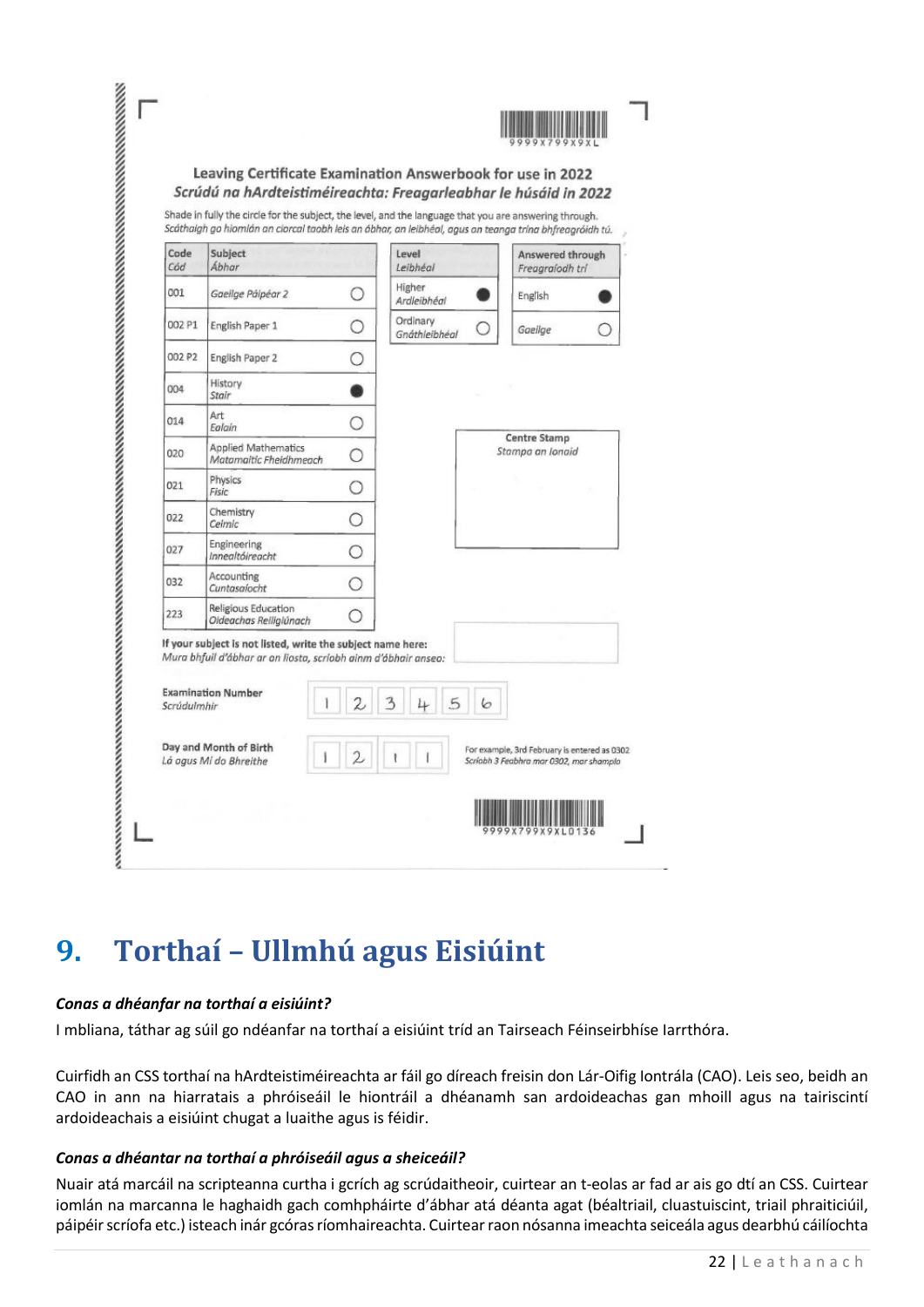Leaving Certificate Examination Answerbook for use in 2022

*Scrúdú na hArdteistiméireachta: Freagarleabhar le húsáid in 2022*

Shade in fully the circle for the subject, the level, and the language that you are answering through.
*Scáthaigh go hiomlán an ciorcal taobh leis an ábhar, an leibhéal, agus an teanga trína bhfreagróidh tú.*

| Code *Cód* | Subject *Ábhar* | |
|---|---|---|
| 001 | *Gaeilge Páipéar 2* | ○ |
| 002 P1 | English Paper 1 | ○ |
| 002 P2 | English Paper 2 | ○ |
| 004 | History *Stair* | ● |
| 014 | Art *Ealaín* | ○ |
| 020 | Applied Mathematics *Matamaitic Fheidhmeach* | ○ |
| 021 | Physics *Fisic* | ○ |
| 022 | Chemistry *Ceimic* | ○ |
| 027 | Engineering *Innealtóireacht* | ○ |
| 032 | Accounting *Cuntasaíocht* | ○ |
| 223 | Religious Education *Oideachas Reiligiúnach* | ○ |

| Level *Leibhéal* | |
|---|---|
| Higher *Ardleibhéal* | ● |
| Ordinary *Gnáthleibhéal* | ○ |

| Answered through *Freagraíodh trí* | |
|---|---|
| English | ● |
| *Gaeilge* | ○ |

Centre Stamp
*Stampa an Ionaid*

If your subject is not listed, write the subject name here:
*Mura bhfuil d'ábhar ar an liosta, scríobh ainm d'ábhair anseo:*

Examination Number *Scrúdúimhir*: 1 2 3 4 5 6

Day and Month of Birth *Lá agus Mí do Bhreithe*: 1 2 1 1

For example, 3rd February is entered as 0302
*Scríobh 3 Feabhra mar 0302, mar shampla*

## 9. Torthaí – Ullmhú agus Eisiúint

***Conas a dhéanfar na torthaí a eisiúint?***

I mbliana, táthar ag súil go ndéanfar na torthaí a eisiúint tríd an Tairseach Féinseirbhíse Iarrthóra.

Cuirfidh an CSS torthaí na hArdteistiméireachta ar fáil go díreach freisin don Lár-Oifig Iontrála (CAO). Leis seo, beidh an CAO in ann na hiarratais a phróiseáil le hiontráil a dhéanamh san ardoideachas gan mhoill agus na tairiscintí ardoideachais a eisiúint chugat a luaithe agus is féidir.

***Conas a dhéantar na torthaí a phróiseáil agus a sheiceáil?***

Nuair atá marcáil na scripteanna curtha i gcrích ag scrúdaitheoir, cuirtear an t-eolas ar fad ar ais go dtí an CSS. Cuirtear iomlán na marcanna le haghaidh gach comhpháirte d'ábhar atá déanta agat (béaltriail, cluastuiscint, triail phraiticiúil, páipéir scríofa etc.) isteach inár gcóras ríomhaireachta. Cuirtear raon nósanna imeachta seiceála agus dearbhú cáilíochta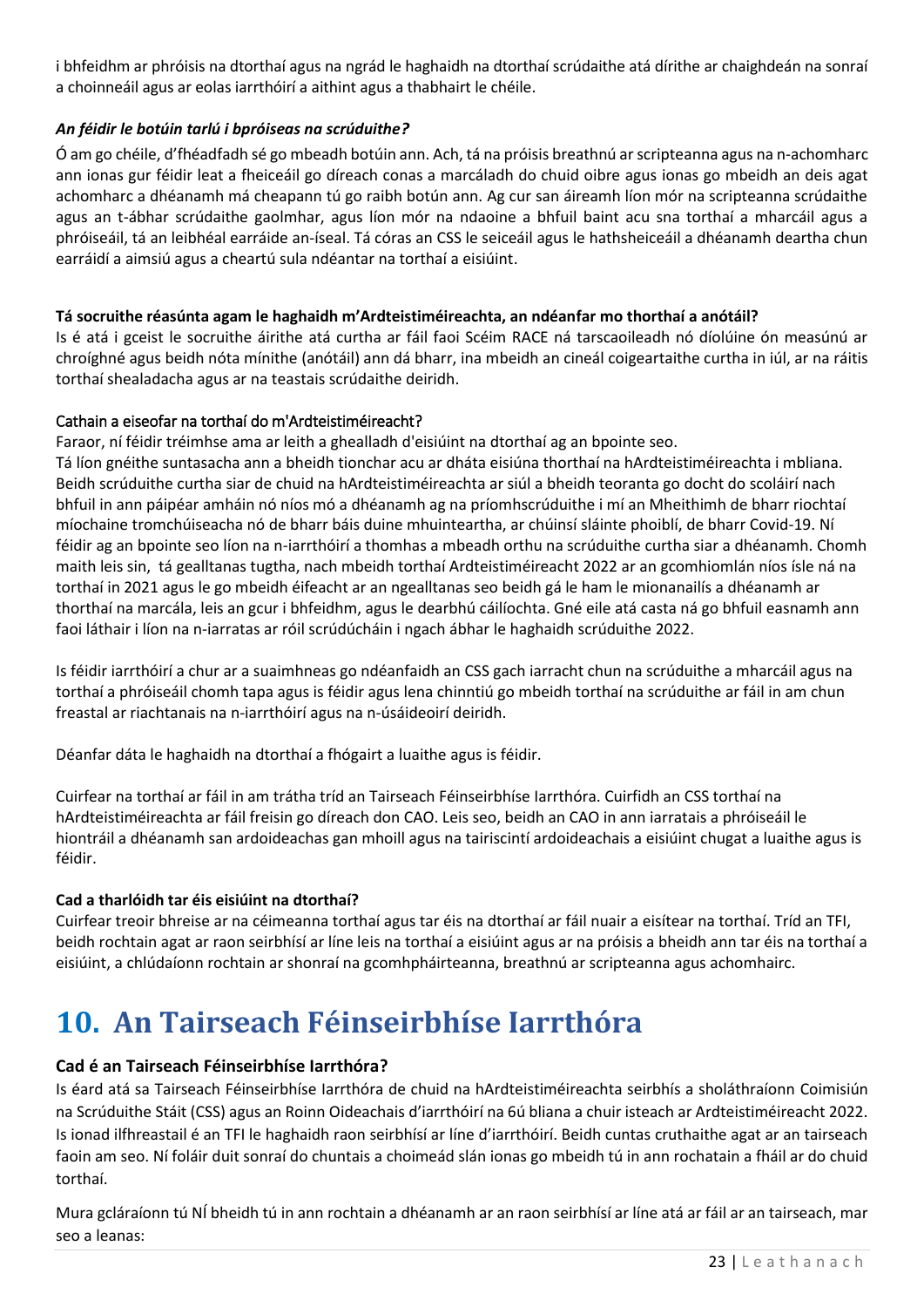i bhfeidhm ar phróisis na dtorthaí agus na ngrád le haghaidh na dtorthaí scrúdaithe atá dírithe ar chaighdeán na sonraí a choinneáil agus ar eolas iarrthóirí a aithint agus a thabhairt le chéile.

***An féidir le botúin tarlú i bpróiseas na scrúduithe?***

Ó am go chéile, d'fhéadfadh sé go mbeadh botúin ann. Ach, tá na próisis breathnú ar scripteanna agus na n-achomharc ann ionas gur féidir leat a fheiceáil go díreach conas a marcáladh do chuid oibre agus ionas go mbeidh an deis agat achomharc a dhéanamh má cheapann tú go raibh botún ann. Ag cur san áireamh líon mór na scripteanna scrúdaithe agus an t-ábhar scrúdaithe gaolmhar, agus líon mór na ndaoine a bhfuil baint acu sna torthaí a mharcáil agus a phróiseáil, tá an leibhéal earráide an-íseal. Tá córas an CSS le seiceáil agus le hathsheiceáil a dhéanamh deartha chun earráidí a aimsiú agus a cheartú sula ndéantar na torthaí a eisiúint.

**Tá socruithe réasúnta agam le haghaidh m'Ardteistiméireachta, an ndéanfar mo thorthaí a anótáil?**

Is é atá i gceist le socruithe áirithe atá curtha ar fáil faoi Scéim RACE ná tarscaoileadh nó díolúine ón measúnú ar chroíghné agus beidh nóta mínithe (anótáil) ann dá bharr, ina mbeidh an cineál coigeartaithe curtha in iúl, ar na ráitis torthaí shealadacha agus ar na teastais scrúdaithe deiridh.

Cathain a eiseofar na torthaí do m'Ardteistiméireacht?

Faraor, ní féidir tréimhse ama ar leith a ghealladh d'eisiúint na dtorthaí ag an bpointe seo.

Tá líon gnéithe suntasacha ann a bheidh tionchar acu ar dháta eisiúna thorthaí na hArdteistiméireachta i mbliana. Beidh scrúduithe curtha siar de chuid na hArdteistiméireachta ar siúl a bheidh teoranta go docht do scoláirí nach bhfuil in ann páipéar amháin nó níos mó a dhéanamh ag na príomhscrúduithe i mí an Mheithimh de bharr riochtaí míochaine tromchúiseacha nó de bharr báis duine mhuinteartha, ar chúinsí sláinte phoiblí, de bharr Covid-19. Ní féidir ag an bpointe seo líon na n-iarrthóirí a thomhas a mbeadh orthu na scrúduithe curtha siar a dhéanamh. Chomh maith leis sin, tá gealltanas tugtha, nach mbeidh torthaí Ardteistiméireacht 2022 ar an gcomhiomlán níos ísle ná na torthaí in 2021 agus le go mbeidh éifeacht ar an ngealltanas seo beidh gá le ham le mionanailís a dhéanamh ar thorthaí na marcála, leis an gcur i bhfeidhm, agus le dearbhú cáilíochta. Gné eile atá casta ná go bhfuil easnamh ann faoi láthair i líon na n-iarratas ar róil scrúdúcháin i ngach ábhar le haghaidh scrúduithe 2022.

Is féidir iarrthóirí a chur ar a suaimhneas go ndéanfaidh an CSS gach iarracht chun na scrúduithe a mharcáil agus na torthaí a phróiseáil chomh tapa agus is féidir agus lena chinntiú go mbeidh torthaí na scrúduithe ar fáil in am chun freastal ar riachtanais na n-iarrthóirí agus na n-úsáideoirí deiridh.

Déanfar dáta le haghaidh na dtorthaí a fhógairt a luaithe agus is féidir.

Cuirfear na torthaí ar fáil in am trátha tríd an Tairseach Féinseirbhíse Iarrthóra. Cuirfidh an CSS torthaí na hArdteistiméireachta ar fáil freisin go díreach don CAO. Leis seo, beidh an CAO in ann iarratais a phróiseáil le hiontráil a dhéanamh san ardoideachas gan mhoill agus na tairiscintí ardoideachais a eisiúint chugat a luaithe agus is féidir.

**Cad a tharlóidh tar éis eisiúint na dtorthaí?**

Cuirfear treoir bhreise ar na céimeanna torthaí agus tar éis na dtorthaí ar fáil nuair a eisítear na torthaí. Tríd an TFI, beidh rochtain agat ar raon seirbhísí ar líne leis na torthaí a eisiúint agus ar na próisis a bheidh ann tar éis na torthaí a eisiúint, a chlúdaíonn rochtain ar shonraí na gcomhpháirteanna, breathnú ar scripteanna agus achomhairc.

# 10. An Tairseach Féinseirbhíse Iarrthóra

**Cad é an Tairseach Féinseirbhíse Iarrthóra?**

Is éard atá sa Tairseach Féinseirbhíse Iarrthóra de chuid na hArdteistiméireachta seirbhís a sholáthraíonn Coimisiún na Scrúduithe Stáit (CSS) agus an Roinn Oideachais d'iarrthóirí na 6ú bliana a chuir isteach ar Ardteistiméireacht 2022. Is ionad ilfhreastail é an TFI le haghaidh raon seirbhísí ar líne d'iarrthóirí. Beidh cuntas cruthaithe agat ar an tairseach faoin am seo. Ní foláir duit sonraí do chuntais a choimeád slán ionas go mbeidh tú in ann rochatain a fháil ar do chuid torthaí.

Mura gcláraíonn tú NÍ bheidh tú in ann rochtain a dhéanamh ar an raon seirbhísí ar líne atá ar fáil ar an tairseach, mar seo a leanas: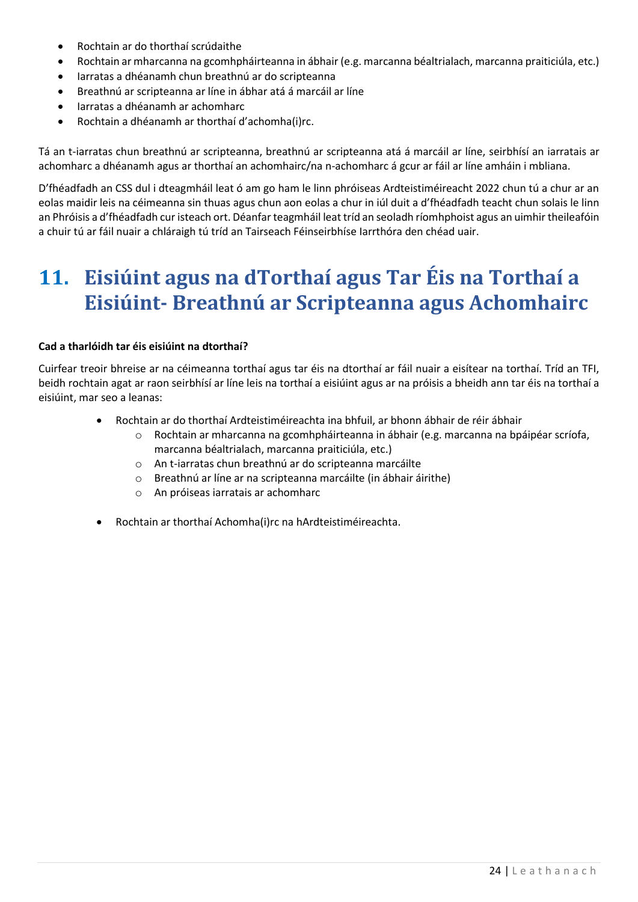- Rochtain ar do thorthaí scrúdaithe
- Rochtain ar mharcanna na gcomhpháirteanna in ábhair (e.g. marcanna béaltrialach, marcanna praiticiúla, etc.)
- Iarratas a dhéanamh chun breathnú ar do scripteanna
- Breathnú ar scripteanna ar líne in ábhar atá á marcáil ar líne
- Iarratas a dhéanamh ar achomharc
- Rochtain a dhéanamh ar thorthaí d'achomha(i)rc.

Tá an t-iarratas chun breathnú ar scripteanna, breathnú ar scripteanna atá á marcáil ar líne, seirbhísí an iarratais ar achomharc a dhéanamh agus ar thorthaí an achomhairc/na n-achomharc á gcur ar fáil ar líne amháin i mbliana.

D'fhéadfadh an CSS dul i dteagmháil leat ó am go ham le linn phróiseas Ardteistiméireacht 2022 chun tú a chur ar an eolas maidir leis na céimeanna sin thuas agus chun aon eolas a chur in iúl duit a d'fhéadfadh teacht chun solais le linn an Phróisis a d'fhéadfadh cur isteach ort. Déanfar teagmháil leat tríd an seoladh ríomhphoist agus an uimhir theileafóin a chuir tú ar fáil nuair a chláraigh tú tríd an Tairseach Féinseirbhíse Iarrthóra den chéad uair.

# 11. Eisiúint agus na dTorthaí agus Tar Éis na Torthaí a Eisiúint- Breathnú ar Scripteanna agus Achomhairc

**Cad a tharlóidh tar éis eisiúint na dtorthaí?**

Cuirfear treoir bhreise ar na céimeanna torthaí agus tar éis na dtorthaí ar fáil nuair a eisítear na torthaí. Tríd an TFI, beidh rochtain agat ar raon seirbhísí ar líne leis na torthaí a eisiúint agus ar na próisis a bheidh ann tar éis na torthaí a eisiúint, mar seo a leanas:

- Rochtain ar do thorthaí Ardteistiméireachta ina bhfuil, ar bhonn ábhair de réir ábhair
  - Rochtain ar mharcanna na gcomhpháirteanna in ábhair (e.g. marcanna na bpáipéar scríofa, marcanna béaltrialach, marcanna praiticiúla, etc.)
  - An t-iarratas chun breathnú ar do scripteanna marcáilte
  - Breathnú ar líne ar na scripteanna marcáilte (in ábhair áirithe)
  - An próiseas iarratais ar achomharc

- Rochtain ar thorthaí Achomha(i)rc na hArdteistiméireachta.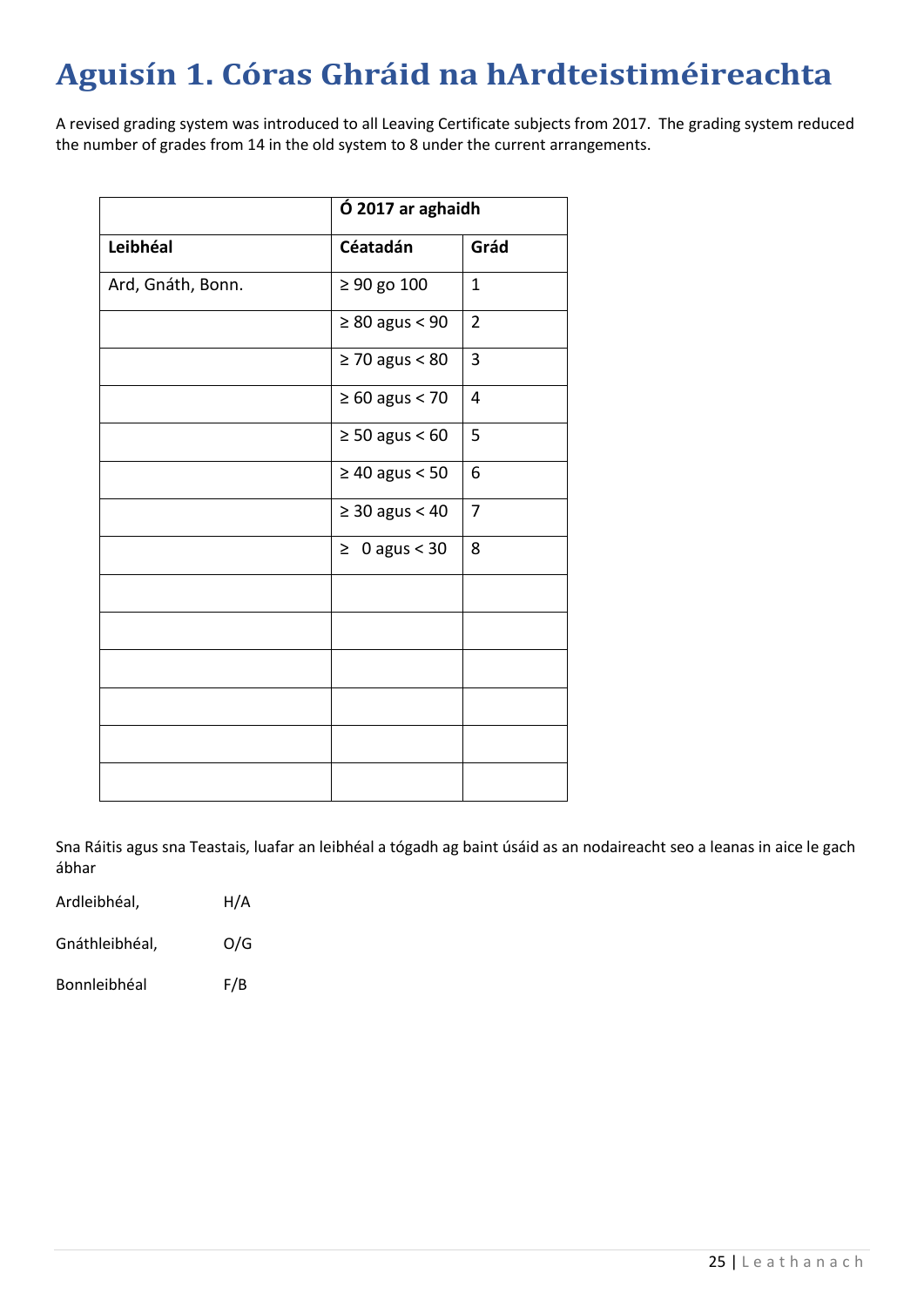# Aguisín 1. Córas Ghráid na hArdteistiméireachta

A revised grading system was introduced to all Leaving Certificate subjects from 2017. The grading system reduced the number of grades from 14 in the old system to 8 under the current arrangements.

| | Ó 2017 ar aghaidh | |
|---|---|---|
| **Leibhéal** | **Céatadán** | **Grád** |
| Ard, Gnáth, Bonn. | ≥ 90 go 100 | 1 |
| | ≥ 80 agus < 90 | 2 |
| | ≥ 70 agus < 80 | 3 |
| | ≥ 60 agus < 70 | 4 |
| | ≥ 50 agus < 60 | 5 |
| | ≥ 40 agus < 50 | 6 |
| | ≥ 30 agus < 40 | 7 |
| | ≥ 0 agus < 30 | 8 |
| | | |
| | | |
| | | |
| | | |
| | | |
| | | |

Sna Ráitis agus sna Teastais, luafar an leibhéal a tógadh ag baint úsáid as an nodaireacht seo a leanas in aice le gach ábhar

Ardleibhéal, H/A

Gnáthleibhéal, O/G

Bonnleibhéal F/B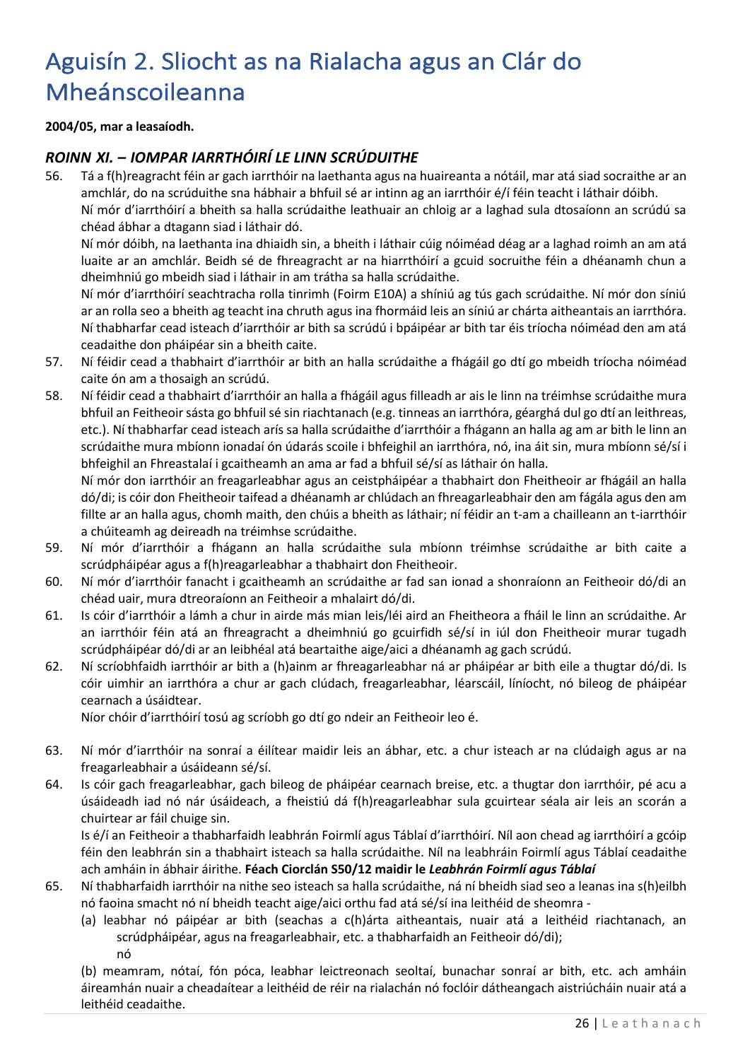# Aguisín 2. Sliocht as na Rialacha agus an Clár do Mheánscoileanna

**2004/05, mar a leasaíodh.**

## *ROINN XI. – IOMPAR IARRTHÓIRÍ LE LINN SCRÚDUITHE*

56. Tá a f(h)reagracht féin ar gach iarrthóir na laethanta agus na huaireanta a nótáil, mar atá siad socraithe ar an amchlár, do na scrúduithe sna hábhair a bhfuil sé ar intinn ag an iarrthóir é/í féin teacht i láthair dóibh.
    Ní mór d'iarrthóirí a bheith sa halla scrúdaithe leathuair an chloig ar a laghad sula dtosaíonn an scrúdú sa chéad ábhar a dtagann siad i láthair dó.
    Ní mór dóibh, na laethanta ina dhiaidh sin, a bheith i láthair cúig nóiméad déag ar a laghad roimh an am atá luaite ar an amchlár. Beidh sé de fhreagracht ar na hiarrthóirí a gcuid socruithe féin a dhéanamh chun a dheimhniú go mbeidh siad i láthair in am trátha sa halla scrúdaithe.
    Ní mór d'iarrthóirí seachtracha rolla tinrimh (Foirm E10A) a shíniú ag tús gach scrúdaithe. Ní mór don síniú ar an rolla seo a bheith ag teacht ina chruth agus ina fhormáid leis an síniú ar chárta aitheantais an iarrthóra.
    Ní thabharfar cead isteach d'iarrthóir ar bith sa scrúdú i bpáipéar ar bith tar éis tríocha nóiméad den am atá ceadaithe don pháipéar sin a bheith caite.
57. Ní féidir cead a thabhairt d'iarrthóir ar bith an halla scrúdaithe a fhágáil go dtí go mbeidh tríocha nóiméad caite ón am a thosaigh an scrúdú.
58. Ní féidir cead a thabhairt d'iarrthóir an halla a fhágáil agus filleadh ar ais le linn na tréimhse scrúdaithe mura bhfuil an Feitheoir sásta go bhfuil sé sin riachtanach (e.g. tinneas an iarrthóra, géarghá dul go dtí an leithreas, etc.). Ní thabharfar cead isteach arís sa halla scrúdaithe d'iarrthóir a fhágann an halla ag am ar bith le linn an scrúdaithe mura mbíonn ionadaí ón údarás scoile i bhfeighil an iarrthóra, nó, ina áit sin, mura mbíonn sé/sí i bhfeighil an Fhreastalaí i gcaitheamh an ama ar fad a bhfuil sé/sí as láthair ón halla.
    Ní mór don iarrthóir an freagarleabhar agus an ceistpháipéar a thabhairt don Fheitheoir ar fhágáil an halla dó/di; is cóir don Fheitheoir taifead a dhéanamh ar chlúdach an fhreagarleabhair den am fágála agus den am fillte ar an halla agus, chomh maith, den chúis a bheith as láthair; ní féidir an t-am a chailleann an t-iarrthóir a chúiteamh ag deireadh na tréimhse scrúdaithe.
59. Ní mór d'iarrthóir a fhágann an halla scrúdaithe sula mbíonn tréimhse scrúdaithe ar bith caite a scrúdpháipéar agus a f(h)reagarleabhar a thabhairt don Fheitheoir.
60. Ní mór d'iarrthóir fanacht i gcaitheamh an scrúdaithe ar fad san ionad a shonraíonn an Feitheoir dó/di an chéad uair, mura dtreoraíonn an Feitheoir a mhalairt dó/di.
61. Is cóir d'iarrthóir a lámh a chur in airde más mian leis/léi aird an Fheitheora a fháil le linn an scrúdaithe. Ar an iarrthóir féin atá an fhreagracht a dheimhniú go gcuirfidh sé/sí in iúl don Fheitheoir murar tugadh scrúdpháipéar dó/di ar an leibhéal atá beartaithe aige/aici a dhéanamh ag gach scrúdú.
62. Ní scríobhfaidh iarrthóir ar bith a (h)ainm ar fhreagarleabhar ná ar pháipéar ar bith eile a thugtar dó/di. Is cóir uimhir an iarrthóra a chur ar gach clúdach, freagarleabhar, léarscáil, líníocht, nó bileog de pháipéar cearnach a úsáidtear.
    Níor chóir d'iarrthóirí tosú ag scríobh go dtí go ndeir an Feitheoir leo é.
63. Ní mór d'iarrthóir na sonraí a éilítear maidir leis an ábhar, etc. a chur isteach ar na clúdaigh agus ar na freagarleabhair a úsáideann sé/sí.
64. Is cóir gach freagarleabhar, gach bileog de pháipéar cearnach breise, etc. a thugtar don iarrthóir, pé acu a úsáideadh iad nó nár úsáideach, a fheistiú dá f(h)reagarleabhar sula gcuirtear séala air leis an scorán a chuirtear ar fáil chuige sin.
    Is é/í an Feitheoir a thabharfaidh leabhrán Foirmlí agus Táblaí d'iarrthóirí. Níl aon chead ag iarrthóirí a gcóip féin den leabhrán sin a thabhairt isteach sa halla scrúdaithe. Níl na leabhráin Foirmlí agus Táblaí ceadaithe ach amháin in ábhair áirithe. **Féach Ciorclán S50/12 maidir le *Leabhrán Foirmlí agus Táblaí***
65. Ní thabharfaidh iarrthóir na nithe seo isteach sa halla scrúdaithe, ná ní bheidh siad seo a leanas ina s(h)eilbh nó faoina smacht nó ní bheidh teacht aige/aici orthu fad atá sé/sí ina leithéid de sheomra -
    (a) leabhar nó páipéar ar bith (seachas a c(h)árta aitheantais, nuair atá a leithéid riachtanach, an scrúdpháipéar, agus na freagarleabhair, etc. a thabharfaidh an Feitheoir dó/di);
    nó
    (b) meamram, nótaí, fón póca, leabhar leictreonach seoltaí, bunachar sonraí ar bith, etc. ach amháin áireamhán nuair a cheadaítear a leithéid de réir na rialachán nó foclóir dátheangach aistriúcháin nuair atá a leithéid ceadaithe.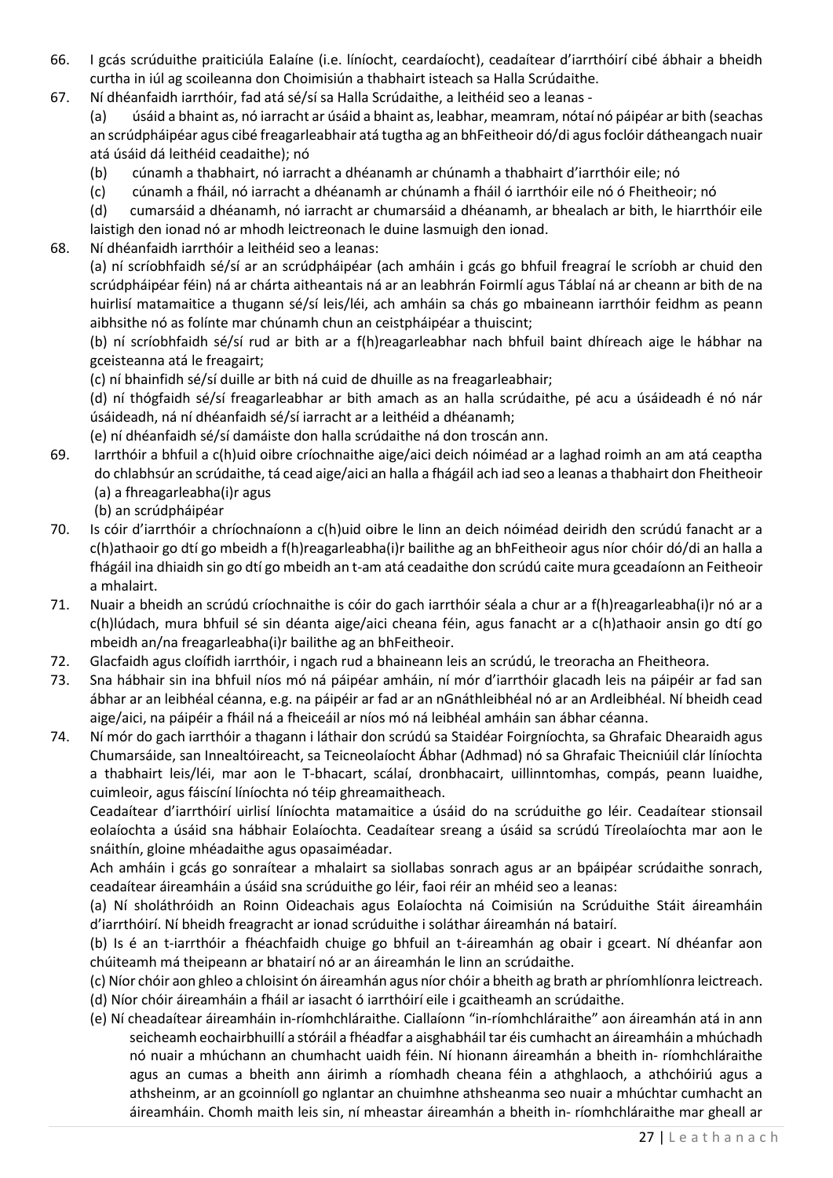66. I gcás scrúduithe praiticiúla Ealaíne (i.e. líníocht, ceardaíocht), ceadaítear d'iarrthóirí cibé ábhair a bheidh curtha in iúl ag scoileanna don Choimisiún a thabhairt isteach sa Halla Scrúdaithe.

67. Ní dhéanfaidh iarrthóir, fad atá sé/sí sa Halla Scrúdaithe, a leithéid seo a leanas -

    (a) úsáid a bhaint as, nó iarracht ar úsáid a bhaint as, leabhar, meamram, nótaí nó páipéar ar bith (seachas an scrúdpháipéar agus cibé freagarleabhair atá tugtha ag an bhFeitheoir dó/di agus foclóir dátheangach nuair atá úsáid dá leithéid ceadaithe); nó

    (b) cúnamh a thabhairt, nó iarracht a dhéanamh ar chúnamh a thabhairt d'iarrthóir eile; nó

    (c) cúnamh a fháil, nó iarracht a dhéanamh ar chúnamh a fháil ó iarrthóir eile nó ó Fheitheoir; nó

    (d) cumarsáid a dhéanamh, nó iarracht ar chumarsáid a dhéanamh, ar bhealach ar bith, le hiarrthóir eile laistigh den ionad nó ar mhodh leictreonach le duine lasmuigh den ionad.

68. Ní dhéanfaidh iarrthóir a leithéid seo a leanas:

    (a) ní scríobhfaidh sé/sí ar an scrúdpháipéar (ach amháin i gcás go bhfuil freagraí le scríobh ar chuid den scrúdpháipéar féin) ná ar chárta aitheantais ná ar an leabhrán Foirmlí agus Táblaí ná ar cheann ar bith de na huirlisí matamaitice a thugann sé/sí leis/léi, ach amháin sa chás go mbaineann iarrthóir feidhm as peann aibhsithe nó as folínte mar chúnamh chun an ceistpháipéar a thuiscint;

    (b) ní scríobhfaidh sé/sí rud ar bith ar a f(h)reagarleabhar nach bhfuil baint dhíreach aige le hábhar na gceisteanna atá le freagairt;

    (c) ní bhainfidh sé/sí duille ar bith ná cuid de dhuille as na freagarleabhair;

    (d) ní thógfaidh sé/sí freagarleabhar ar bith amach as an halla scrúdaithe, pé acu a úsáideadh é nó nár úsáideadh, ná ní dhéanfaidh sé/sí iarracht ar a leithéid a dhéanamh;

    (e) ní dhéanfaidh sé/sí damáiste don halla scrúdaithe ná don troscán ann.

69. Iarrthóir a bhfuil a c(h)uid oibre críochnaithe aige/aici deich nóiméad ar a laghad roimh an am atá ceaptha do chlabhsúr an scrúdaithe, tá cead aige/aici an halla a fhágáil ach iad seo a leanas a thabhairt don Fheitheoir

    (a) a fhreagarleabha(i)r agus

    (b) an scrúdpháipéar

70. Is cóir d'iarrthóir a chríochnaíonn a c(h)uid oibre le linn an deich nóiméad deiridh den scrúdú fanacht ar a c(h)athaoir go dtí go mbeidh a f(h)reagarleabha(i)r bailithe ag an bhFeitheoir agus níor chóir dó/di an halla a fhágáil ina dhiaidh sin go dtí go mbeidh an t-am atá ceadaithe don scrúdú caite mura gceadaíonn an Feitheoir a mhalairt.

71. Nuair a bheidh an scrúdú críochnaithe is cóir do gach iarrthóir séala a chur ar a f(h)reagarleabha(i)r nó ar a c(h)lúdach, mura bhfuil sé sin déanta aige/aici cheana féin, agus fanacht ar a c(h)athaoir ansin go dtí go mbeidh an/na freagarleabha(i)r bailithe ag an bhFeitheoir.

72. Glacfaidh agus cloífidh iarrthóir, i ngach rud a bhaineann leis an scrúdú, le treoracha an Fheitheora.

73. Sna hábhair sin ina bhfuil níos mó ná páipéar amháin, ní mór d'iarrthóir glacadh leis na páipéir ar fad san ábhar ar an leibhéal céanna, e.g. na páipéir ar fad ar an nGnáthleibhéal nó ar an Ardleibhéal. Ní bheidh cead aige/aici, na páipéir a fháil ná a fheiceáil ar níos mó ná leibhéal amháin san ábhar céanna.

74. Ní mór do gach iarrthóir a thagann i láthair don scrúdú sa Staidéar Foirgníochta, sa Ghrafaic Dhearaidh agus Chumarsáide, san Innealtóireacht, sa Teicneolaíocht Ábhar (Adhmad) nó sa Ghrafaic Theicniúil clár líníochta a thabhairt leis/léi, mar aon le T-bhacart, scálaí, dronbhacairt, uillinntomhas, compás, peann luaidhe, cuimleoir, agus fáiscíní líníochta nó téip ghreamaitheach.

    Ceadaítear d'iarrthóirí uirlisí líníochta matamaitice a úsáid do na scrúduithe go léir. Ceadaítear stionsail eolaíochta a úsáid sna hábhair Eolaíochta. Ceadaítear sreang a úsáid sa scrúdú Tíreolaíochta mar aon le snáithín, gloine mhéadaithe agus opasaiméadar.

    Ach amháin i gcás go sonraítear a mhalairt sa siollabas sonrach agus ar an bpáipéar scrúdaithe sonrach, ceadaítear áireamháin a úsáid sna scrúduithe go léir, faoi réir an mhéid seo a leanas:

    (a) Ní sholáthróidh an Roinn Oideachais agus Eolaíochta ná Coimisiún na Scrúduithe Stáit áireamháin d'iarrthóirí. Ní bheidh freagracht ar ionad scrúduithe i soláthar áireamhán ná batairí.

    (b) Is é an t-iarrthóir a fhéachfaidh chuige go bhfuil an t-áireamhán ag obair i gceart. Ní dhéanfar aon chúiteamh má theipeann ar bhatairí nó ar an áireamhán le linn an scrúdaithe.

    (c) Níor chóir aon ghleo a chloisint ón áireamhán agus níor chóir a bheith ag brath ar phríomhlíonra leictreach.

    (d) Níor chóir áireamháin a fháil ar iasacht ó iarrthóirí eile i gcaitheamh an scrúdaithe.

    (e) Ní cheadaítear áireamháin in-ríomhchláraithe. Ciallaíonn "in-ríomhchláraithe" aon áireamhán atá in ann seicheamh eochairbhuillí a stóráil a fhéadfar a aisghabháil tar éis cumhacht an áireamháin a mhúchadh nó nuair a mhúchann an chumhacht uaidh féin. Ní hionann áireamhán a bheith in- ríomhchláraithe agus an cumas a bheith ann áirimh a ríomhadh cheana féin a athghlaoch, a athchóiriú agus a athsheinm, ar an gcoinníoll go nglantar an chuimhne athsheanma seo nuair a mhúchtar cumhacht an áireamháin. Chomh maith leis sin, ní mheastar áireamhán a bheith in- ríomhchláraithe mar gheall ar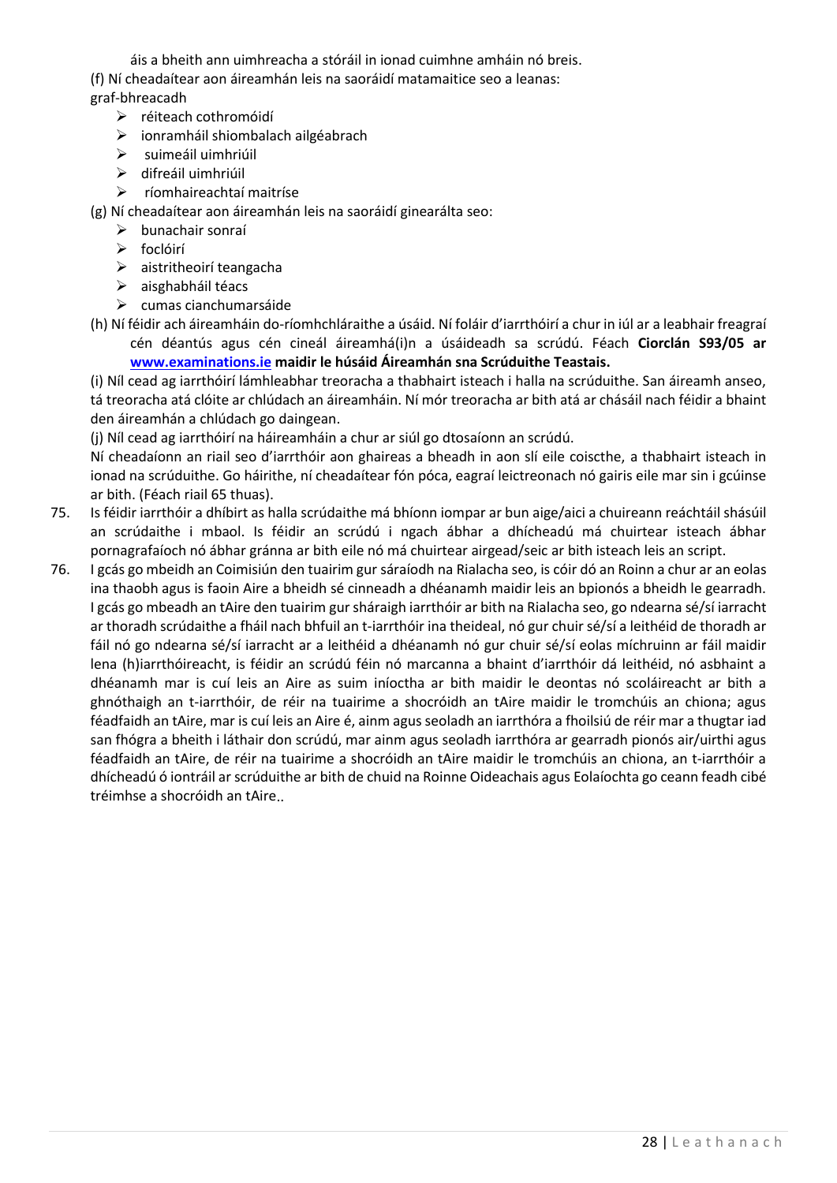áis a bheith ann uimhreacha a stóráil in ionad cuimhne amháin nó breis.

(f) Ní cheadaítear aon áireamhán leis na saoráidí matamaitice seo a leanas:
graf-bhreacadh

- réiteach cothromóidí
- ionramháil shiombalach ailgéabrach
- suimeáil uimhriúil
- difreáil uimhriúil
- ríomhaireachtaí maitríse

(g) Ní cheadaítear aon áireamhán leis na saoráidí ginearálta seo:

- bunachair sonraí
- foclóirí
- aistritheoirí teangacha
- aisghabháil téacs
- cumas cianchumarsáide

(h) Ní féidir ach áireamháin do-ríomhchláraithe a úsáid. Ní foláir d'iarrthóirí a chur in iúl ar a leabhair freagraí cén déantús agus cén cineál áireamhá(i)n a úsáideadh sa scrúdú. Féach **Ciorclán S93/05 ar [www.examinations.ie](http://www.examinations.ie) maidir le húsáid Áireamhán sna Scrúduithe Teastais.**

(i) Níl cead ag iarrthóirí lámhleabhar treoracha a thabhairt isteach i halla na scrúduithe. San áireamh anseo, tá treoracha atá clóite ar chlúdach an áireamháin. Ní mór treoracha ar bith atá ar chásáil nach féidir a bhaint den áireamhán a chlúdach go daingean.

(j) Níl cead ag iarrthóirí na háireamháin a chur ar siúl go dtosaíonn an scrúdú.

Ní cheadaíonn an riail seo d'iarrthóir aon ghaireas a bheadh in aon slí eile coiscthe, a thabhairt isteach in ionad na scrúduithe. Go háirithe, ní cheadaítear fón póca, eagraí leictreonach nó gairis eile mar sin i gcúinse ar bith. (Féach riail 65 thuas).

75. Is féidir iarrthóir a dhíbirt as halla scrúdaithe má bhíonn iompar ar bun aige/aici a chuireann reáchtáil shásúil an scrúdaithe i mbaol. Is féidir an scrúdú i ngach ábhar a dhícheadú má chuirtear isteach ábhar pornagrafaíoch nó ábhar gránna ar bith eile nó má chuirtear airgead/seic ar bith isteach leis an script.

76. I gcás go mbeidh an Coimisiún den tuairim gur sáraíodh na Rialacha seo, is cóir dó an Roinn a chur ar an eolas ina thaobh agus is faoin Aire a bheidh sé cinneadh a dhéanamh maidir leis an bpionós a bheidh le gearradh. I gcás go mbeadh an tAire den tuairim gur sháraigh iarrthóir ar bith na Rialacha seo, go ndearna sé/sí iarracht ar thoradh scrúdaithe a fháil nach bhfuil an t-iarrthóir ina theideal, nó gur chuir sé/sí a leithéid de thoradh ar fáil nó go ndearna sé/sí iarracht ar a leithéid a dhéanamh nó gur chuir sé/sí eolas míchruinn ar fáil maidir lena (h)iarrthóireacht, is féidir an scrúdú féin nó marcanna a bhaint d'iarrthóir dá leithéid, nó asbhaint a dhéanamh mar is cuí leis an Aire as suim iníoctha ar bith maidir le deontas nó scoláireacht ar bith a ghnóthaigh an t-iarrthóir, de réir na tuairime a shocróidh an tAire maidir le tromchúis an chiona; agus féadfaidh an tAire, mar is cuí leis an Aire é, ainm agus seoladh an iarrthóra a fhoilsiú de réir mar a thugtar iad san fhógra a bheith i láthair don scrúdú, mar ainm agus seoladh iarrthóra ar gearradh pionós air/uirthi agus féadfaidh an tAire, de réir na tuairime a shocróidh an tAire maidir le tromchúis an chiona, an t-iarrthóir a dhícheadú ó iontráil ar scrúduithe ar bith de chuid na Roinne Oideachais agus Eolaíochta go ceann feadh cibé tréimhse a shocróidh an tAire..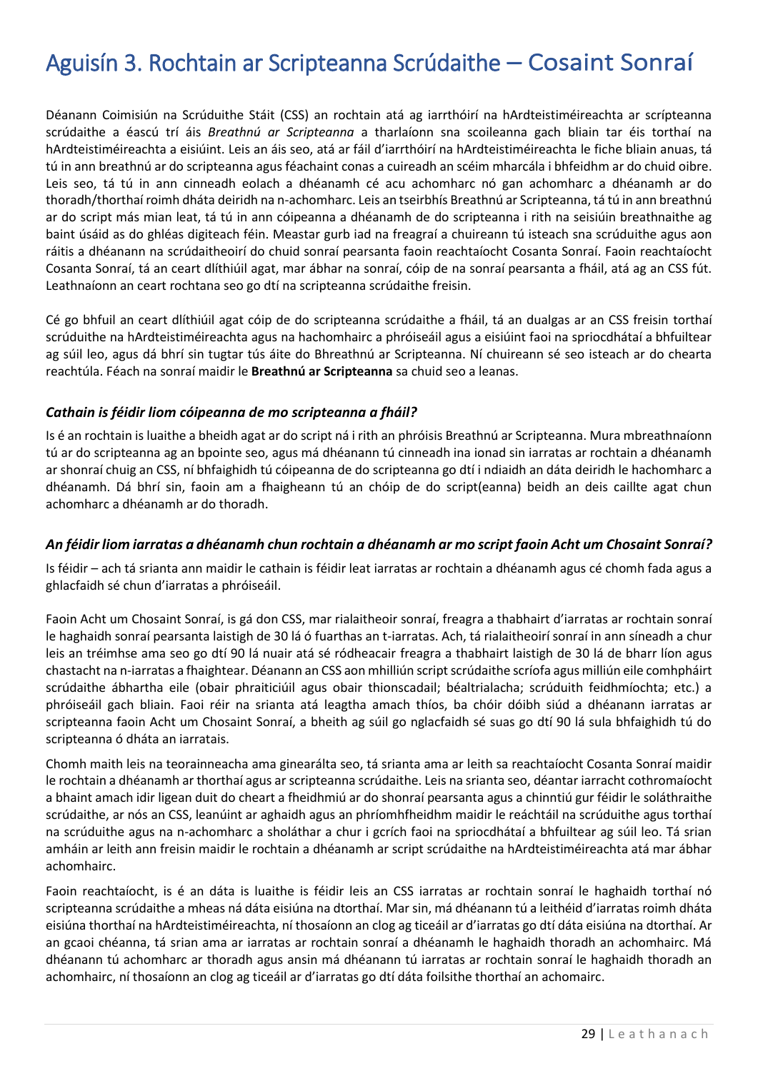# Aguisín 3. Rochtain ar Scripteanna Scrúdaithe – Cosaint Sonraí

Déanann Coimisiún na Scrúduithe Stáit (CSS) an rochtain atá ag iarrthóirí na hArdteistiméireachta ar scrípteanna scrúdaithe a éascú trí áis *Breathnú ar Scripteanna* a tharlaíonn sna scoileanna gach bliain tar éis torthaí na hArdteistiméireachta a eisiúint. Leis an áis seo, atá ar fáil d'iarrthóirí na hArdteistiméireachta le fiche bliain anuas, tá tú in ann breathnú ar do scripteanna agus féachaint conas a cuireadh an scéim mharcála i bhfeidhm ar do chuid oibre. Leis seo, tá tú in ann cinneadh eolach a dhéanamh cé acu achomharc nó gan achomharc a dhéanamh ar do thoradh/thorthaí roimh dháta deiridh na n-achomharc. Leis an tseirbhís Breathnú ar Scripteanna, tá tú in ann breathnú ar do script más mian leat, tá tú in ann cóipeanna a dhéanamh de do scripteanna i rith na seisiúin breathnaithe ag baint úsáid as do ghléas digiteach féin. Meastar gurb iad na freagraí a chuireann tú isteach sna scrúduithe agus aon ráitis a dhéanann na scrúdaitheoirí do chuid sonraí pearsanta faoin reachtaíocht Cosanta Sonraí. Faoin reachtaíocht Cosanta Sonraí, tá an ceart dlíthiúil agat, mar ábhar na sonraí, cóip de na sonraí pearsanta a fháil, atá ag an CSS fút. Leathnaíonn an ceart rochtana seo go dtí na scripteanna scrúdaithe freisin.

Cé go bhfuil an ceart dlíthiúil agat cóip de do scripteanna scrúdaithe a fháil, tá an dualgas ar an CSS freisin torthaí scrúduithe na hArdteistiméireachta agus na hachomhairc a phróiseáil agus a eisiúint faoi na spriocdhátaí a bhfuiltear ag súil leo, agus dá bhrí sin tugtar tús áite do Bhreathnú ar Scripteanna. Ní chuireann sé seo isteach ar do chearta reachtúla. Féach na sonraí maidir le **Breathnú ar Scripteanna** sa chuid seo a leanas.

### *Cathain is féidir liom cóipeanna de mo scripteanna a fháil?*

Is é an rochtain is luaithe a bheidh agat ar do script ná i rith an phróisis Breathnú ar Scripteanna. Mura mbreathnaíonn tú ar do scripteanna ag an bpointe seo, agus má dhéanann tú cinneadh ina ionad sin iarratas ar rochtain a dhéanamh ar shonraí chuig an CSS, ní bhfaighidh tú cóipeanna de do scripteanna go dtí i ndiaidh an dáta deiridh le hachomharc a dhéanamh. Dá bhrí sin, faoin am a fhaigheann tú an chóip de do script(eanna) beidh an deis caillte agat chun achomharc a dhéanamh ar do thoradh.

### *An féidir liom iarratas a dhéanamh chun rochtain a dhéanamh ar mo script faoin Acht um Chosaint Sonraí?*

Is féidir – ach tá srianta ann maidir le cathain is féidir leat iarratas ar rochtain a dhéanamh agus cé chomh fada a ghlacfaidh sé chun d'iarratas a phróiseáil.

Faoin Acht um Chosaint Sonraí, is gá don CSS, mar rialaitheoir sonraí, freagra a thabhairt d'iarratas ar rochtain sonraí le haghaidh sonraí pearsanta laistigh de 30 lá ó fuarthas an t-iarratas. Ach, tá rialaitheoirí sonraí in ann síneadh a chur leis an tréimhse ama seo go dtí 90 lá nuair atá sé ródheacair freagra a thabhairt laistigh de 30 lá de bharr líon agus chastacht na n-iarratas a fhaightear. Déanann an CSS aon mhilliún script scrúdaithe scríofa agus milliún eile comhpháirt scrúdaithe ábhartha eile (obair phraiticiúil agus obair thionscadail; béaltrialacha; scrúduith feidhmíochta; etc.) a phróiseáil gach bliain. Faoi réir na srianta atá leagtha amach thíos, ba chóir dóibh siúd a dhéanann iarratas ar scripteanna faoin Acht um Chosaint Sonraí, a bheith ag súil go nglacfaidh sé suas go dtí 90 lá sula bhfaighidh tú do scripteanna ó dháta an iarratais.

Chomh maith leis na teorainneacha ama ginearálta seo, tá srianta ama ar leith sa reachtaíocht Cosanta Sonraí maidir le rochtain a dhéanamh ar thorthaí agus ar scripteanna scrúdaithe. Leis na srianta seo, déantar iarracht cothromaíocht a bhaint amach idir ligean duit do cheart a fheidhmiú ar do shonraí pearsanta agus a chinntiú gur féidir le soláthraithe scrúdaithe, ar nós an CSS, leanúint ar aghaidh agus an phríomhfheidhm maidir le reáchtáil na scrúduithe agus torthaí na scrúduithe agus na n-achomharc a sholáthar a chur i gcrích faoi na spriocdhátaí a bhfuiltear ag súil leo. Tá srian amháin ar leith ann freisin maidir le rochtain a dhéanamh ar script scrúdaithe na hArdteistiméireachta atá mar ábhar achomhairc.

Faoin reachtaíocht, is é an dáta is luaithe is féidir leis an CSS iarratas ar rochtain sonraí le haghaidh torthaí nó scripteanna scrúdaithe a mheas ná dáta eisiúna na dtorthaí. Mar sin, má dhéanann tú a leithéid d'iarratas roimh dháta eisiúna thorthaí na hArdteistiméireachta, ní thosaíonn an clog ag ticeáil ar d'iarratas go dtí dáta eisiúna na dtorthaí. Ar an gcaoi chéanna, tá srian ama ar iarratas ar rochtain sonraí a dhéanamh le haghaidh thoradh an achomhairc. Má dhéanann tú achomharc ar thoradh agus ansin má dhéanann tú iarratas ar rochtain sonraí le haghaidh thoradh an achomhairc, ní thosaíonn an clog ag ticeáil ar d'iarratas go dtí dáta foilsithe thorthaí an achomairc.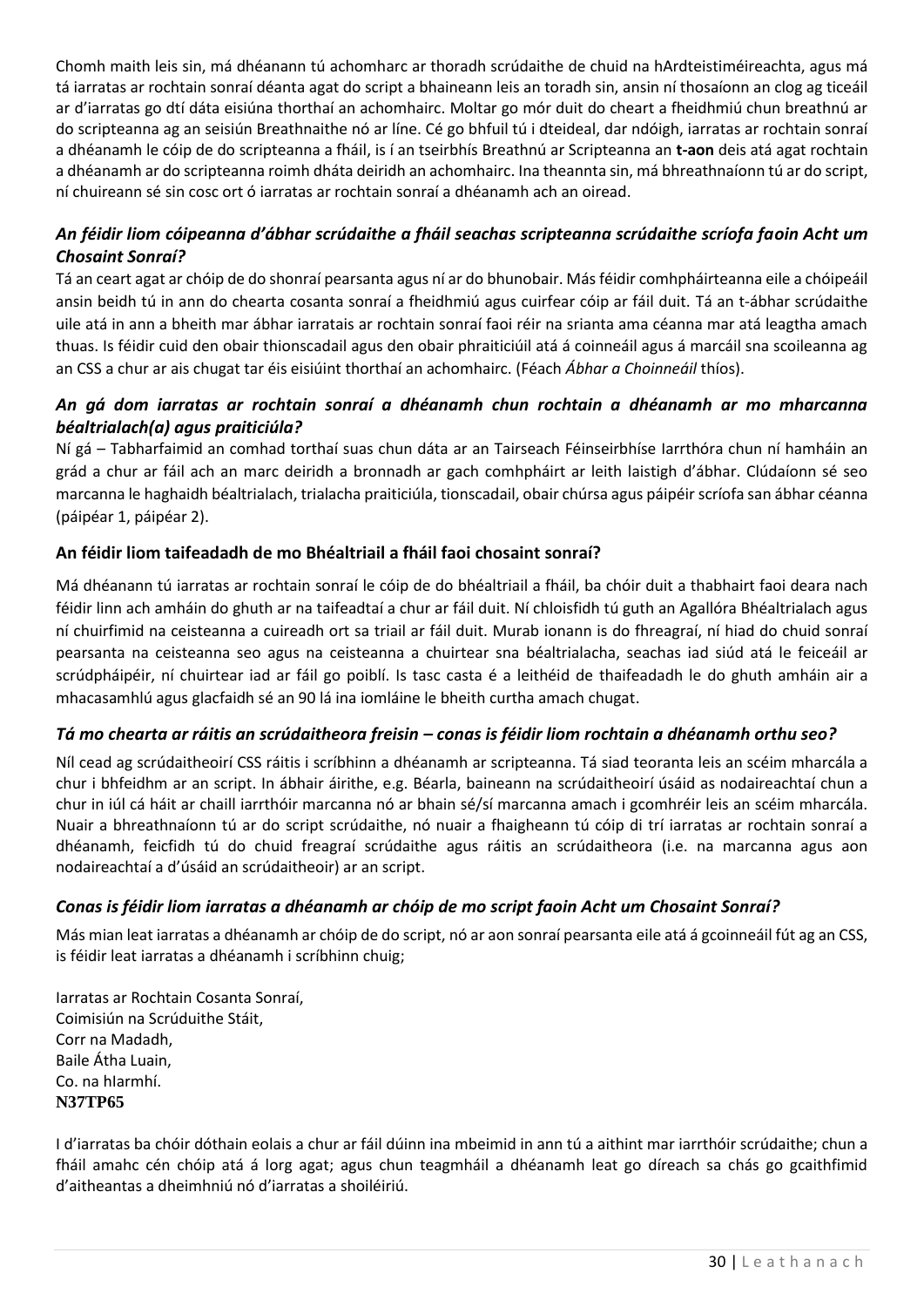Chomh maith leis sin, má dhéanann tú achomharc ar thoradh scrúdaithe de chuid na hArdteistiméireachta, agus má tá iarratas ar rochtain sonraí déanta agat do script a bhaineann leis an toradh sin, ansin ní thosaíonn an clog ag ticeáil ar d'iarratas go dtí dáta eisiúna thorthaí an achomhairc. Moltar go mór duit do cheart a fheidhmiú chun breathnú ar do scripteanna ag an seisiún Breathnaithe nó ar líne. Cé go bhfuil tú i dteideal, dar ndóigh, iarratas ar rochtain sonraí a dhéanamh le cóip de do scripteanna a fháil, is í an tseirbhís Breathnú ar Scripteanna an **t-aon** deis atá agat rochtain a dhéanamh ar do scripteanna roimh dháta deiridh an achomhairc. Ina theannta sin, má bhreathnaíonn tú ar do script, ní chuireann sé sin cosc ort ó iarratas ar rochtain sonraí a dhéanamh ach an oiread.

### *An féidir liom cóipeanna d'ábhar scrúdaithe a fháil seachas scripteanna scrúdaithe scríofa faoin Acht um Chosaint Sonraí?*

Tá an ceart agat ar chóip de do shonraí pearsanta agus ní ar do bhunobair. Más féidir comhpháirteanna eile a chóipeáil ansin beidh tú in ann do chearta cosanta sonraí a fheidhmiú agus cuirfear cóip ar fáil duit. Tá an t-ábhar scrúdaithe uile atá in ann a bheith mar ábhar iarratais ar rochtain sonraí faoi réir na srianta ama céanna mar atá leagtha amach thuas. Is féidir cuid den obair thionscadail agus den obair phraiticiúil atá á coinneáil agus á marcáil sna scoileanna ag an CSS a chur ar ais chugat tar éis eisiúint thorthaí an achomhairc. (Féach *Ábhar a Choinneáil* thíos).

### *An gá dom iarratas ar rochtain sonraí a dhéanamh chun rochtain a dhéanamh ar mo mharcanna béaltrialach(a) agus praiticiúla?*

Ní gá – Tabharfaimid an comhad torthaí suas chun dáta ar an Tairseach Féinseirbhíse Iarrthóra chun ní hamháin an grád a chur ar fáil ach an marc deiridh a bronnadh ar gach comhpháirt ar leith laistigh d'ábhar. Clúdaíonn sé seo marcanna le haghaidh béaltrialach, trialacha praiticiúla, tionscadail, obair chúrsa agus páipéir scríofa san ábhar céanna (páipéar 1, páipéar 2).

### An féidir liom taifeadadh de mo Bhéaltriail a fháil faoi chosaint sonraí?

Má dhéanann tú iarratas ar rochtain sonraí le cóip de do bhéaltriail a fháil, ba chóir duit a thabhairt faoi deara nach féidir linn ach amháin do ghuth ar na taifeadtaí a chur ar fáil duit. Ní chloisfidh tú guth an Agallóra Béaltrialach agus ní chuirfimid na ceisteanna a cuireadh ort sa triail ar fáil duit. Murab ionann is do fhreagraí, ní hiad do chuid sonraí pearsanta na ceisteanna seo agus na ceisteanna a chuirtear sna béaltrialacha, seachas iad siúd atá le feiceáil ar scrúdpháipéir, ní chuirtear iad ar fáil go poiblí. Is tasc casta é a leithéid de thaifeadadh le do ghuth amháin air a mhacasamhlú agus glacfaidh sé an 90 lá ina iomláine le bheith curtha amach chugat.

### *Tá mo chearta ar ráitis an scrúdaitheora freisin – conas is féidir liom rochtain a dhéanamh orthu seo?*

Níl cead ag scrúdaitheoirí CSS ráitis i scríbhinn a dhéanamh ar scripteanna. Tá siad teoranta leis an scéim mharcála a chur i bhfeidhm ar an script. In ábhair áirithe, e.g. Béarla, baineann na scrúdaitheoirí úsáid as nodaireachtaí chun a chur in iúl cá háit ar chaill iarrthóir marcanna nó ar bhain sé/sí marcanna amach i gcomhréir leis an scéim mharcála. Nuair a bhreathnaíonn tú ar do script scrúdaithe, nó nuair a fhaigheann tú cóip di trí iarratas ar rochtain sonraí a dhéanamh, feicfidh tú do chuid freagraí scrúdaithe agus ráitis an scrúdaitheora (i.e. na marcanna agus aon nodaireachtaí a d'úsáid an scrúdaitheoir) ar an script.

### *Conas is féidir liom iarratas a dhéanamh ar chóip de mo script faoin Acht um Chosaint Sonraí?*

Más mian leat iarratas a dhéanamh ar chóip de do script, nó ar aon sonraí pearsanta eile atá á gcoinneáil fút ag an CSS, is féidir leat iarratas a dhéanamh i scríbhinn chuig;

Iarratas ar Rochtain Cosanta Sonraí,
Coimisiún na Scrúduithe Stáit,
Corr na Madadh,
Baile Átha Luain,
Co. na hIarmhí.
**N37TP65**

I d'iarratas ba chóir dóthain eolais a chur ar fáil dúinn ina mbeimid in ann tú a aithint mar iarrthóir scrúdaithe; chun a fháil amahc cén chóip atá á lorg agat; agus chun teagmháil a dhéanamh leat go díreach sa chás go gcaithfimid d'aitheantas a dheimhniú nó d'iarratas a shoiléiriú.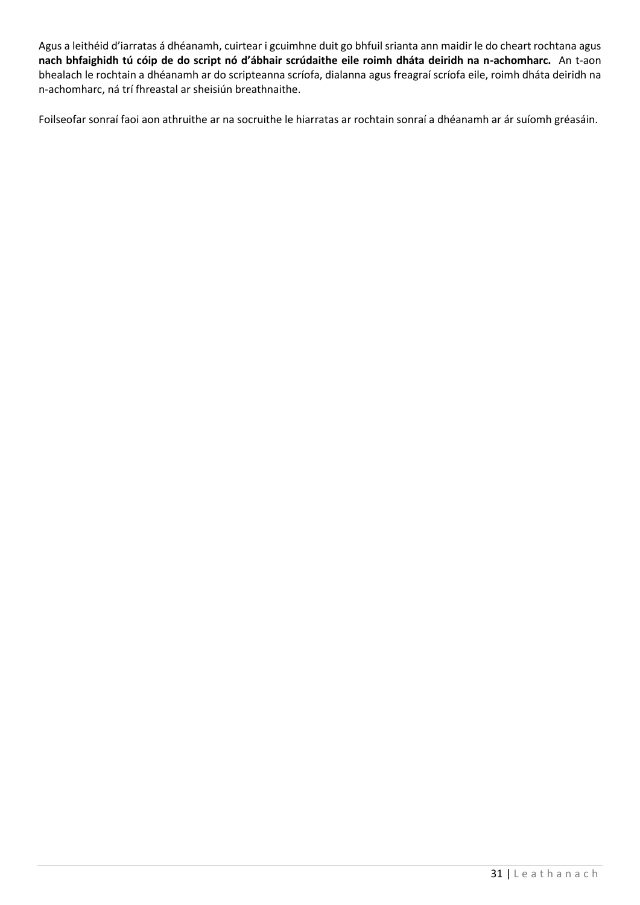Agus a leithéid d'iarratas á dhéanamh, cuirtear i gcuimhne duit go bhfuil srianta ann maidir le do cheart rochtana agus **nach bhfaighidh tú cóip de do script nó d'ábhair scrúdaithe eile roimh dháta deiridh na n-achomharc.** An t-aon bhealach le rochtain a dhéanamh ar do scripteanna scríofa, dialanna agus freagraí scríofa eile, roimh dháta deiridh na n-achomharc, ná trí fhreastal ar sheisiún breathnaithe.

Foilseofar sonraí faoi aon athruithe ar na socruithe le hiarratas ar rochtain sonraí a dhéanamh ar ár suíomh gréasáin.